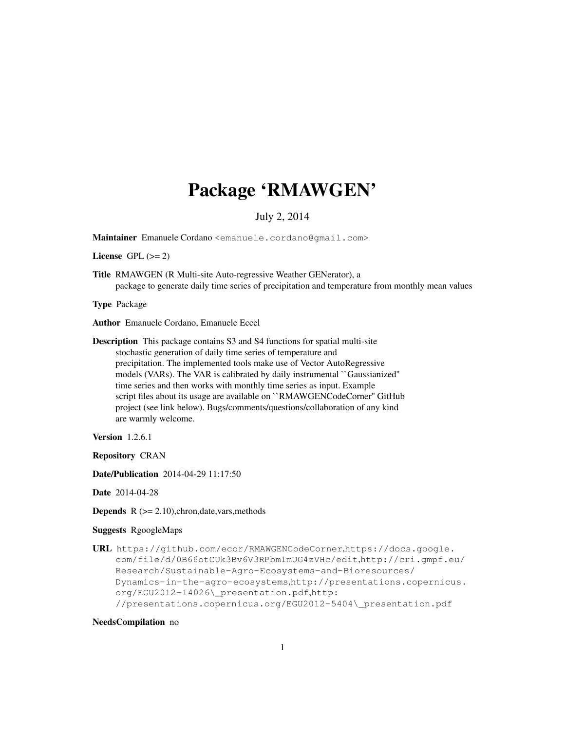# Package 'RMAWGEN'

July 2, 2014

**Maintainer** Emanuele Cordano <emanuele.cordano@gmail.com>

**License** GPL (>= 2)

**Title** RMAWGEN (R Multi-site Auto-regressive Weather GENerator), a package to generate daily time series of precipitation and temperature from monthly mean values

**Type** Package

**Author** Emanuele Cordano, Emanuele Eccel

**Description** This package contains S3 and S4 functions for spatial multi-site stochastic generation of daily time series of temperature and precipitation. The implemented tools make use of Vector AutoRegressive models (VARs). The VAR is calibrated by daily instrumental ``Gaussianized'' time series and then works with monthly time series as input. Example script files about its usage are available on ``RMAWGENCodeCorner'' GitHub project (see link below). Bugs/comments/questions/collaboration of any kind are warmly welcome.

**Version** 1.2.6.1

**Repository** CRAN

**Date/Publication** 2014-04-29 11:17:50

**Date** 2014-04-28

**Depends** R (>= 2.10),chron,date,vars,methods

**Suggests** RgoogleMaps

**URL** https://github.com/ecor/RMAWGENCodeCorner,https://docs.google.com/file/d/0B66otCUk3Bv6V3RPbm1mUG4zVHc/edit,http://cri.gmpf.eu/Research/Sustainable-Agro-Ecosystems-and-Bioresources/Dynamics-in-the-agro-ecosystems,http://presentations.copernicus.org/EGU2012-14026\_presentation.pdf,http://presentations.copernicus.org/EGU2012-5404\_presentation.pdf

**NeedsCompilation** no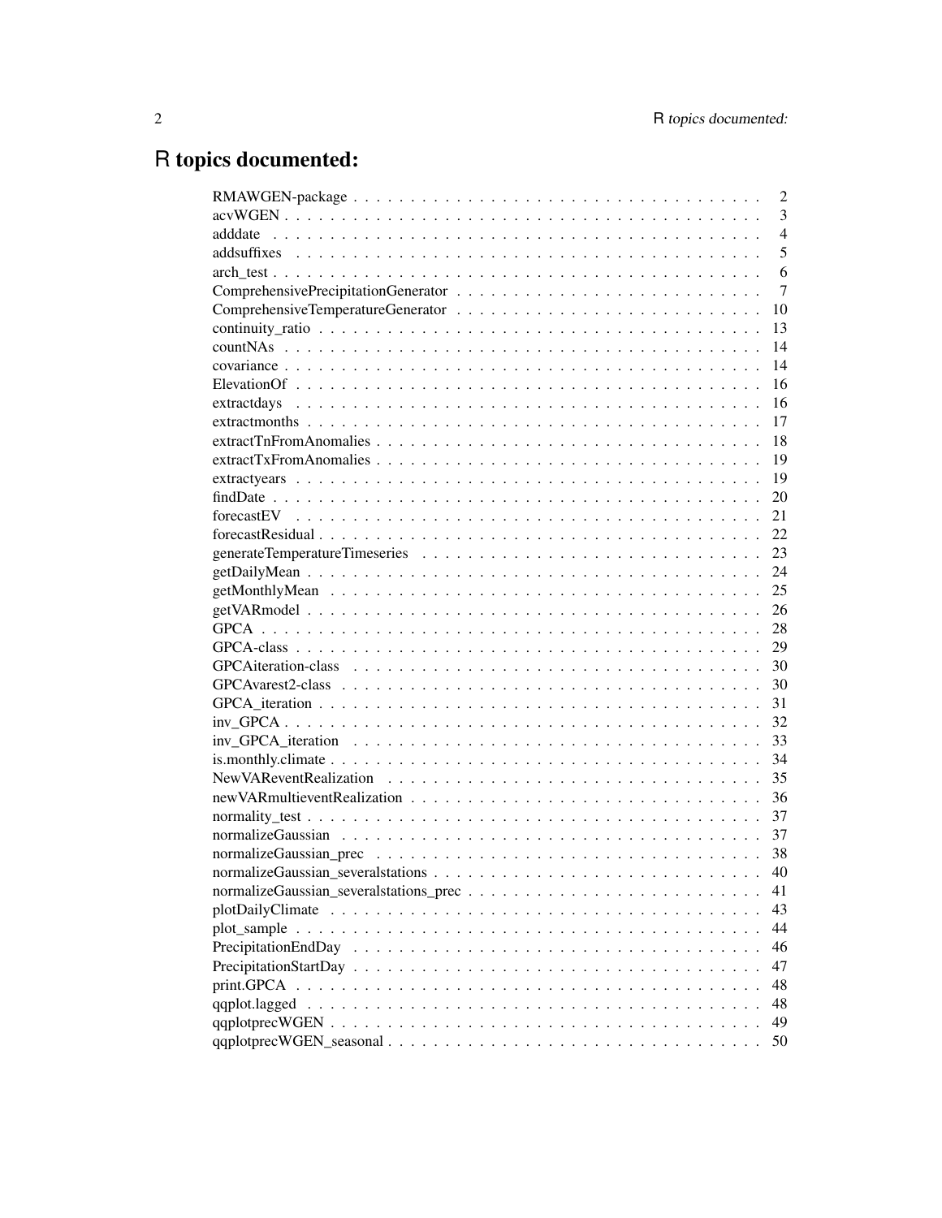# R topics documented:

| | |
|---|---|
| RMAWGEN-package | 2 |
| acvWGEN | 3 |
| adddate | 4 |
| addsuffixes | 5 |
| arch_test | 6 |
| ComprehensivePrecipitationGenerator | 7 |
| ComprehensiveTemperatureGenerator | 10 |
| continuity_ratio | 13 |
| countNAs | 14 |
| covariance | 14 |
| ElevationOf | 16 |
| extractdays | 16 |
| extractmonths | 17 |
| extractTnFromAnomalies | 18 |
| extractTxFromAnomalies | 19 |
| extractyears | 19 |
| findDate | 20 |
| forecastEV | 21 |
| forecastResidual | 22 |
| generateTemperatureTimeseries | 23 |
| getDailyMean | 24 |
| getMonthlyMean | 25 |
| getVARmodel | 26 |
| GPCA | 28 |
| GPCA-class | 29 |
| GPCAiteration-class | 30 |
| GPCAvarest2-class | 30 |
| GPCA_iteration | 31 |
| inv_GPCA | 32 |
| inv_GPCA_iteration | 33 |
| is.monthly.climate | 34 |
| NewVAReventRealization | 35 |
| newVARmultieventRealization | 36 |
| normality_test | 37 |
| normalizeGaussian | 37 |
| normalizeGaussian_prec | 38 |
| normalizeGaussian_severalstations | 40 |
| normalizeGaussian_severalstations_prec | 41 |
| plotDailyClimate | 43 |
| plot_sample | 44 |
| PrecipitationEndDay | 46 |
| PrecipitationStartDay | 47 |
| print.GPCA | 48 |
| qqplot.lagged | 48 |
| qqplotprecWGEN | 49 |
| qqplotprecWGEN_seasonal | 50 |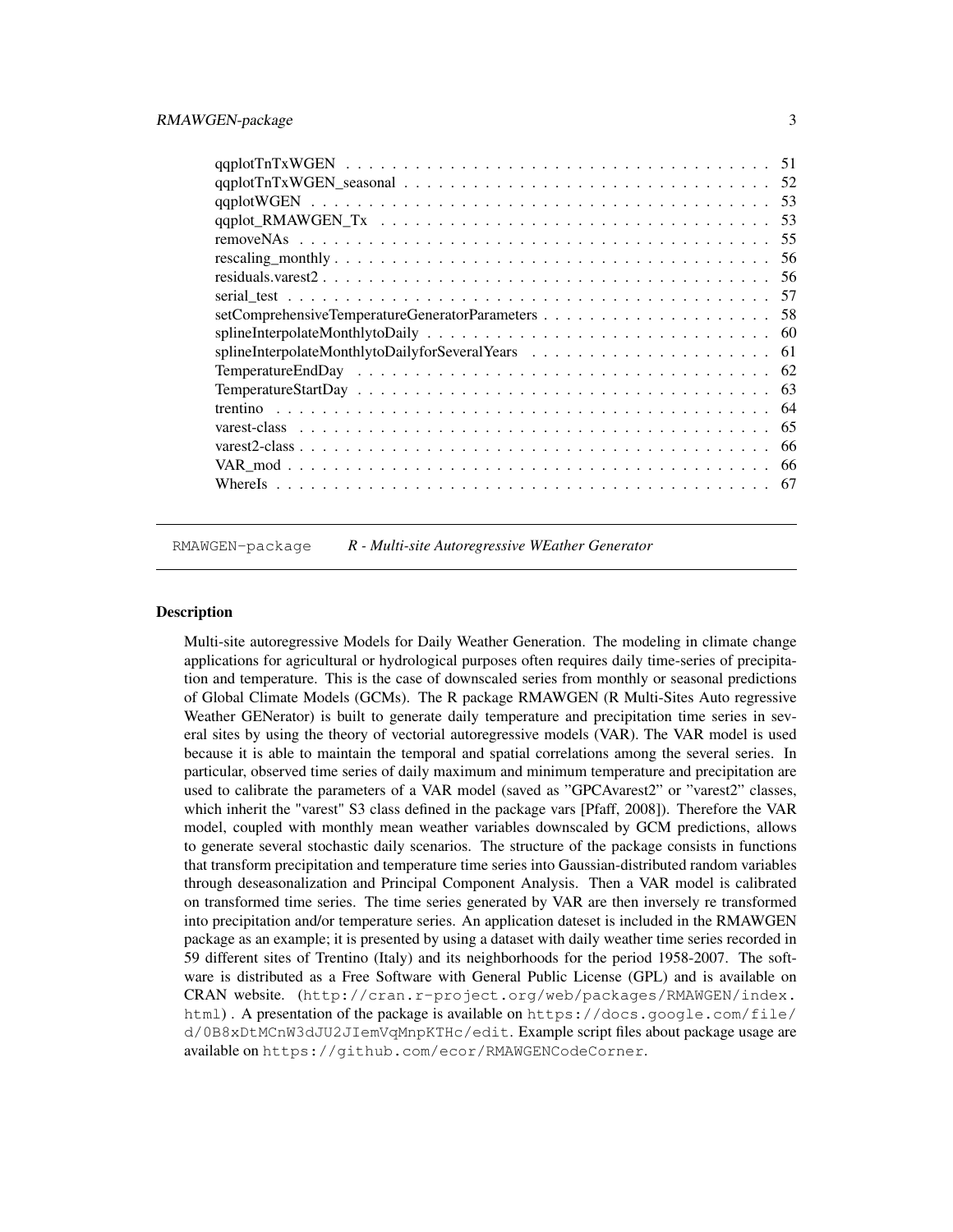| | |
|---|---|
| qqplotTnTxWGEN | 51 |
| qqplotTnTxWGEN_seasonal | 52 |
| qqplotWGEN | 53 |
| qqplot_RMAWGEN_Tx | 53 |
| removeNAs | 55 |
| rescaling_monthly | 56 |
| residuals.varest2 | 56 |
| serial_test | 57 |
| setComprehensiveTemperatureGeneratorParameters | 58 |
| splineInterpolateMonthlytoDaily | 60 |
| splineInterpolateMonthlytoDailyforSeveralYears | 61 |
| TemperatureEndDay | 62 |
| TemperatureStartDay | 63 |
| trentino | 64 |
| varest-class | 65 |
| varest2-class | 66 |
| VAR_mod | 66 |
| WhereIs | 67 |

---

`RMAWGEN-package` *R - Multi-site Autoregressive WEather Generator*

---

## Description

Multi-site autoregressive Models for Daily Weather Generation. The modeling in climate change applications for agricultural or hydrological purposes often requires daily time-series of precipitation and temperature. This is the case of downscaled series from monthly or seasonal predictions of Global Climate Models (GCMs). The R package RMAWGEN (R Multi-Sites Auto regressive Weather GENerator) is built to generate daily temperature and precipitation time series in several sites by using the theory of vectorial autoregressive models (VAR). The VAR model is used because it is able to maintain the temporal and spatial correlations among the several series. In particular, observed time series of daily maximum and minimum temperature and precipitation are used to calibrate the parameters of a VAR model (saved as "GPCAvarest2" or "varest2" classes, which inherit the "varest" S3 class defined in the package vars [Pfaff, 2008]). Therefore the VAR model, coupled with monthly mean weather variables downscaled by GCM predictions, allows to generate several stochastic daily scenarios. The structure of the package consists in functions that transform precipitation and temperature time series into Gaussian-distributed random variables through deseasonalization and Principal Component Analysis. Then a VAR model is calibrated on transformed time series. The time series generated by VAR are then inversely re transformed into precipitation and/or temperature series. An application dateset is included in the RMAWGEN package as an example; it is presented by using a dataset with daily weather time series recorded in 59 different sites of Trentino (Italy) and its neighborhoods for the period 1958-2007. The software is distributed as a Free Software with General Public License (GPL) and is available on CRAN website. (`http://cran.r-project.org/web/packages/RMAWGEN/index.html`) . A presentation of the package is available on `https://docs.google.com/file/d/0B8xDtMCnW3dJU2JIemVqMnpKTHc/edit`. Example script files about package usage are available on `https://github.com/ecor/RMAWGENCodeCorner`.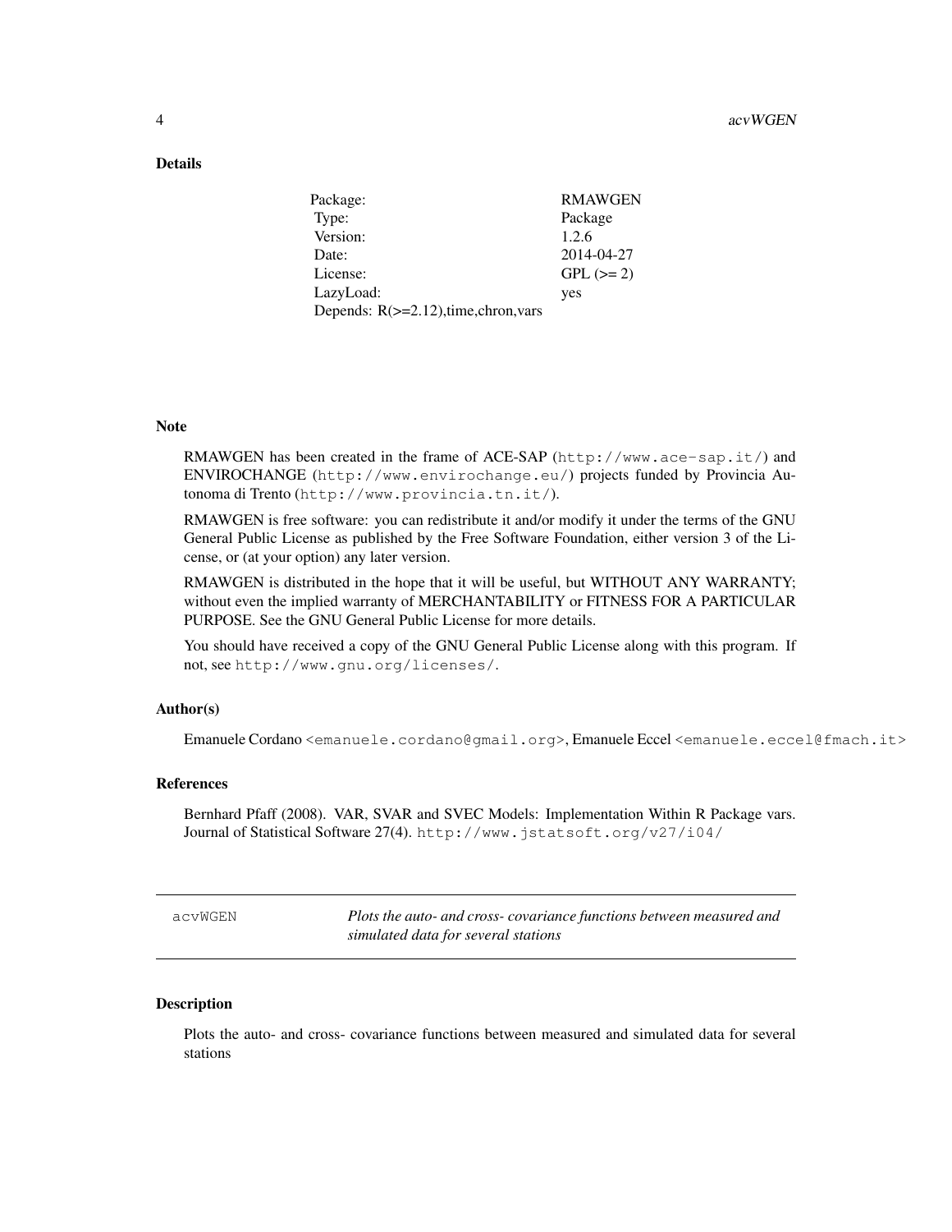## Details

| Package: | RMAWGEN |
|---|---|
| Type: | Package |
| Version: | 1.2.6 |
| Date: | 2014-04-27 |
| License: | GPL (>= 2) |
| LazyLoad: | yes |
| Depends: R(>=2.12),time,chron,vars | |

## Note

RMAWGEN has been created in the frame of ACE-SAP (`http://www.ace-sap.it/`) and ENVIROCHANGE (`http://www.envirochange.eu/`) projects funded by Provincia Autonoma di Trento (`http://www.provincia.tn.it/`).

RMAWGEN is free software: you can redistribute it and/or modify it under the terms of the GNU General Public License as published by the Free Software Foundation, either version 3 of the License, or (at your option) any later version.

RMAWGEN is distributed in the hope that it will be useful, but WITHOUT ANY WARRANTY; without even the implied warranty of MERCHANTABILITY or FITNESS FOR A PARTICULAR PURPOSE. See the GNU General Public License for more details.

You should have received a copy of the GNU General Public License along with this program. If not, see `http://www.gnu.org/licenses/`.

## Author(s)

Emanuele Cordano <emanuele.cordano@gmail.org>, Emanuele Eccel <emanuele.eccel@fmach.it>

## References

Bernhard Pfaff (2008). VAR, SVAR and SVEC Models: Implementation Within R Package vars. Journal of Statistical Software 27(4). `http://www.jstatsoft.org/v27/i04/`

---

`acvWGEN` *Plots the auto- and cross- covariance functions between measured and simulated data for several stations*

---

## Description

Plots the auto- and cross- covariance functions between measured and simulated data for several stations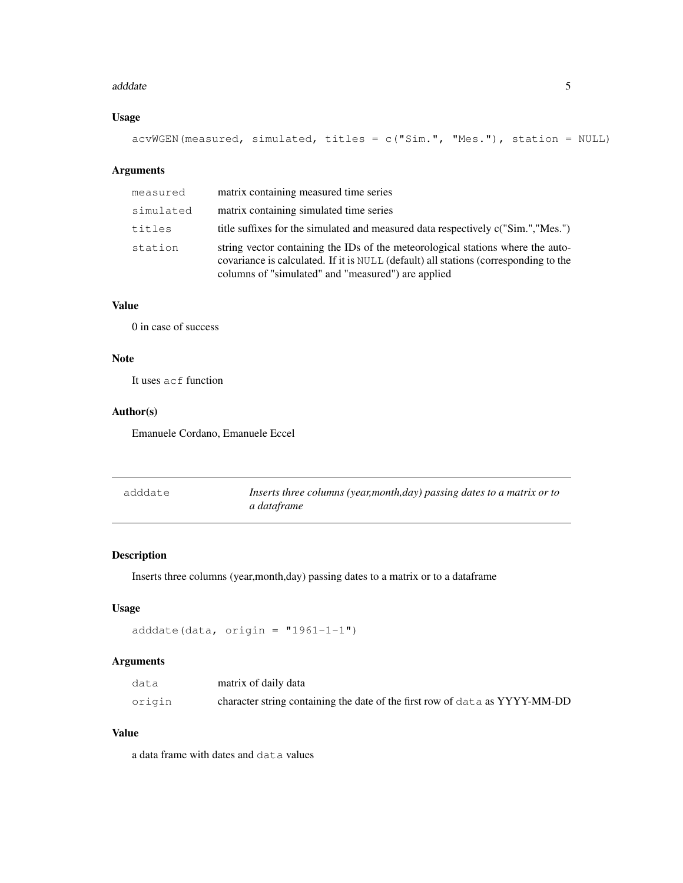### Usage

```
acvWGEN(measured, simulated, titles = c("Sim.", "Mes."), station = NULL)
```

### Arguments

| | |
|---|---|
| `measured` | matrix containing measured time series |
| `simulated` | matrix containing simulated time series |
| `titles` | title suffixes for the simulated and measured data respectively c("Sim.","Mes.") |
| `station` | string vector containing the IDs of the meteorological stations where the auto-covariance is calculated. If it is `NULL` (default) all stations (corresponding to the columns of "simulated" and "measured") are applied |

### Value

0 in case of success

### Note

It uses `acf` function

### Author(s)

Emanuele Cordano, Emanuele Eccel

---

## `adddate` — *Inserts three columns (year,month,day) passing dates to a matrix or to a dataframe*

---

### Description

Inserts three columns (year,month,day) passing dates to a matrix or to a dataframe

### Usage

```
adddate(data, origin = "1961-1-1")
```

### Arguments

| | |
|---|---|
| `data` | matrix of daily data |
| `origin` | character string containing the date of the first row of `data` as YYYY-MM-DD |

### Value

a data frame with dates and `data` values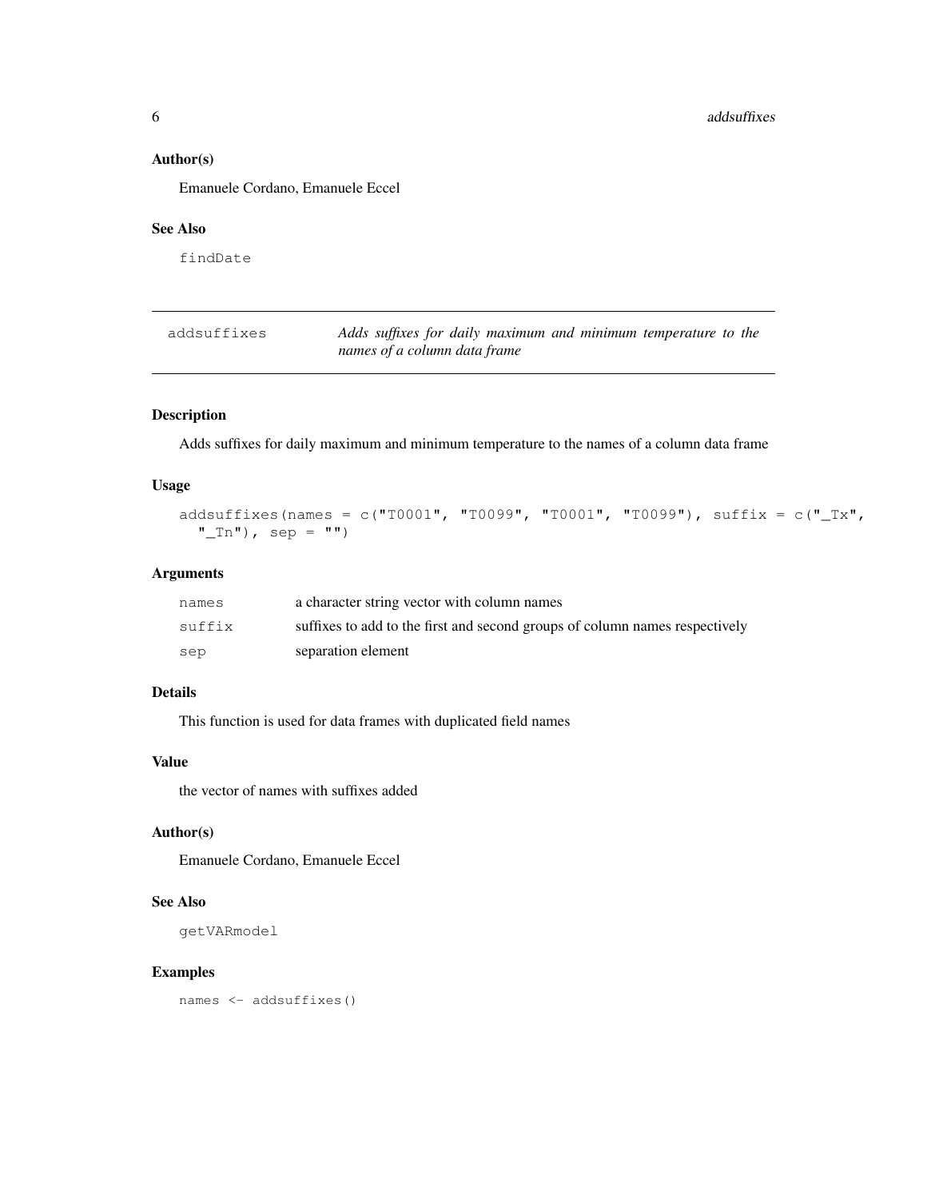### Author(s)

Emanuele Cordano, Emanuele Eccel

### See Also

findDate

---

## addsuffixes — *Adds suffixes for daily maximum and minimum temperature to the names of a column data frame*

---

### Description

Adds suffixes for daily maximum and minimum temperature to the names of a column data frame

### Usage

```
addsuffixes(names = c("T0001", "T0099", "T0001", "T0099"), suffix = c("_Tx",
  "_Tn"), sep = "")
```

### Arguments

| | |
|---|---|
| names | a character string vector with column names |
| suffix | suffixes to add to the first and second groups of column names respectively |
| sep | separation element |

### Details

This function is used for data frames with duplicated field names

### Value

the vector of names with suffixes added

### Author(s)

Emanuele Cordano, Emanuele Eccel

### See Also

getVARmodel

### Examples

```
names <- addsuffixes()
```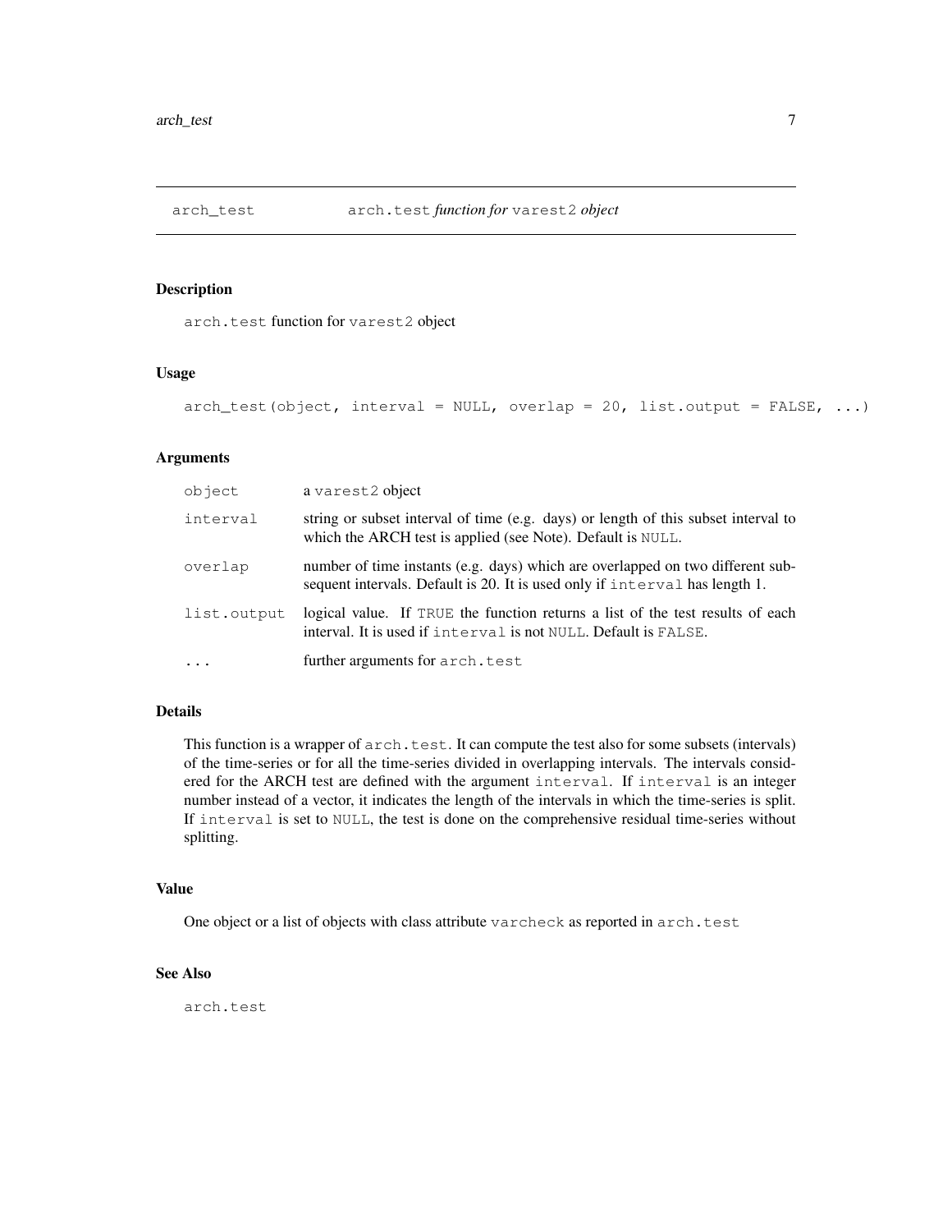# arch_test — arch.test *function for* varest2 *object*

## Description

arch.test function for varest2 object

## Usage

```
arch_test(object, interval = NULL, overlap = 20, list.output = FALSE, ...)
```

## Arguments

| Argument | Description |
| --- | --- |
| object | a varest2 object |
| interval | string or subset interval of time (e.g. days) or length of this subset interval to which the ARCH test is applied (see Note). Default is NULL. |
| overlap | number of time instants (e.g. days) which are overlapped on two different subsequent intervals. Default is 20. It is used only if interval has length 1. |
| list.output | logical value. If TRUE the function returns a list of the test results of each interval. It is used if interval is not NULL. Default is FALSE. |
| ... | further arguments for arch.test |

## Details

This function is a wrapper of arch.test. It can compute the test also for some subsets (intervals) of the time-series or for all the time-series divided in overlapping intervals. The intervals considered for the ARCH test are defined with the argument interval. If interval is an integer number instead of a vector, it indicates the length of the intervals in which the time-series is split. If interval is set to NULL, the test is done on the comprehensive residual time-series without splitting.

## Value

One object or a list of objects with class attribute varcheck as reported in arch.test

## See Also

arch.test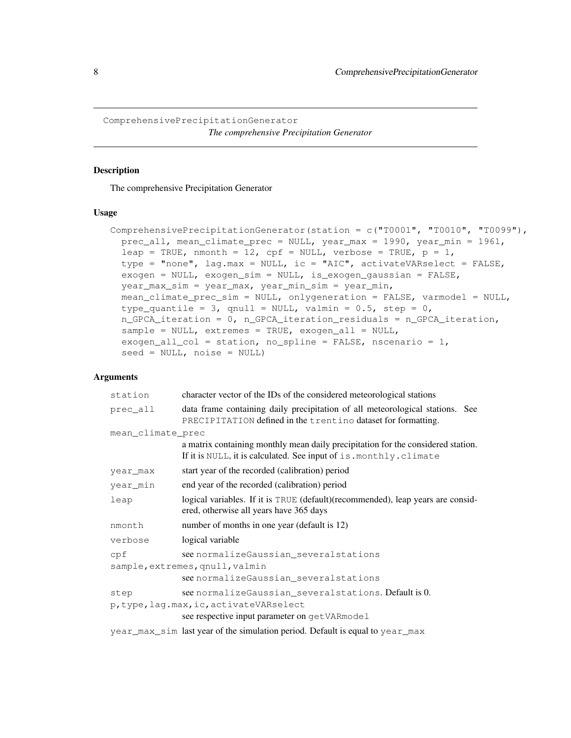## ComprehensivePrecipitationGenerator

*The comprehensive Precipitation Generator*

### Description

The comprehensive Precipitation Generator

### Usage

```
ComprehensivePrecipitationGenerator(station = c("T0001", "T0010", "T0099"),
  prec_all, mean_climate_prec = NULL, year_max = 1990, year_min = 1961,
  leap = TRUE, nmonth = 12, cpf = NULL, verbose = TRUE, p = 1,
  type = "none", lag.max = NULL, ic = "AIC", activateVARselect = FALSE,
  exogen = NULL, exogen_sim = NULL, is_exogen_gaussian = FALSE,
  year_max_sim = year_max, year_min_sim = year_min,
  mean_climate_prec_sim = NULL, onlygeneration = FALSE, varmodel = NULL,
  type_quantile = 3, qnull = NULL, valmin = 0.5, step = 0,
  n_GPCA_iteration = 0, n_GPCA_iteration_residuals = n_GPCA_iteration,
  sample = NULL, extremes = TRUE, exogen_all = NULL,
  exogen_all_col = station, no_spline = FALSE, nscenario = 1,
  seed = NULL, noise = NULL)
```

### Arguments

| Argument | Description |
|---|---|
| `station` | character vector of the IDs of the considered meteorological stations |
| `prec_all` | data frame containing daily precipitation of all meteorological stations. See `PRECIPITATION` defined in the `trentino` dataset for formatting. |
| `mean_climate_prec` | a matrix containing monthly mean daily precipitation for the considered station. If it is `NULL`, it is calculated. See input of `is.monthly.climate` |
| `year_max` | start year of the recorded (calibration) period |
| `year_min` | end year of the recorded (calibration) period |
| `leap` | logical variables. If it is `TRUE` (default)(recommended), leap years are considered, otherwise all years have 365 days |
| `nmonth` | number of months in one year (default is 12) |
| `verbose` | logical variable |
| `cpf` | see `normalizeGaussian_severalstations` |
| `sample,extremes,qnull,valmin` | see `normalizeGaussian_severalstations` |
| `step` | see `normalizeGaussian_severalstations`. Default is 0. |
| `p,type,lag.max,ic,activateVARselect` | see respective input parameter on `getVARmodel` |
| `year_max_sim` | last year of the simulation period. Default is equal to `year_max` |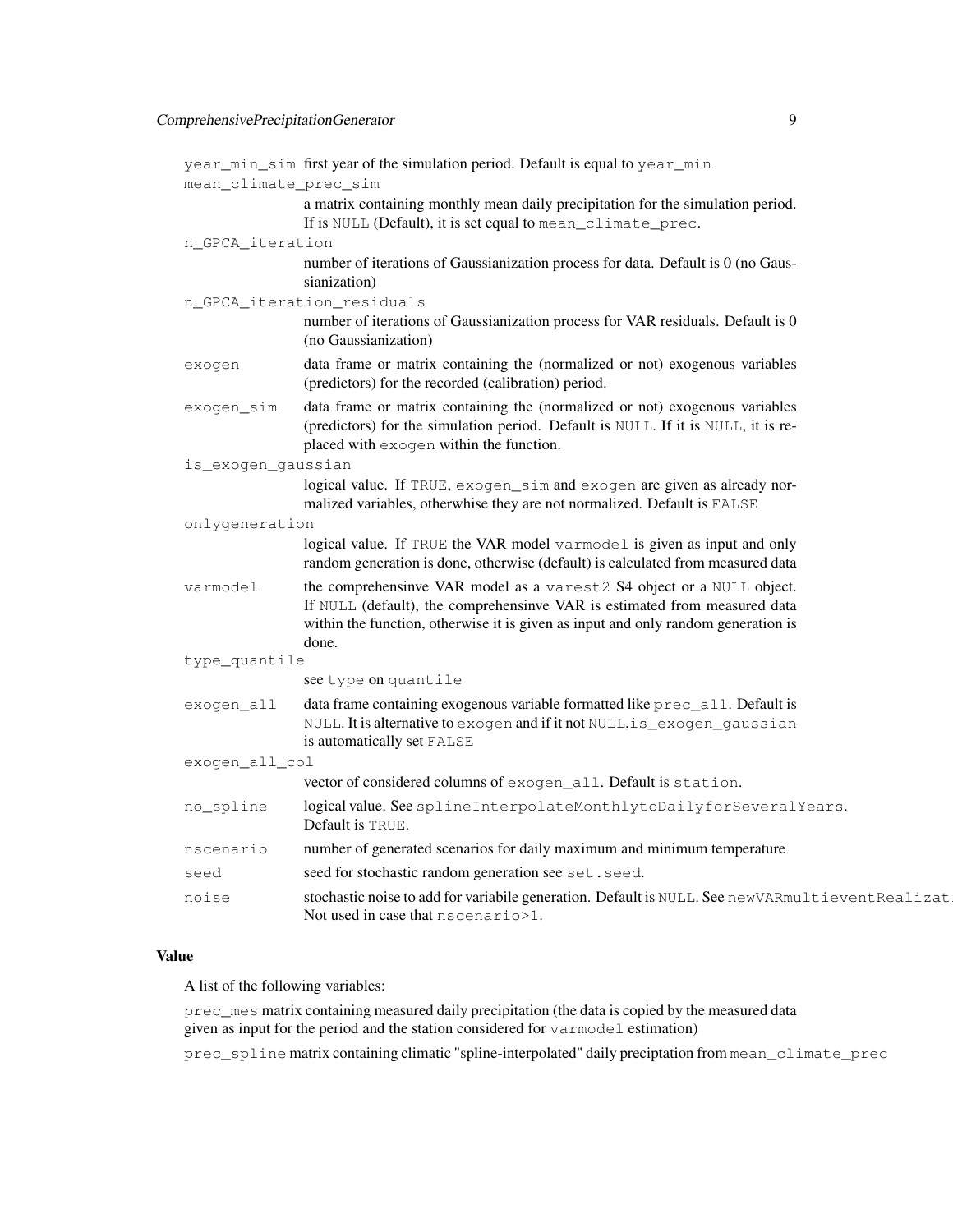`year_min_sim` first year of the simulation period. Default is equal to `year_min`

`mean_climate_prec_sim`
: a matrix containing monthly mean daily precipitation for the simulation period. If is `NULL` (Default), it is set equal to `mean_climate_prec`.

`n_GPCA_iteration`
: number of iterations of Gaussianization process for data. Default is 0 (no Gaussianization)

`n_GPCA_iteration_residuals`
: number of iterations of Gaussianization process for VAR residuals. Default is 0 (no Gaussianization)

`exogen` data frame or matrix containing the (normalized or not) exogenous variables (predictors) for the recorded (calibration) period.

`exogen_sim` data frame or matrix containing the (normalized or not) exogenous variables (predictors) for the simulation period. Default is `NULL`. If it is `NULL`, it is replaced with `exogen` within the function.

`is_exogen_gaussian`
: logical value. If `TRUE`, `exogen_sim` and `exogen` are given as already normalized variables, otherwhise they are not normalized. Default is `FALSE`

`onlygeneration`
: logical value. If `TRUE` the VAR model `varmodel` is given as input and only random generation is done, otherwise (default) is calculated from measured data

`varmodel` the comprehensinve VAR model as a `varest2` S4 object or a `NULL` object. If `NULL` (default), the comprehensinve VAR is estimated from measured data within the function, otherwise it is given as input and only random generation is done.

`type_quantile`
: see `type` on `quantile`

`exogen_all` data frame containing exogenous variable formatted like `prec_all`. Default is `NULL`. It is alternative to `exogen` and if it not `NULL`,`is_exogen_gaussian` is automatically set `FALSE`

`exogen_all_col`
: vector of considered columns of `exogen_all`. Default is `station`.

`no_spline` logical value. See `splineInterpolateMonthlytoDailyforSeveralYears`. Default is `TRUE`.

`nscenario` number of generated scenarios for daily maximum and minimum temperature

`seed` seed for stochastic random generation see `set.seed`.

`noise` stochastic noise to add for variabile generation. Default is `NULL`. See `newVARmultieventRealizat`
Not used in case that `nscenario>1`.

## Value

A list of the following variables:

`prec_mes` matrix containing measured daily precipitation (the data is copied by the measured data given as input for the period and the station considered for `varmodel` estimation)

`prec_spline` matrix containing climatic "spline-interpolated" daily preciptation from `mean_climate_prec`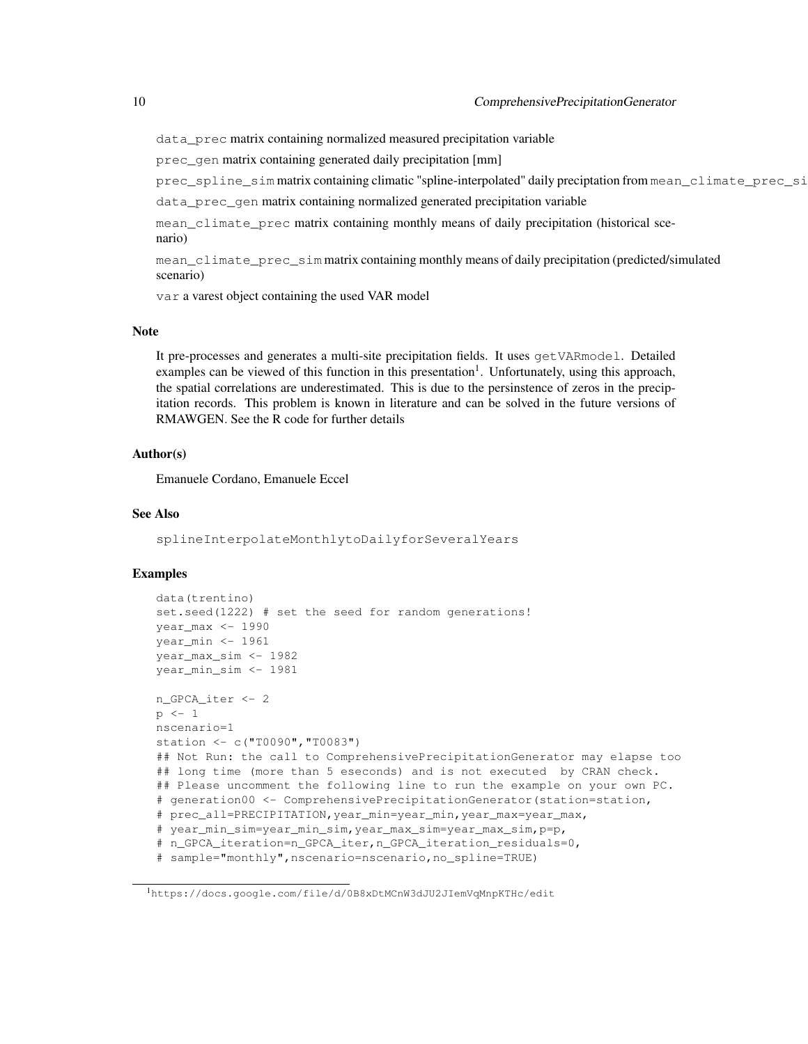data_prec matrix containing normalized measured precipitation variable

prec_gen matrix containing generated daily precipitation [mm]

prec_spline_sim matrix containing climatic "spline-interpolated" daily preciptation from mean_climate_prec_si

data_prec_gen matrix containing normalized generated precipitation variable

mean_climate_prec matrix containing monthly means of daily precipitation (historical scenario)

mean_climate_prec_sim matrix containing monthly means of daily precipitation (predicted/simulated scenario)

var a varest object containing the used VAR model

## Note

It pre-processes and generates a multi-site precipitation fields. It uses getVARmodel. Detailed examples can be viewed of this function in this presentation[1]. Unfortunately, using this approach, the spatial correlations are underestimated. This is due to the persinstence of zeros in the precipitation records. This problem is known in literature and can be solved in the future versions of RMAWGEN. See the R code for further details

## Author(s)

Emanuele Cordano, Emanuele Eccel

## See Also

splineInterpolateMonthlytoDailyforSeveralYears

## Examples

```
data(trentino)
set.seed(1222) # set the seed for random generations!
year_max <- 1990
year_min <- 1961
year_max_sim <- 1982
year_min_sim <- 1981

n_GPCA_iter <- 2
p <- 1
nscenario=1
station <- c("T0090","T0083")
## Not Run: the call to ComprehensivePrecipitationGenerator may elapse too
## long time (more than 5 eseconds) and is not executed  by CRAN check.
## Please uncomment the following line to run the example on your own PC.
# generation00 <- ComprehensivePrecipitationGenerator(station=station,
# prec_all=PRECIPITATION,year_min=year_min,year_max=year_max,
# year_min_sim=year_min_sim,year_max_sim=year_max_sim,p=p,
# n_GPCA_iteration=n_GPCA_iter,n_GPCA_iteration_residuals=0,
# sample="monthly",nscenario=nscenario,no_spline=TRUE)
```

[1] https://docs.google.com/file/d/0B8xDtMCnW3dJU2JIemVqMnpKTHc/edit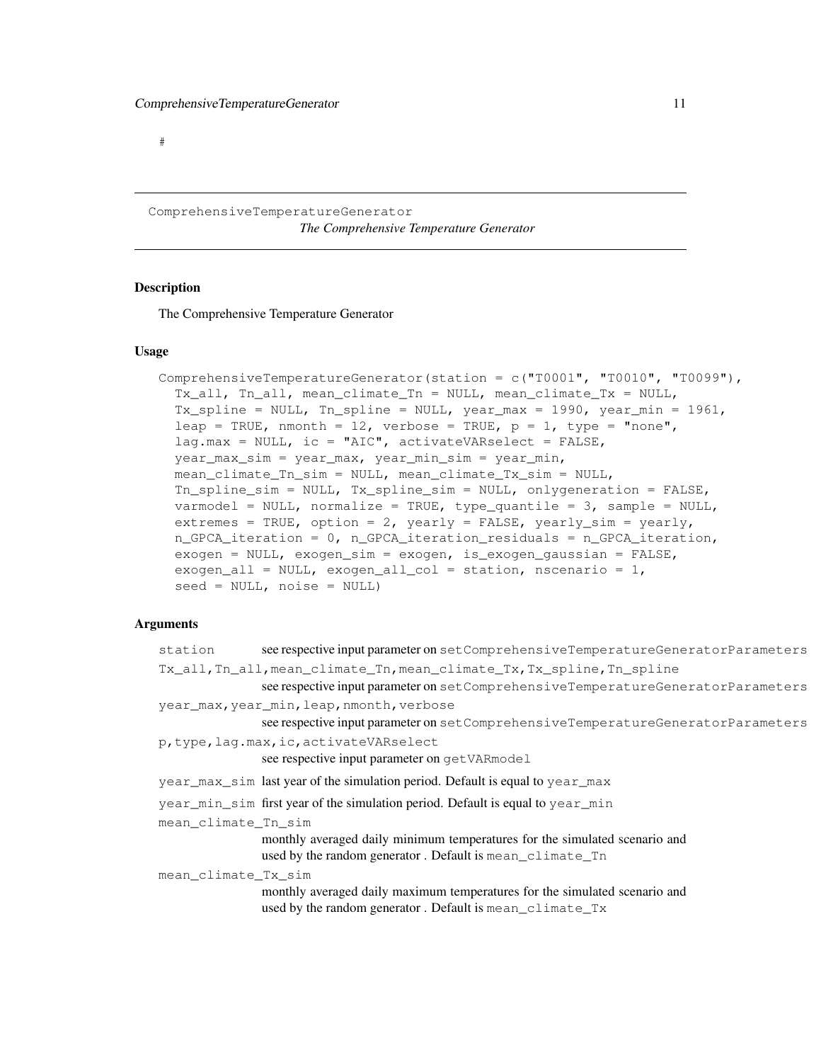#

## ComprehensiveTemperatureGenerator

*The Comprehensive Temperature Generator*

### Description

The Comprehensive Temperature Generator

### Usage

```
ComprehensiveTemperatureGenerator(station = c("T0001", "T0010", "T0099"),
  Tx_all, Tn_all, mean_climate_Tn = NULL, mean_climate_Tx = NULL,
  Tx_spline = NULL, Tn_spline = NULL, year_max = 1990, year_min = 1961,
  leap = TRUE, nmonth = 12, verbose = TRUE, p = 1, type = "none",
  lag.max = NULL, ic = "AIC", activateVARselect = FALSE,
  year_max_sim = year_max, year_min_sim = year_min,
  mean_climate_Tn_sim = NULL, mean_climate_Tx_sim = NULL,
  Tn_spline_sim = NULL, Tx_spline_sim = NULL, onlygeneration = FALSE,
  varmodel = NULL, normalize = TRUE, type_quantile = 3, sample = NULL,
  extremes = TRUE, option = 2, yearly = FALSE, yearly_sim = yearly,
  n_GPCA_iteration = 0, n_GPCA_iteration_residuals = n_GPCA_iteration,
  exogen = NULL, exogen_sim = exogen, is_exogen_gaussian = FALSE,
  exogen_all = NULL, exogen_all_col = station, nscenario = 1,
  seed = NULL, noise = NULL)
```

### Arguments

`station`
: see respective input parameter on `setComprehensiveTemperatureGeneratorParameters`

`Tx_all,Tn_all,mean_climate_Tn,mean_climate_Tx,Tx_spline,Tn_spline`
: see respective input parameter on `setComprehensiveTemperatureGeneratorParameters`

`year_max,year_min,leap,nmonth,verbose`
: see respective input parameter on `setComprehensiveTemperatureGeneratorParameters`

`p,type,lag.max,ic,activateVARselect`
: see respective input parameter on `getVARmodel`

`year_max_sim`
: last year of the simulation period. Default is equal to `year_max`

`year_min_sim`
: first year of the simulation period. Default is equal to `year_min`

`mean_climate_Tn_sim`
: monthly averaged daily minimum temperatures for the simulated scenario and used by the random generator . Default is `mean_climate_Tn`

`mean_climate_Tx_sim`
: monthly averaged daily maximum temperatures for the simulated scenario and used by the random generator . Default is `mean_climate_Tx`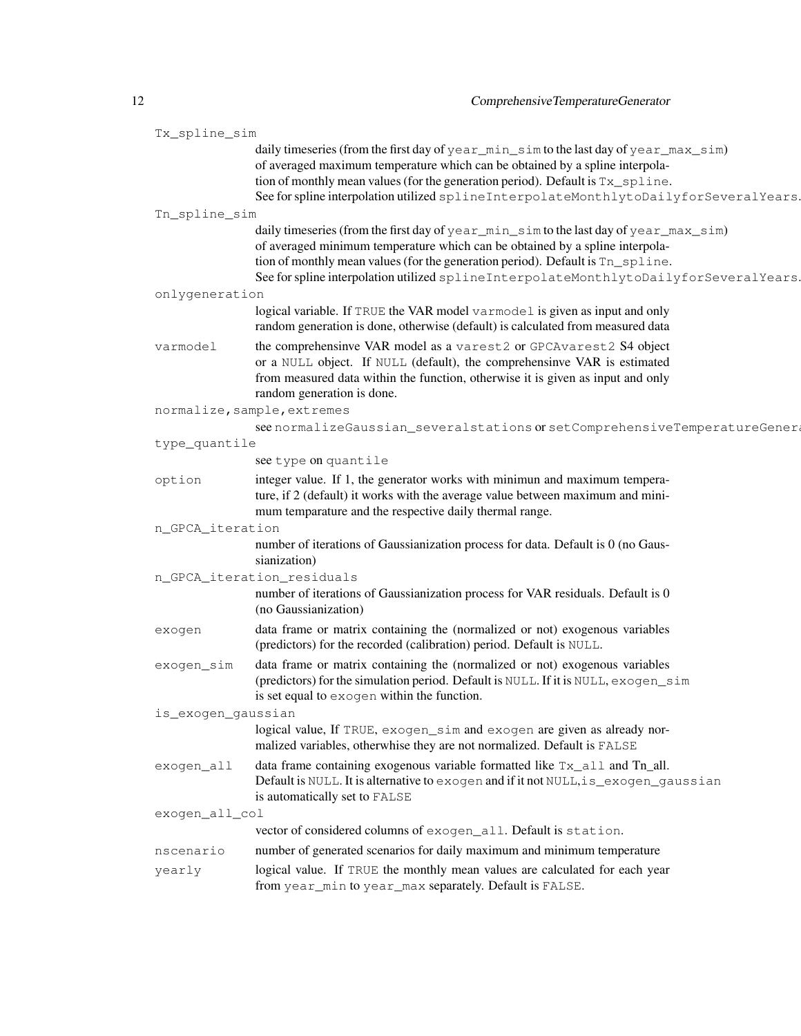`Tx_spline_sim`
: daily timeseries (from the first day of `year_min_sim` to the last day of `year_max_sim`) of averaged maximum temperature which can be obtained by a spline interpolation of monthly mean values (for the generation period). Default is `Tx_spline`. See for spline interpolation utilized `splineInterpolateMonthlytoDailyforSeveralYears`.

`Tn_spline_sim`
: daily timeseries (from the first day of `year_min_sim` to the last day of `year_max_sim`) of averaged minimum temperature which can be obtained by a spline interpolation of monthly mean values (for the generation period). Default is `Tn_spline`. See for spline interpolation utilized `splineInterpolateMonthlytoDailyforSeveralYears`.

`onlygeneration`
: logical variable. If `TRUE` the VAR model `varmodel` is given as input and only random generation is done, otherwise (default) is calculated from measured data

`varmodel`
: the comprehensinve VAR model as a `varest2` or `GPCAvarest2` S4 object or a `NULL` object. If `NULL` (default), the comprehensinve VAR is estimated from measured data within the function, otherwise it is given as input and only random generation is done.

`normalize,sample,extremes`
: see `normalizeGaussian_severalstations` or `setComprehensiveTemperatureGenera`

`type_quantile`
: see `type` on `quantile`

`option`
: integer value. If 1, the generator works with minimun and maximum temperature, if 2 (default) it works with the average value between maximum and minimum temparature and the respective daily thermal range.

`n_GPCA_iteration`
: number of iterations of Gaussianization process for data. Default is 0 (no Gaussianization)

`n_GPCA_iteration_residuals`
: number of iterations of Gaussianization process for VAR residuals. Default is 0 (no Gaussianization)

`exogen`
: data frame or matrix containing the (normalized or not) exogenous variables (predictors) for the recorded (calibration) period. Default is `NULL`.

`exogen_sim`
: data frame or matrix containing the (normalized or not) exogenous variables (predictors) for the simulation period. Default is `NULL`. If it is `NULL`, `exogen_sim` is set equal to `exogen` within the function.

`is_exogen_gaussian`
: logical value, If `TRUE`, `exogen_sim` and `exogen` are given as already normalized variables, otherwhise they are not normalized. Default is `FALSE`

`exogen_all`
: data frame containing exogenous variable formatted like `Tx_all` and Tn_all. Default is `NULL`. It is alternative to `exogen` and if it not `NULL`,`is_exogen_gaussian` is automatically set to `FALSE`

`exogen_all_col`
: vector of considered columns of `exogen_all`. Default is `station`.

`nscenario`
: number of generated scenarios for daily maximum and minimum temperature

`yearly`
: logical value. If `TRUE` the monthly mean values are calculated for each year from `year_min` to `year_max` separately. Default is `FALSE`.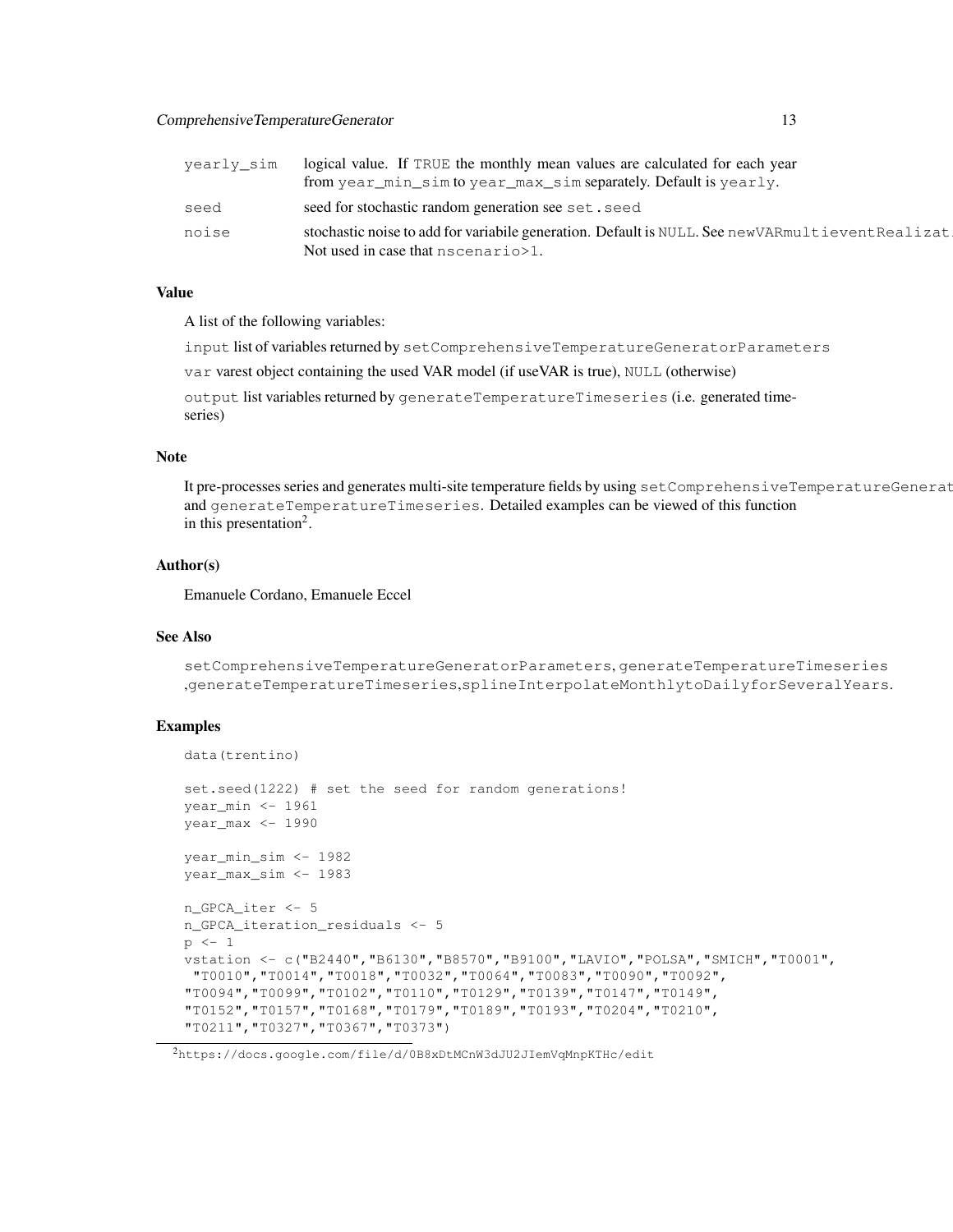| | |
|---|---|
| yearly_sim | logical value. If TRUE the monthly mean values are calculated for each year from year_min_sim to year_max_sim separately. Default is yearly. |
| seed | seed for stochastic random generation see set.seed |
| noise | stochastic noise to add for variabile generation. Default is NULL. See newVARmultieventRealizat Not used in case that nscenario>1. |

### Value

A list of the following variables:

input list of variables returned by setComprehensiveTemperatureGeneratorParameters

var varest object containing the used VAR model (if useVAR is true), NULL (otherwise)

output list variables returned by generateTemperatureTimeseries (i.e. generated time-series)

### Note

It pre-processes series and generates multi-site temperature fields by using setComprehensiveTemperatureGenerat and generateTemperatureTimeseries. Detailed examples can be viewed of this function in this presentation[2].

### Author(s)

Emanuele Cordano, Emanuele Eccel

### See Also

setComprehensiveTemperatureGeneratorParameters, generateTemperatureTimeseries ,generateTemperatureTimeseries,splineInterpolateMonthlytoDailyforSeveralYears.

### Examples

```
data(trentino)

set.seed(1222) # set the seed for random generations!
year_min <- 1961
year_max <- 1990

year_min_sim <- 1982
year_max_sim <- 1983

n_GPCA_iter <- 5
n_GPCA_iteration_residuals <- 5
p <- 1
vstation <- c("B2440","B6130","B8570","B9100","LAVIO","POLSA","SMICH","T0001",
 "T0010","T0014","T0018","T0032","T0064","T0083","T0090","T0092",
"T0094","T0099","T0102","T0110","T0129","T0139","T0147","T0149",
"T0152","T0157","T0168","T0179","T0189","T0193","T0204","T0210",
"T0211","T0327","T0367","T0373")
```

[2] https://docs.google.com/file/d/0B8xDtMCnW3dJU2JIemVqMnpKTHc/edit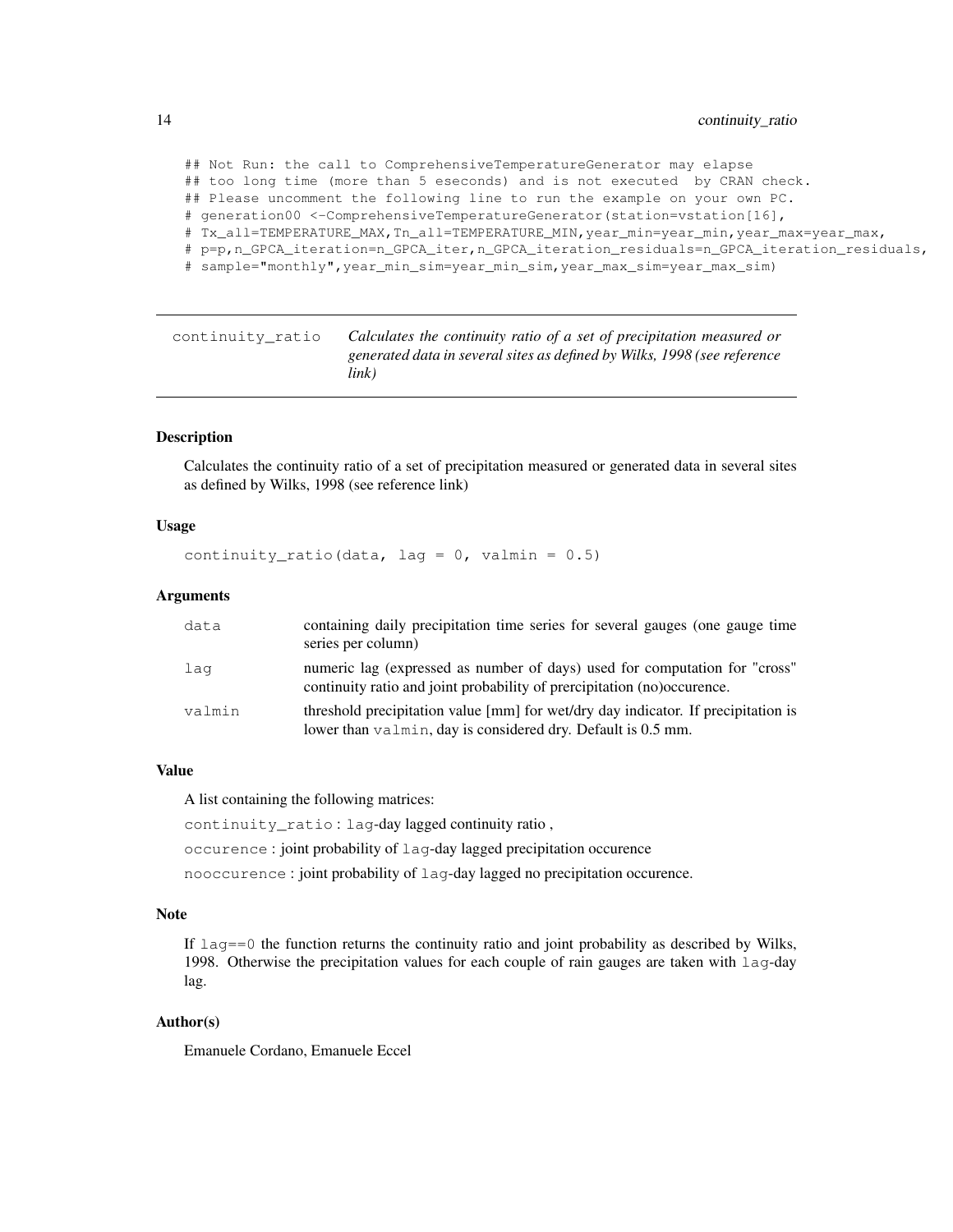```
## Not Run: the call to ComprehensiveTemperatureGenerator may elapse
## too long time (more than 5 eseconds) and is not executed  by CRAN check.
## Please uncomment the following line to run the example on your own PC.
# generation00 <-ComprehensiveTemperatureGenerator(station=vstation[16],
# Tx_all=TEMPERATURE_MAX,Tn_all=TEMPERATURE_MIN,year_min=year_min,year_max=year_max,
# p=p,n_GPCA_iteration=n_GPCA_iter,n_GPCA_iteration_residuals=n_GPCA_iteration_residuals,
# sample="monthly",year_min_sim=year_min_sim,year_max_sim=year_max_sim)
```

---

## continuity_ratio — *Calculates the continuity ratio of a set of precipitation measured or generated data in several sites as defined by Wilks, 1998 (see reference link)*

---

### Description

Calculates the continuity ratio of a set of precipitation measured or generated data in several sites as defined by Wilks, 1998 (see reference link)

### Usage

```
continuity_ratio(data, lag = 0, valmin = 0.5)
```

### Arguments

| | |
|---|---|
| `data` | containing daily precipitation time series for several gauges (one gauge time series per column) |
| `lag` | numeric lag (expressed as number of days) used for computation for "cross" continuity ratio and joint probability of prercipitation (no)occurence. |
| `valmin` | threshold precipitation value [mm] for wet/dry day indicator. If precipitation is lower than `valmin`, day is considered dry. Default is 0.5 mm. |

### Value

A list containing the following matrices:

`continuity_ratio` : `lag`-day lagged continuity ratio ,

`occurence` : joint probability of `lag`-day lagged precipitation occurence

`nooccurence` : joint probability of `lag`-day lagged no precipitation occurence.

### Note

If `lag==0` the function returns the continuity ratio and joint probability as described by Wilks, 1998. Otherwise the precipitation values for each couple of rain gauges are taken with `lag`-day lag.

### Author(s)

Emanuele Cordano, Emanuele Eccel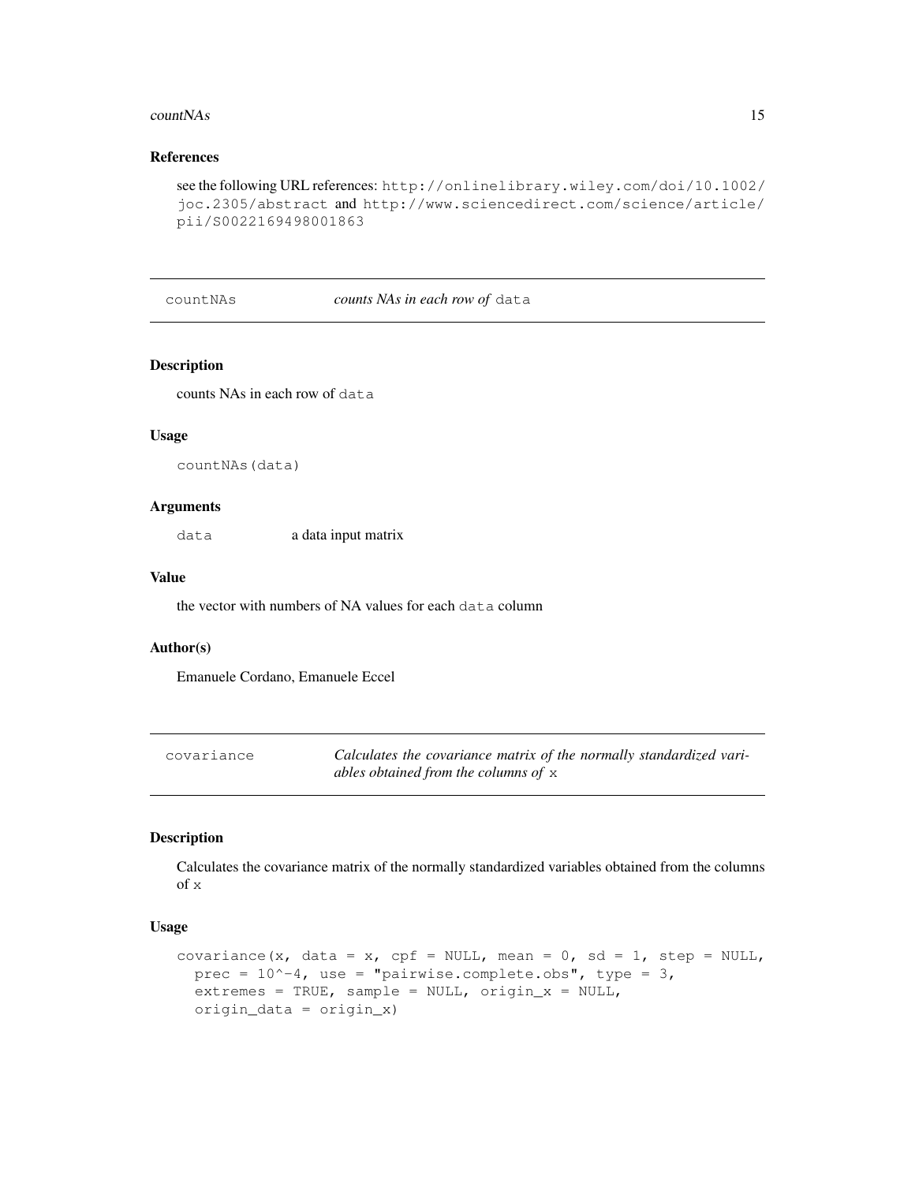### References

see the following URL references: `http://onlinelibrary.wiley.com/doi/10.1002/joc.2305/abstract` and `http://www.sciencedirect.com/science/article/pii/S0022169498001863`

---

## countNAs — *counts NAs in each row of* `data`

### Description

counts NAs in each row of `data`

### Usage

```
countNAs(data)
```

### Arguments

| | |
|---|---|
| `data` | a data input matrix |

### Value

the vector with numbers of NA values for each `data` column

### Author(s)

Emanuele Cordano, Emanuele Eccel

---

## covariance — *Calculates the covariance matrix of the normally standardized variables obtained from the columns of* `x`

### Description

Calculates the covariance matrix of the normally standardized variables obtained from the columns of `x`

### Usage

```
covariance(x, data = x, cpf = NULL, mean = 0, sd = 1, step = NULL,
  prec = 10^-4, use = "pairwise.complete.obs", type = 3,
  extremes = TRUE, sample = NULL, origin_x = NULL,
  origin_data = origin_x)
```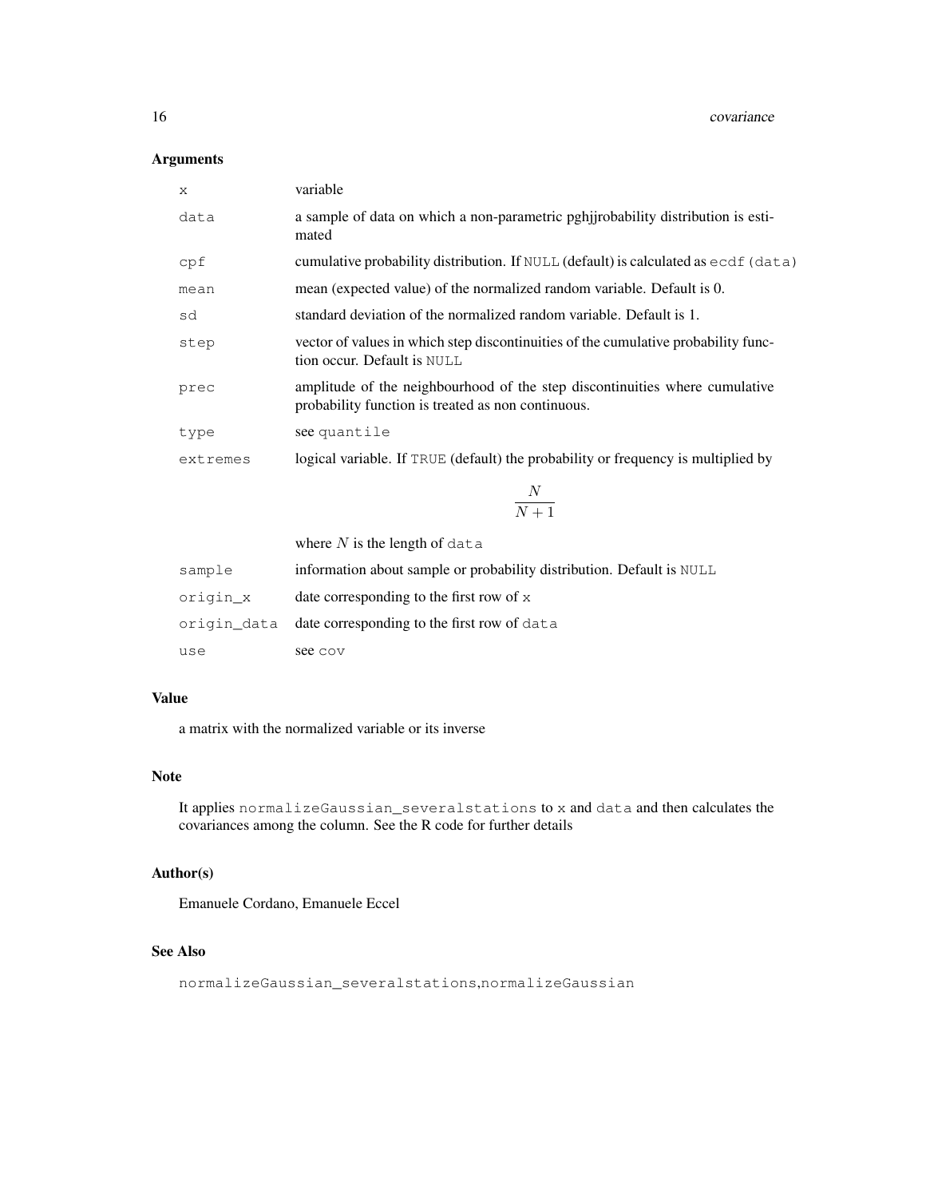## Arguments

| | |
|---|---|
| `x` | variable |
| `data` | a sample of data on which a non-parametric pghjjrobability distribution is estimated |
| `cpf` | cumulative probability distribution. If `NULL` (default) is calculated as `ecdf(data)` |
| `mean` | mean (expected value) of the normalized random variable. Default is 0. |
| `sd` | standard deviation of the normalized random variable. Default is 1. |
| `step` | vector of values in which step discontinuities of the cumulative probability function occur. Default is `NULL` |
| `prec` | amplitude of the neighbourhood of the step discontinuities where cumulative probability function is treated as non continuous. |
| `type` | see `quantile` |
| `extremes` | logical variable. If `TRUE` (default) the probability or frequency is multiplied by $$\frac{N}{N+1}$$ where $N$ is the length of `data` |
| `sample` | information about sample or probability distribution. Default is `NULL` |
| `origin_x` | date corresponding to the first row of `x` |
| `origin_data` | date corresponding to the first row of `data` |
| `use` | see `cov` |

## Value

a matrix with the normalized variable or its inverse

## Note

It applies `normalizeGaussian_severalstations` to `x` and `data` and then calculates the covariances among the column. See the R code for further details

## Author(s)

Emanuele Cordano, Emanuele Eccel

## See Also

`normalizeGaussian_severalstations`,`normalizeGaussian`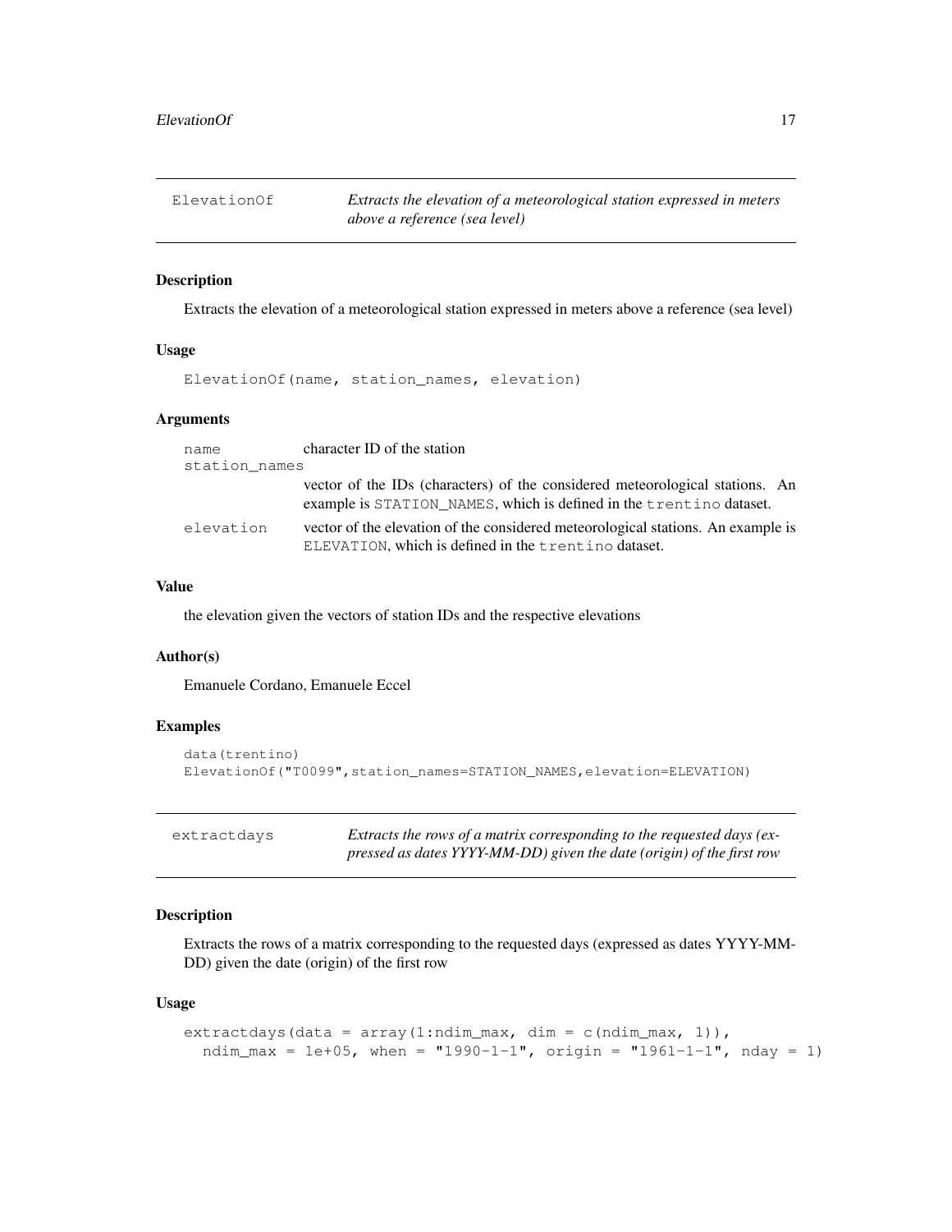## ElevationOf — *Extracts the elevation of a meteorological station expressed in meters above a reference (sea level)*

### Description

Extracts the elevation of a meteorological station expressed in meters above a reference (sea level)

### Usage

```
ElevationOf(name, station_names, elevation)
```

### Arguments

| | |
|---|---|
| `name` | character ID of the station |
| `station_names` | vector of the IDs (characters) of the considered meteorological stations. An example is `STATION_NAMES`, which is defined in the `trentino` dataset. |
| `elevation` | vector of the elevation of the considered meteorological stations. An example is `ELEVATION`, which is defined in the `trentino` dataset. |

### Value

the elevation given the vectors of station IDs and the respective elevations

### Author(s)

Emanuele Cordano, Emanuele Eccel

### Examples

```
data(trentino)
ElevationOf("T0099",station_names=STATION_NAMES,elevation=ELEVATION)
```

## extractdays — *Extracts the rows of a matrix corresponding to the requested days (expressed as dates YYYY-MM-DD) given the date (origin) of the first row*

### Description

Extracts the rows of a matrix corresponding to the requested days (expressed as dates YYYY-MM-DD) given the date (origin) of the first row

### Usage

```
extractdays(data = array(1:ndim_max, dim = c(ndim_max, 1)),
  ndim_max = 1e+05, when = "1990-1-1", origin = "1961-1-1", nday = 1)
```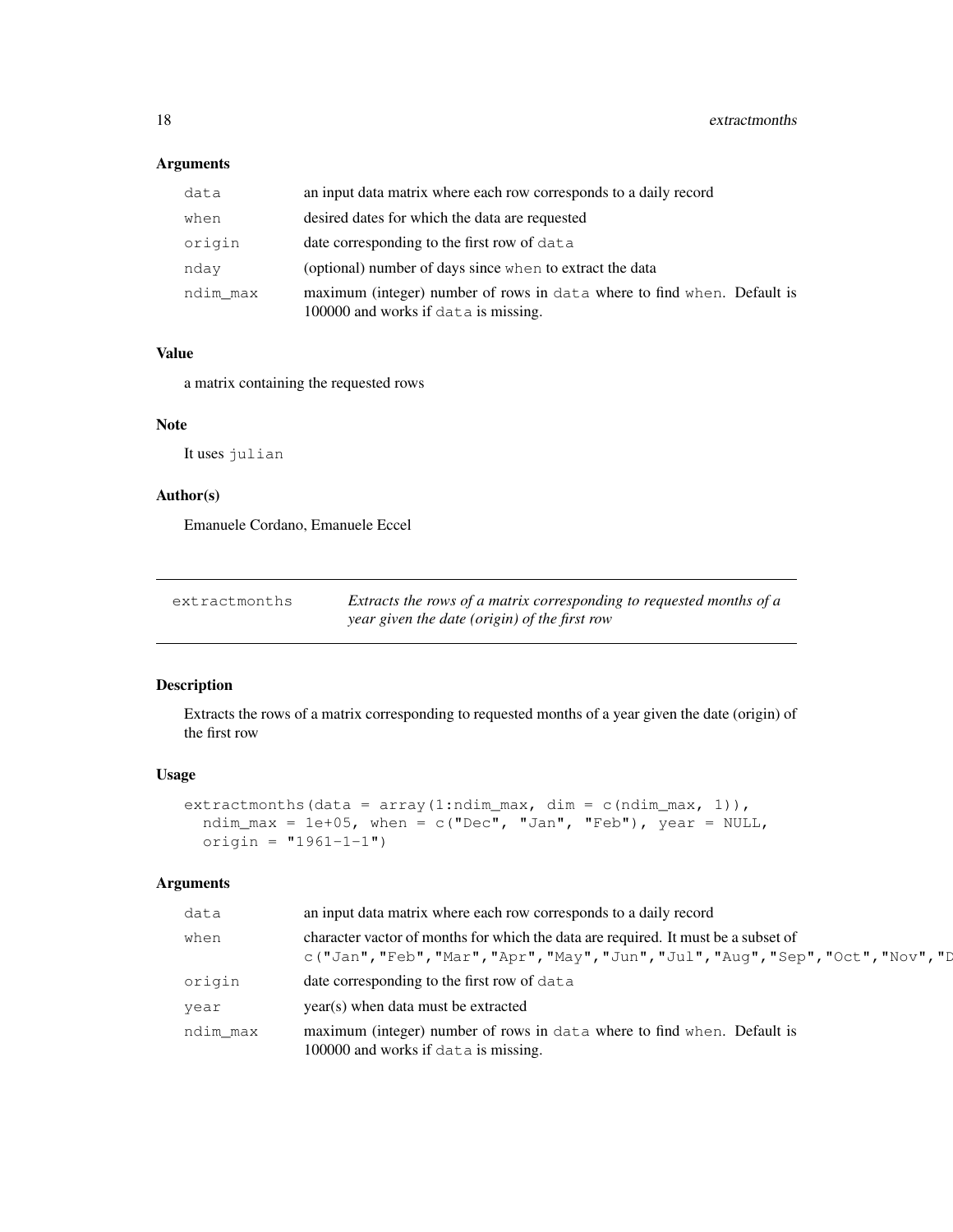### Arguments

| | |
|---|---|
| data | an input data matrix where each row corresponds to a daily record |
| when | desired dates for which the data are requested |
| origin | date corresponding to the first row of data |
| nday | (optional) number of days since when to extract the data |
| ndim_max | maximum (integer) number of rows in data where to find when. Default is 100000 and works if data is missing. |

### Value

a matrix containing the requested rows

### Note

It uses julian

### Author(s)

Emanuele Cordano, Emanuele Eccel

---

## extractmonths — *Extracts the rows of a matrix corresponding to requested months of a year given the date (origin) of the first row*

### Description

Extracts the rows of a matrix corresponding to requested months of a year given the date (origin) of the first row

### Usage

```
extractmonths(data = array(1:ndim_max, dim = c(ndim_max, 1)),
  ndim_max = 1e+05, when = c("Dec", "Jan", "Feb"), year = NULL,
  origin = "1961-1-1")
```

### Arguments

| | |
|---|---|
| data | an input data matrix where each row corresponds to a daily record |
| when | character vactor of months for which the data are required. It must be a subset of c("Jan","Feb","Mar","Apr","May","Jun","Jul","Aug","Sep","Oct","Nov","D |
| origin | date corresponding to the first row of data |
| year | year(s) when data must be extracted |
| ndim_max | maximum (integer) number of rows in data where to find when. Default is 100000 and works if data is missing. |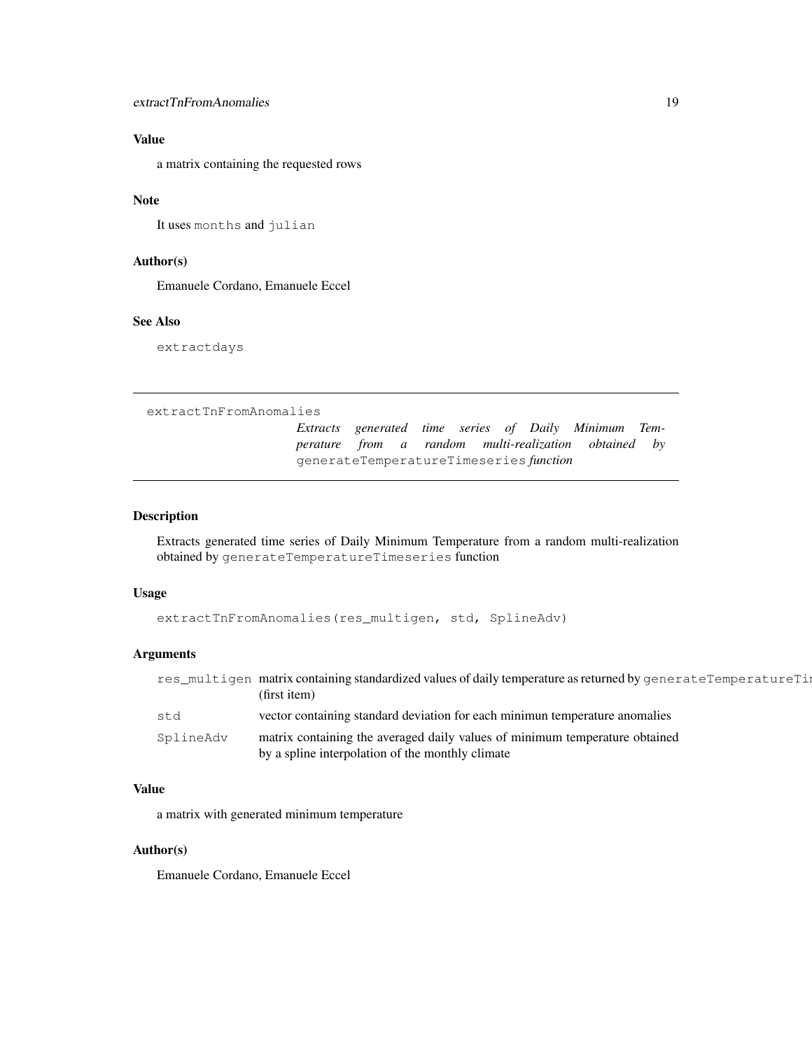### Value

a matrix containing the requested rows

### Note

It uses `months` and `julian`

### Author(s)

Emanuele Cordano, Emanuele Eccel

### See Also

`extractdays`

---

## extractTnFromAnomalies

*Extracts generated time series of Daily Minimum Temperature from a random multi-realization obtained by* `generateTemperatureTimeseries` *function*

---

### Description

Extracts generated time series of Daily Minimum Temperature from a random multi-realization obtained by `generateTemperatureTimeseries` function

### Usage

```
extractTnFromAnomalies(res_multigen, std, SplineAdv)
```

### Arguments

| | |
|---|---|
| `res_multigen` | matrix containing standardized values of daily temperature as returned by `generateTemperatureTi` (first item) |
| `std` | vector containing standard deviation for each minimun temperature anomalies |
| `SplineAdv` | matrix containing the averaged daily values of minimum temperature obtained by a spline interpolation of the monthly climate |

### Value

a matrix with generated minimum temperature

### Author(s)

Emanuele Cordano, Emanuele Eccel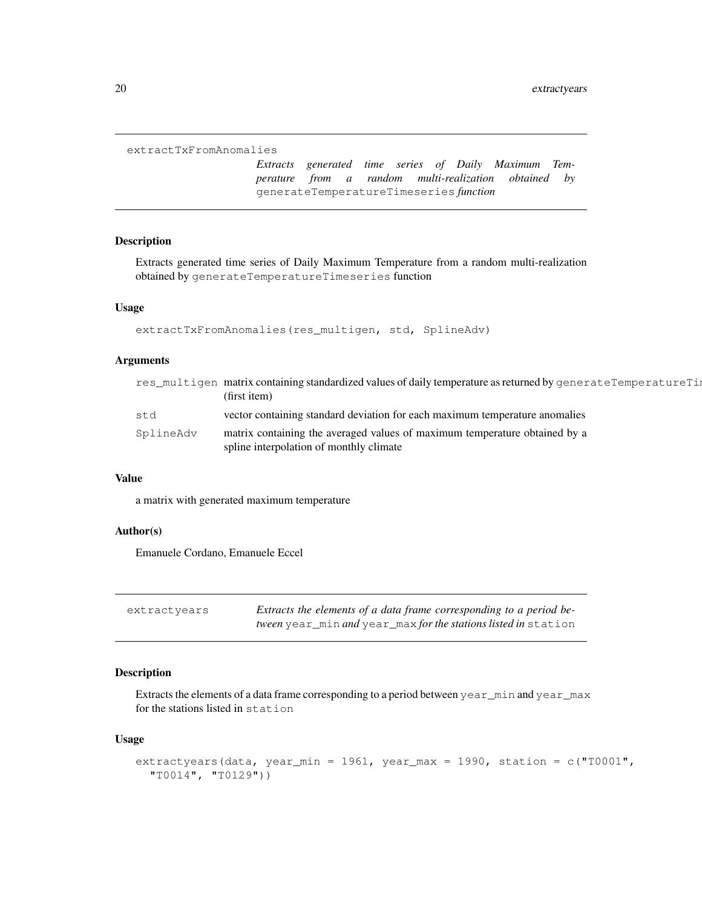## extractTxFromAnomalies

*Extracts generated time series of Daily Maximum Temperature from a random multi-realization obtained by* `generateTemperatureTimeseries` *function*

### Description

Extracts generated time series of Daily Maximum Temperature from a random multi-realization obtained by `generateTemperatureTimeseries` function

### Usage

```
extractTxFromAnomalies(res_multigen, std, SplineAdv)
```

### Arguments

| | |
|---|---|
| `res_multigen` | matrix containing standardized values of daily temperature as returned by `generateTemperatureTi` (first item) |
| `std` | vector containing standard deviation for each maximum temperature anomalies |
| `SplineAdv` | matrix containing the averaged values of maximum temperature obtained by a spline interpolation of monthly climate |

### Value

a matrix with generated maximum temperature

### Author(s)

Emanuele Cordano, Emanuele Eccel

## extractyears

*Extracts the elements of a data frame corresponding to a period between* `year_min` *and* `year_max` *for the stations listed in* `station`

### Description

Extracts the elements of a data frame corresponding to a period between `year_min` and `year_max` for the stations listed in `station`

### Usage

```
extractyears(data, year_min = 1961, year_max = 1990, station = c("T0001",
  "T0014", "T0129"))
```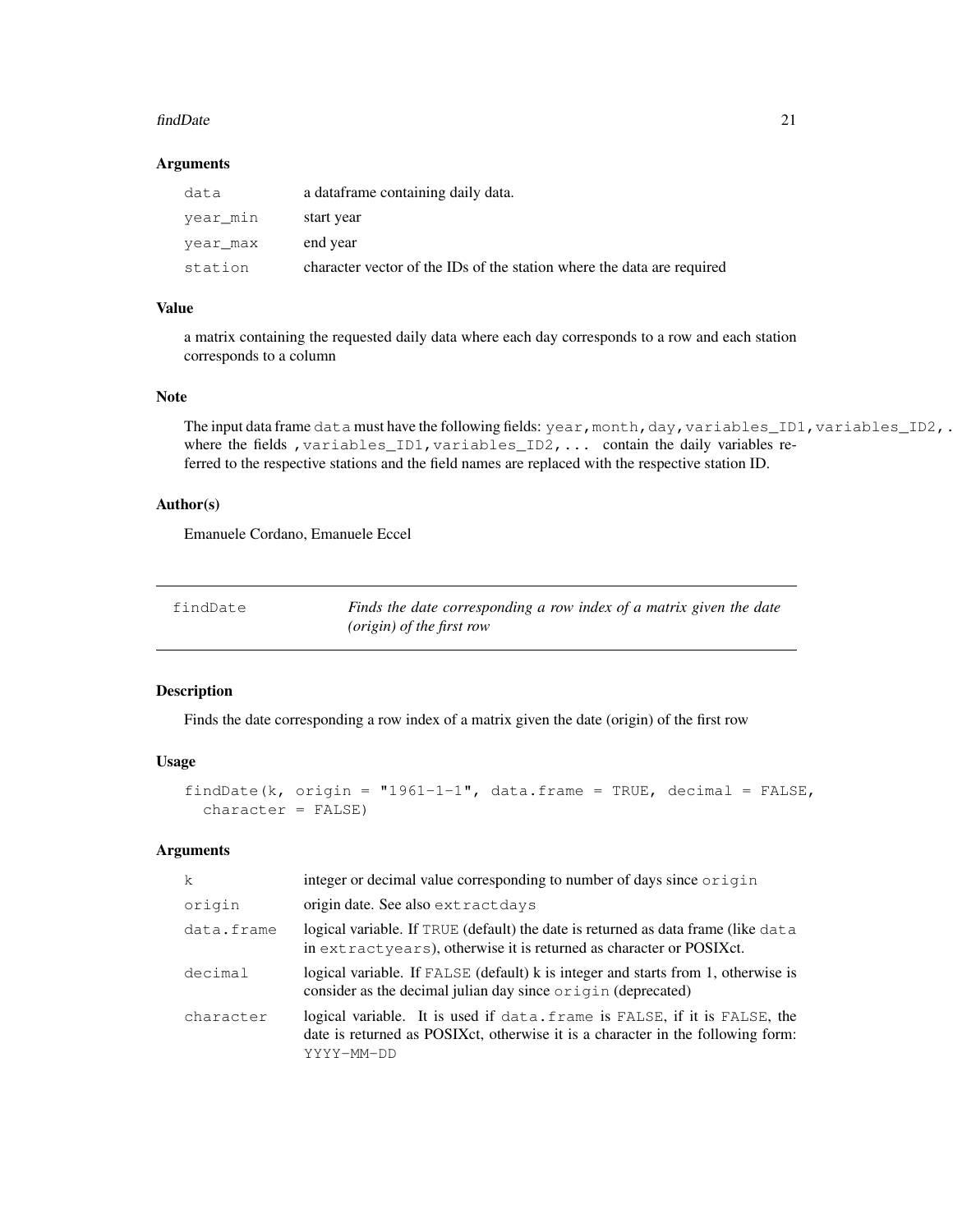## Arguments

| | |
|---|---|
| data | a dataframe containing daily data. |
| year_min | start year |
| year_max | end year |
| station | character vector of the IDs of the station where the data are required |

## Value

a matrix containing the requested daily data where each day corresponds to a row and each station corresponds to a column

## Note

The input data frame `data` must have the following fields: `year,month,day,variables_ID1,variables_ID2,.` where the fields `,variables_ID1,variables_ID2,...` contain the daily variables referred to the respective stations and the field names are replaced with the respective station ID.

## Author(s)

Emanuele Cordano, Emanuele Eccel

---

# findDate *Finds the date corresponding a row index of a matrix given the date (origin) of the first row*

## Description

Finds the date corresponding a row index of a matrix given the date (origin) of the first row

## Usage

```
findDate(k, origin = "1961-1-1", data.frame = TRUE, decimal = FALSE,
  character = FALSE)
```

## Arguments

| | |
|---|---|
| k | integer or decimal value corresponding to number of days since `origin` |
| origin | origin date. See also `extractdays` |
| data.frame | logical variable. If `TRUE` (default) the date is returned as data frame (like `data` in `extractyears`), otherwise it is returned as character or POSIXct. |
| decimal | logical variable. If `FALSE` (default) k is integer and starts from 1, otherwise is consider as the decimal julian day since `origin` (deprecated) |
| character | logical variable. It is used if `data.frame` is `FALSE`, if it is `FALSE`, the date is returned as POSIXct, otherwise it is a character in the following form: `YYYY-MM-DD` |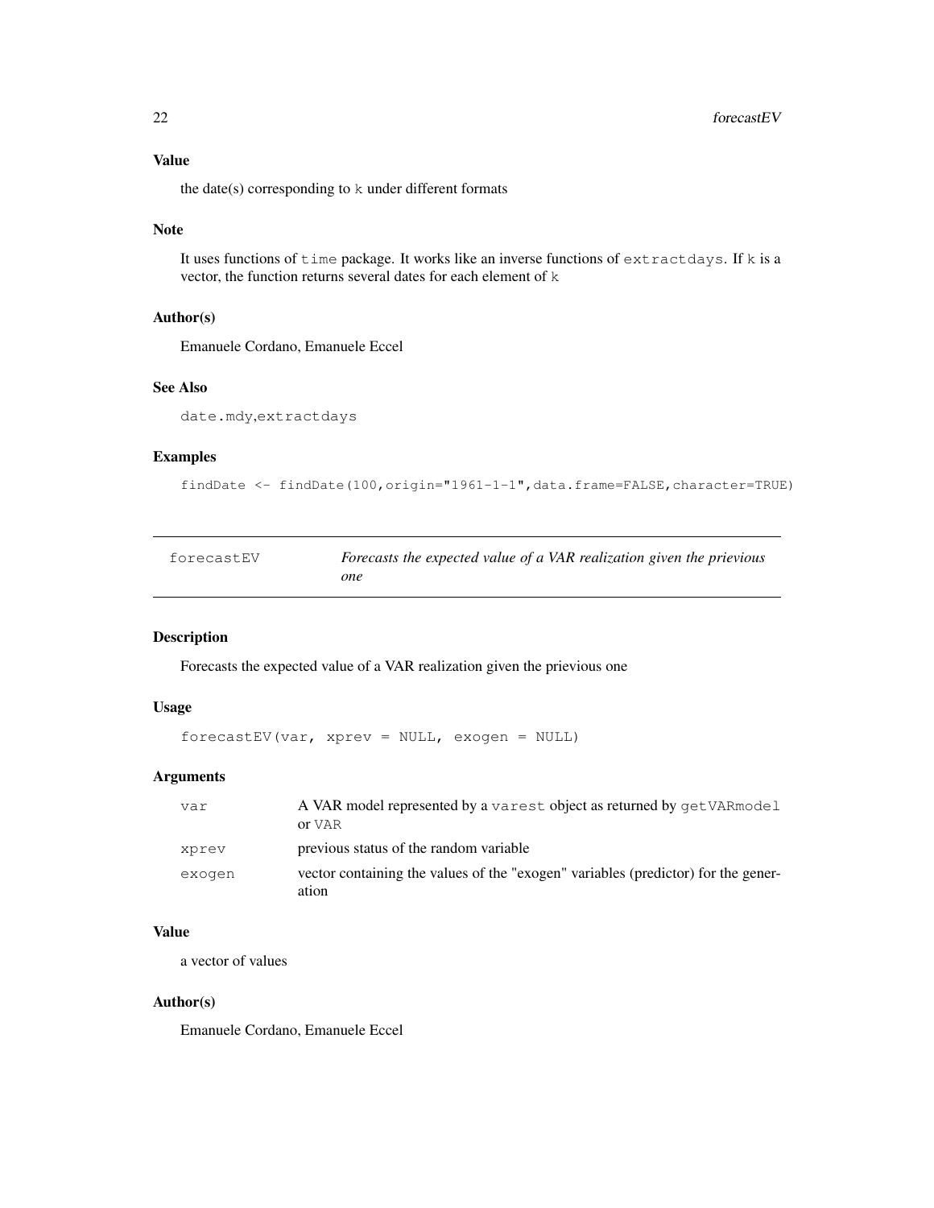### Value

the date(s) corresponding to `k` under different formats

### Note

It uses functions of `time` package. It works like an inverse functions of `extractdays`. If `k` is a vector, the function returns several dates for each element of `k`

### Author(s)

Emanuele Cordano, Emanuele Eccel

### See Also

`date.mdy`,`extractdays`

### Examples

```
findDate <- findDate(100,origin="1961-1-1",data.frame=FALSE,character=TRUE)
```

---

## forecastEV — *Forecasts the expected value of a VAR realization given the prievious one*

---

### Description

Forecasts the expected value of a VAR realization given the prievious one

### Usage

```
forecastEV(var, xprev = NULL, exogen = NULL)
```

### Arguments

| | |
|---|---|
| `var` | A VAR model represented by a `varest` object as returned by `getVARmodel` or `VAR` |
| `xprev` | previous status of the random variable |
| `exogen` | vector containing the values of the "exogen" variables (predictor) for the generation |

### Value

a vector of values

### Author(s)

Emanuele Cordano, Emanuele Eccel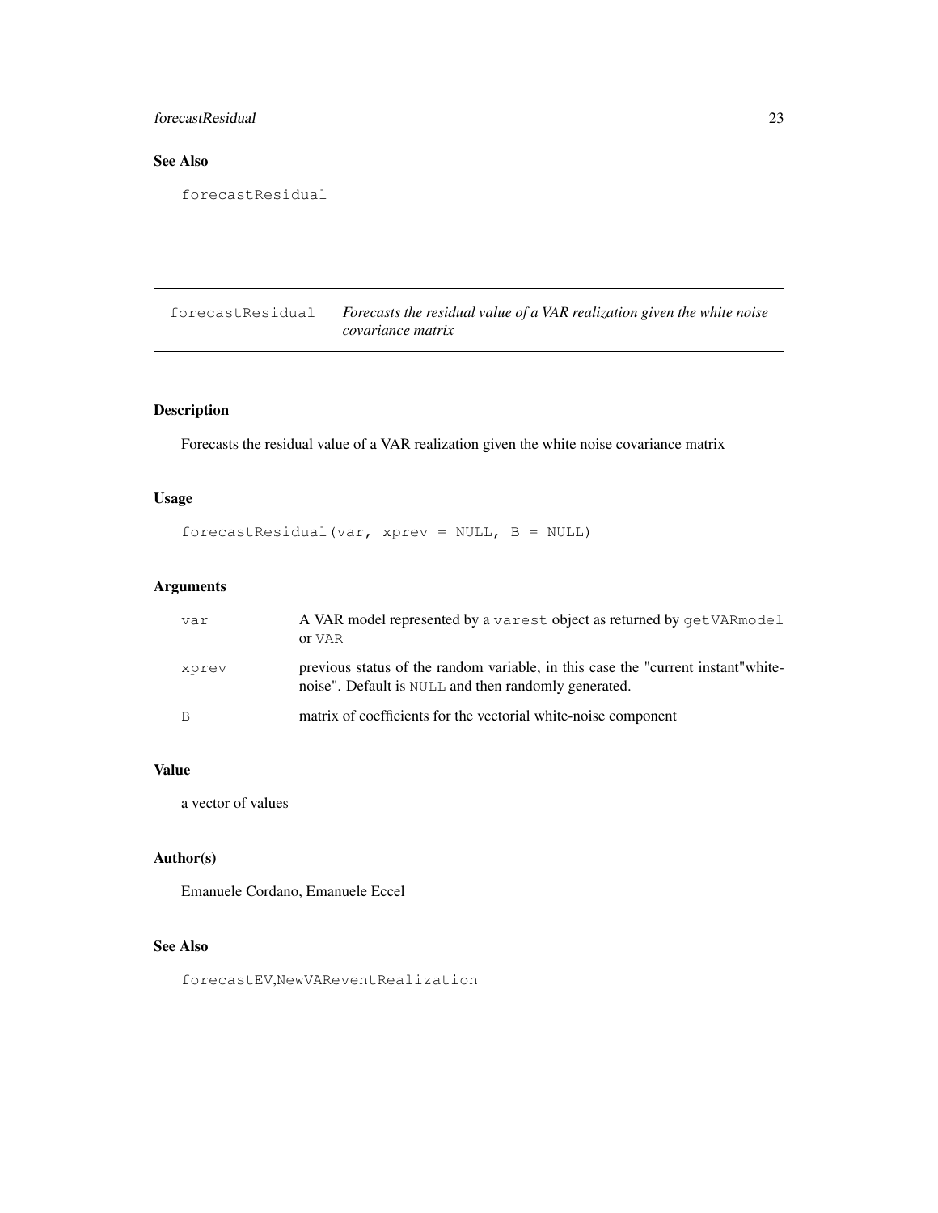## See Also

`forecastResidual`

---

## forecastResidual *Forecasts the residual value of a VAR realization given the white noise covariance matrix*

---

### Description

Forecasts the residual value of a VAR realization given the white noise covariance matrix

### Usage

```
forecastResidual(var, xprev = NULL, B = NULL)
```

### Arguments

| | |
|---|---|
| `var` | A VAR model represented by a `varest` object as returned by `getVARmodel` or `VAR` |
| `xprev` | previous status of the random variable, in this case the "current instant"white-noise". Default is `NULL` and then randomly generated. |
| `B` | matrix of coefficients for the vectorial white-noise component |

### Value

a vector of values

### Author(s)

Emanuele Cordano, Emanuele Eccel

### See Also

`forecastEV`,`NewVAReventRealization`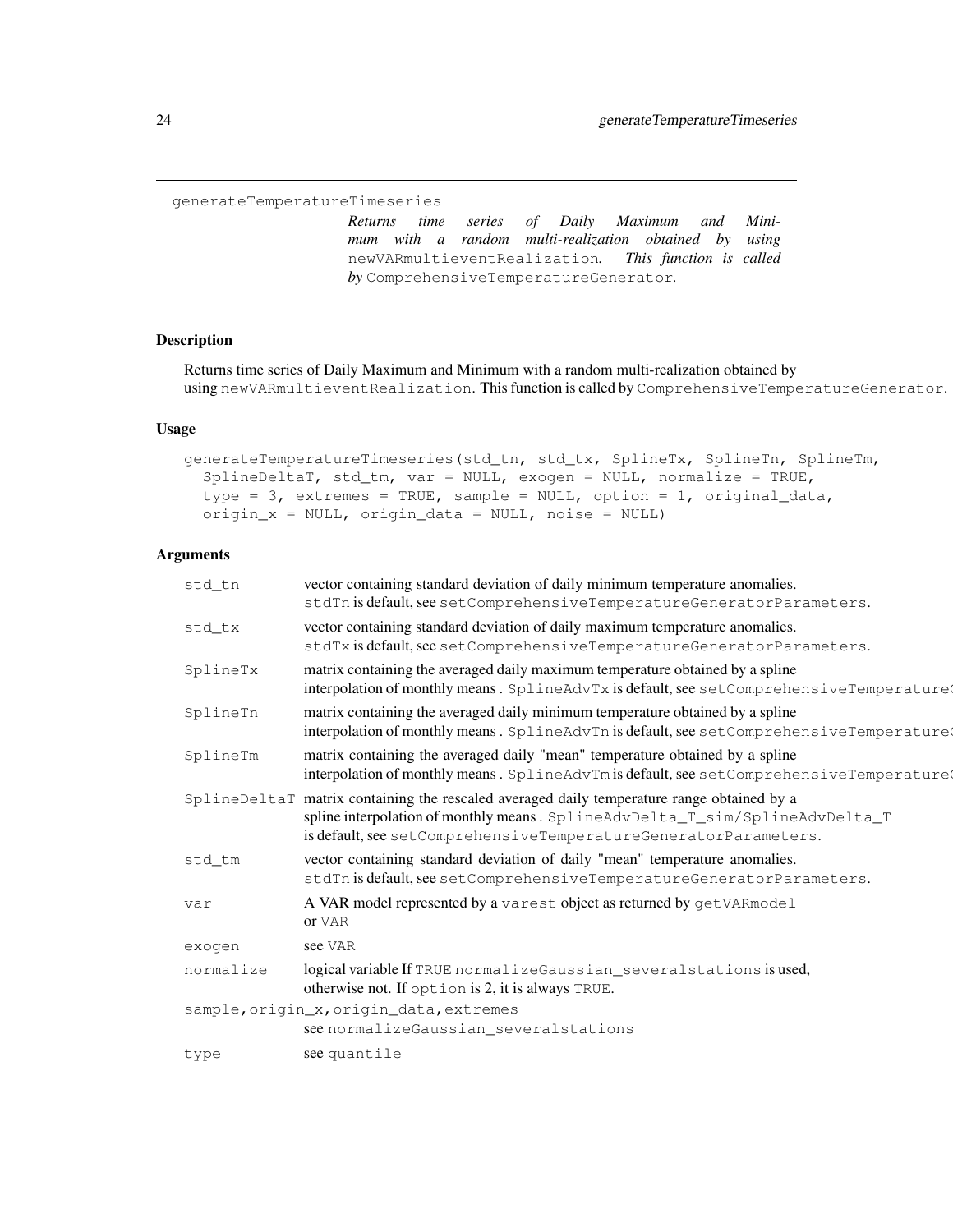## generateTemperatureTimeseries

*Returns time series of Daily Maximum and Minimum with a random multi-realization obtained by using* `newVARmultieventRealization`*. This function is called by* `ComprehensiveTemperatureGenerator`*.*

### Description

Returns time series of Daily Maximum and Minimum with a random multi-realization obtained by using `newVARmultieventRealization`. This function is called by `ComprehensiveTemperatureGenerator`.

### Usage

```
generateTemperatureTimeseries(std_tn, std_tx, SplineTx, SplineTn, SplineTm,
  SplineDeltaT, std_tm, var = NULL, exogen = NULL, normalize = TRUE,
  type = 3, extremes = TRUE, sample = NULL, option = 1, original_data,
  origin_x = NULL, origin_data = NULL, noise = NULL)
```

### Arguments

| | |
|---|---|
| `std_tn` | vector containing standard deviation of daily minimum temperature anomalies. `stdTn` is default, see `setComprehensiveTemperatureGeneratorParameters`. |
| `std_tx` | vector containing standard deviation of daily maximum temperature anomalies. `stdTx` is default, see `setComprehensiveTemperatureGeneratorParameters`. |
| `SplineTx` | matrix containing the averaged daily maximum temperature obtained by a spline interpolation of monthly means . `SplineAdvTx` is default, see `setComprehensiveTemperatureGeneratorParameters`. |
| `SplineTn` | matrix containing the averaged daily minimum temperature obtained by a spline interpolation of monthly means . `SplineAdvTn` is default, see `setComprehensiveTemperatureGeneratorParameters`. |
| `SplineTm` | matrix containing the averaged daily "mean" temperature obtained by a spline interpolation of monthly means . `SplineAdvTm` is default, see `setComprehensiveTemperatureGeneratorParameters`. |
| `SplineDeltaT` | matrix containing the rescaled averaged daily temperature range obtained by a spline interpolation of monthly means . `SplineAdvDelta_T_sim/SplineAdvDelta_T` is default, see `setComprehensiveTemperatureGeneratorParameters`. |
| `std_tm` | vector containing standard deviation of daily "mean" temperature anomalies. `stdTn` is default, see `setComprehensiveTemperatureGeneratorParameters`. |
| `var` | A VAR model represented by a `varest` object as returned by `getVARmodel` or `VAR` |
| `exogen` | see `VAR` |
| `normalize` | logical variable If `TRUE` `normalizeGaussian_severalstations` is used, otherwise not. If `option` is 2, it is always `TRUE`. |
| `sample,origin_x,origin_data,extremes` | see `normalizeGaussian_severalstations` |
| `type` | see `quantile` |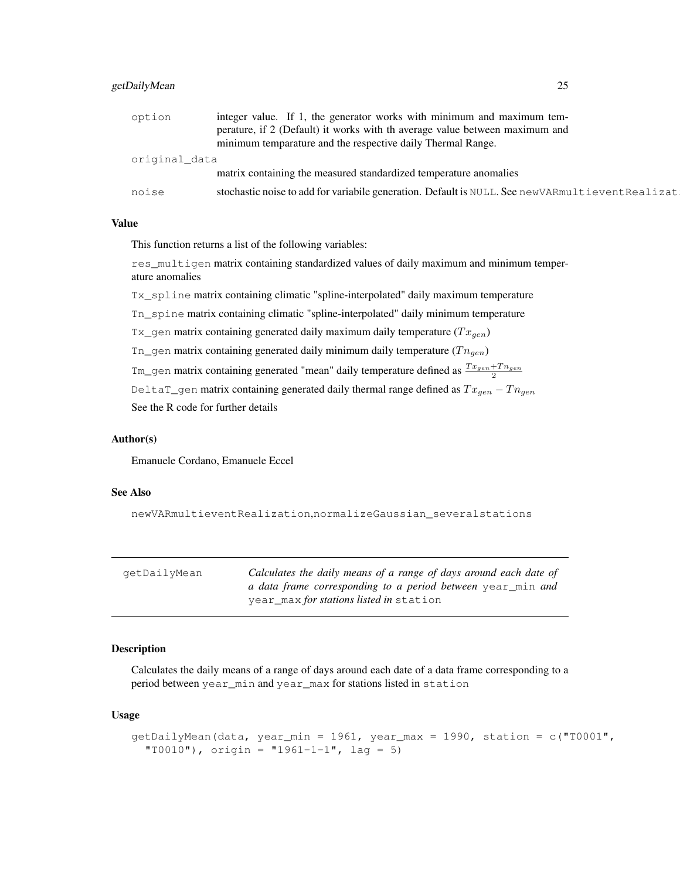| | |
|---|---|
| option | integer value. If 1, the generator works with minimum and maximum temperature, if 2 (Default) it works with th average value between maximum and minimum temparature and the respective daily Thermal Range. |
| original_data | matrix containing the measured standardized temperature anomalies |
| noise | stochastic noise to add for variabile generation. Default is NULL. See newVARmultieventRealizat |

### Value

This function returns a list of the following variables:

res_multigen matrix containing standardized values of daily maximum and minimum temperature anomalies

Tx_spline matrix containing climatic "spline-interpolated" daily maximum temperature

Tn_spine matrix containing climatic "spline-interpolated" daily minimum temperature

Tx_gen matrix containing generated daily maximum daily temperature ($Tx_{gen}$)

Tn_gen matrix containing generated daily minimum daily temperature ($Tn_{gen}$)

Tm_gen matrix containing generated "mean" daily temperature defined as $\frac{Tx_{gen}+Tn_{gen}}{2}$

DeltaT_gen matrix containing generated daily thermal range defined as $Tx_{gen} - Tn_{gen}$

See the R code for further details

### Author(s)

Emanuele Cordano, Emanuele Eccel

### See Also

newVARmultieventRealization,normalizeGaussian_severalstations

---

## getDailyMean — *Calculates the daily means of a range of days around each date of a data frame corresponding to a period between* year_min *and* year_max *for stations listed in* station

### Description

Calculates the daily means of a range of days around each date of a data frame corresponding to a period between year_min and year_max for stations listed in station

### Usage

```
getDailyMean(data, year_min = 1961, year_max = 1990, station = c("T0001",
  "T0010"), origin = "1961-1-1", lag = 5)
```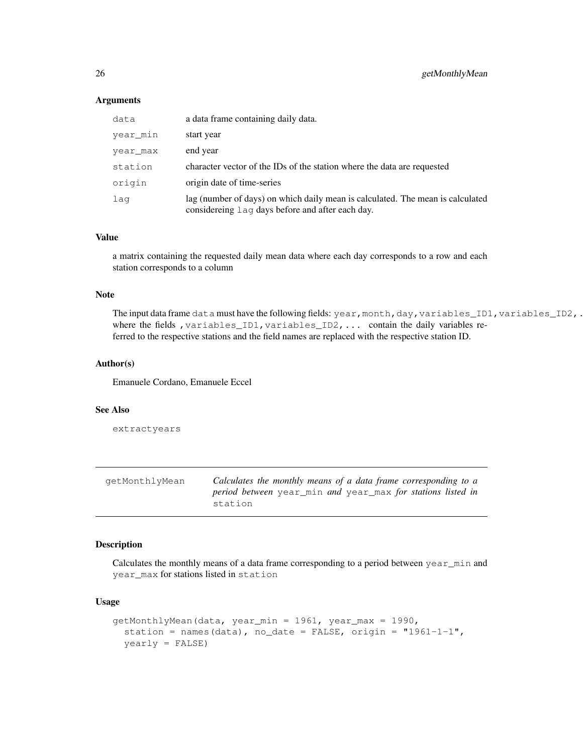### Arguments

| | |
|---|---|
| `data` | a data frame containing daily data. |
| `year_min` | start year |
| `year_max` | end year |
| `station` | character vector of the IDs of the station where the data are requested |
| `origin` | origin date of time-series |
| `lag` | lag (number of days) on which daily mean is calculated. The mean is calculated considereing `lag` days before and after each day. |

### Value

a matrix containing the requested daily mean data where each day corresponds to a row and each station corresponds to a column

### Note

The input data frame `data` must have the following fields: `year,month,day,variables_ID1,variables_ID2,...` where the fields `,variables_ID1,variables_ID2,...` contain the daily variables referred to the respective stations and the field names are replaced with the respective station ID.

### Author(s)

Emanuele Cordano, Emanuele Eccel

### See Also

`extractyears`

---

## getMonthlyMean *Calculates the monthly means of a data frame corresponding to a period between* `year_min` *and* `year_max` *for stations listed in* `station`

---

### Description

Calculates the monthly means of a data frame corresponding to a period between `year_min` and `year_max` for stations listed in `station`

### Usage

```
getMonthlyMean(data, year_min = 1961, year_max = 1990,
  station = names(data), no_date = FALSE, origin = "1961-1-1",
  yearly = FALSE)
```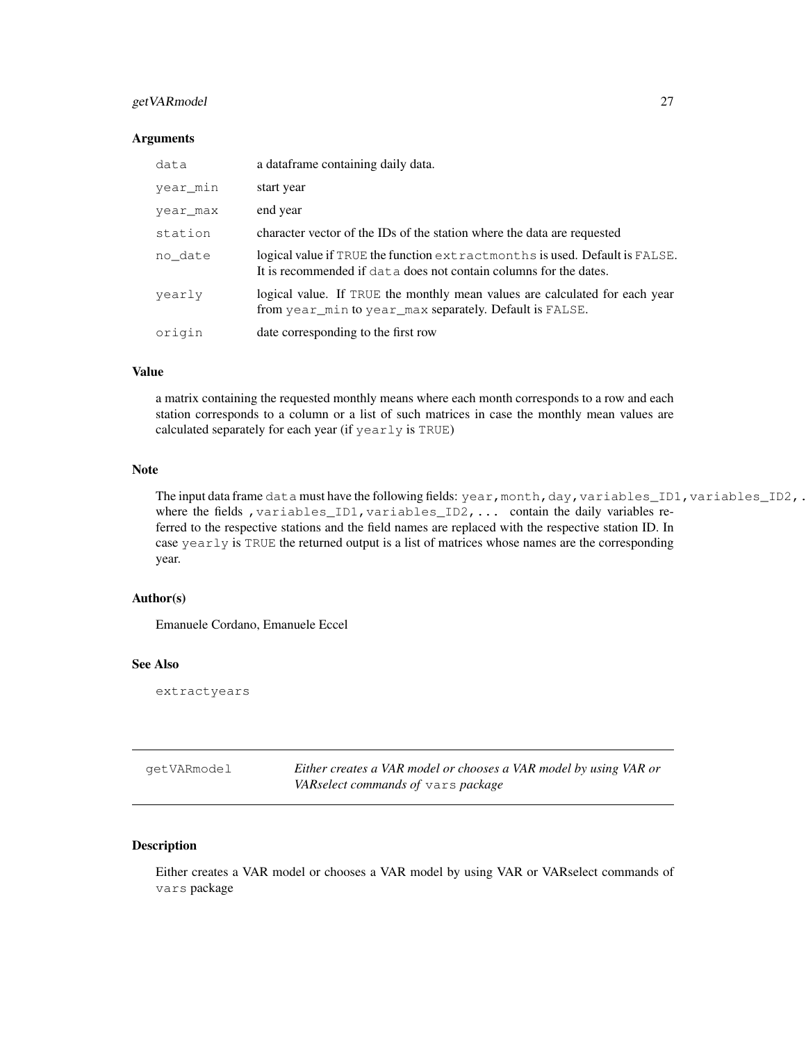### Arguments

| | |
|---|---|
| `data` | a dataframe containing daily data. |
| `year_min` | start year |
| `year_max` | end year |
| `station` | character vector of the IDs of the station where the data are requested |
| `no_date` | logical value if `TRUE` the function `extractmonths` is used. Default is `FALSE`. It is recommended if `data` does not contain columns for the dates. |
| `yearly` | logical value. If `TRUE` the monthly mean values are calculated for each year from `year_min` to `year_max` separately. Default is `FALSE`. |
| `origin` | date corresponding to the first row |

### Value

a matrix containing the requested monthly means where each month corresponds to a row and each station corresponds to a column or a list of such matrices in case the monthly mean values are calculated separately for each year (if `yearly` is `TRUE`)

### Note

The input data frame `data` must have the following fields: `year,month,day,variables_ID1,variables_ID2,.` where the fields `,variables_ID1,variables_ID2,...` contain the daily variables referred to the respective stations and the field names are replaced with the respective station ID. In case `yearly` is `TRUE` the returned output is a list of matrices whose names are the corresponding year.

### Author(s)

Emanuele Cordano, Emanuele Eccel

### See Also

`extractyears`

---

## getVARmodel *Either creates a VAR model or chooses a VAR model by using VAR or VARselect commands of* `vars` *package*

---

### Description

Either creates a VAR model or chooses a VAR model by using VAR or VARselect commands of `vars` package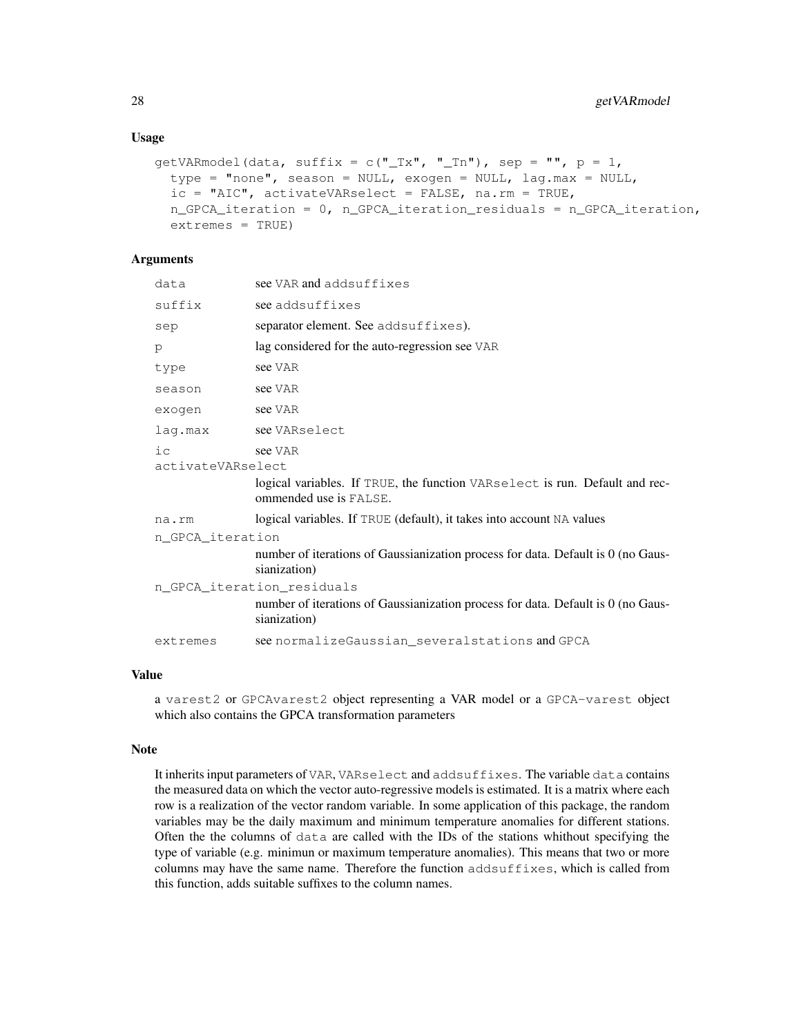### Usage

```
getVARmodel(data, suffix = c("_Tx", "_Tn"), sep = "", p = 1,
  type = "none", season = NULL, exogen = NULL, lag.max = NULL,
  ic = "AIC", activateVARselect = FALSE, na.rm = TRUE,
  n_GPCA_iteration = 0, n_GPCA_iteration_residuals = n_GPCA_iteration,
  extremes = TRUE)
```

### Arguments

| | |
|---|---|
| `data` | see `VAR` and `addsuffixes` |
| `suffix` | see `addsuffixes` |
| `sep` | separator element. See `addsuffixes`). |
| `p` | lag considered for the auto-regression see `VAR` |
| `type` | see `VAR` |
| `season` | see `VAR` |
| `exogen` | see `VAR` |
| `lag.max` | see `VARselect` |
| `ic` | see `VAR` |
| `activateVARselect` | logical variables. If `TRUE`, the function `VARselect` is run. Default and recommended use is `FALSE`. |
| `na.rm` | logical variables. If `TRUE` (default), it takes into account `NA` values |
| `n_GPCA_iteration` | number of iterations of Gaussianization process for data. Default is 0 (no Gaussianization) |
| `n_GPCA_iteration_residuals` | number of iterations of Gaussianization process for data. Default is 0 (no Gaussianization) |
| `extremes` | see `normalizeGaussian_severalstations` and `GPCA` |

### Value

a `varest2` or `GPCAvarest2` object representing a VAR model or a `GPCA-varest` object which also contains the GPCA transformation parameters

### Note

It inherits input parameters of `VAR`, `VARselect` and `addsuffixes`. The variable `data` contains the measured data on which the vector auto-regressive models is estimated. It is a matrix where each row is a realization of the vector random variable. In some application of this package, the random variables may be the daily maximum and minimum temperature anomalies for different stations. Often the the columns of `data` are called with the IDs of the stations whithout specifying the type of variable (e.g. minimun or maximum temperature anomalies). This means that two or more columns may have the same name. Therefore the function `addsuffixes`, which is called from this function, adds suitable suffixes to the column names.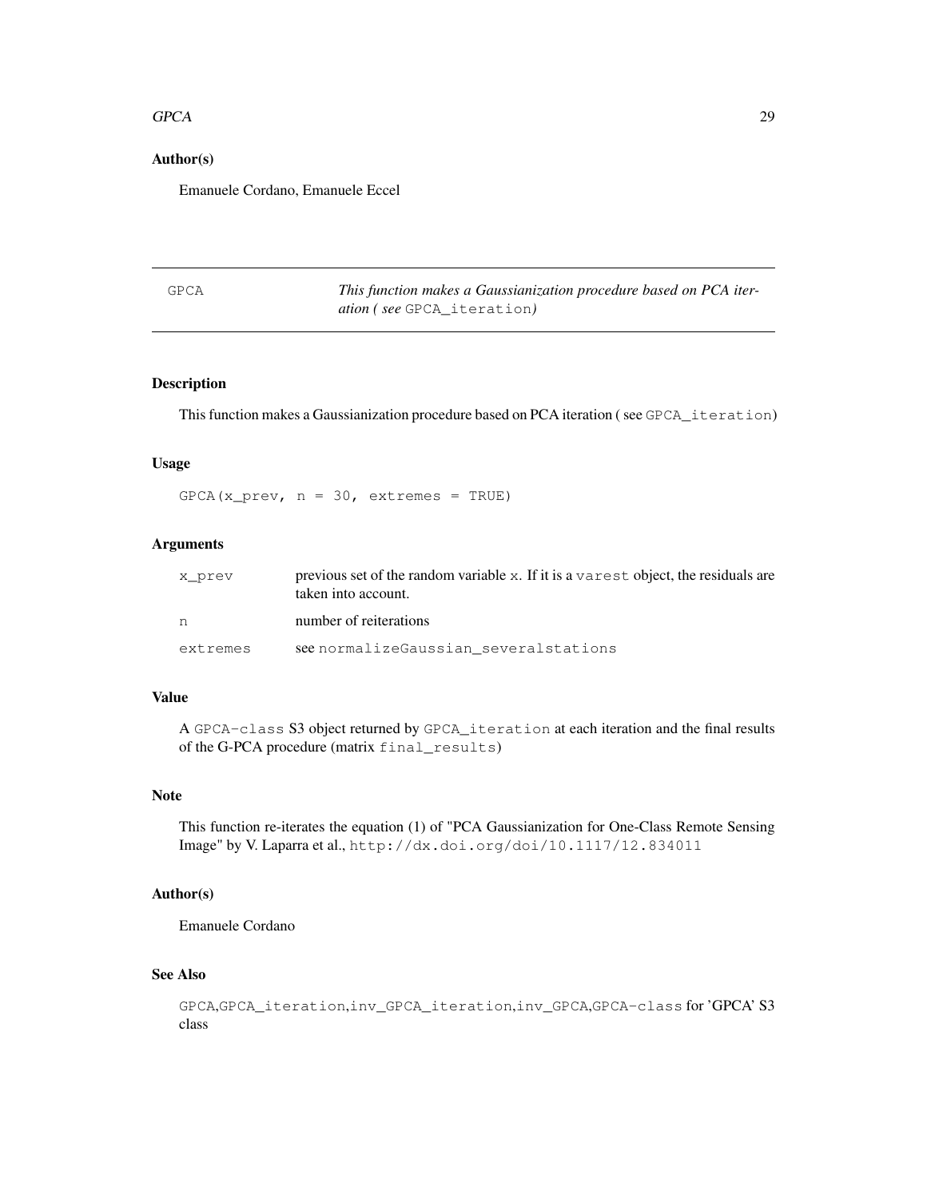### Author(s)

Emanuele Cordano, Emanuele Eccel

---

GPCA — *This function makes a Gaussianization procedure based on PCA iteration ( see* `GPCA_iteration`*)*

---

### Description

This function makes a Gaussianization procedure based on PCA iteration ( see `GPCA_iteration`)

### Usage

```
GPCA(x_prev, n = 30, extremes = TRUE)
```

### Arguments

| | |
|---|---|
| `x_prev` | previous set of the random variable `x`. If it is a `varest` object, the residuals are taken into account. |
| `n` | number of reiterations |
| `extremes` | see `normalizeGaussian_severalstations` |

### Value

A `GPCA-class` S3 object returned by `GPCA_iteration` at each iteration and the final results of the G-PCA procedure (matrix `final_results`)

### Note

This function re-iterates the equation (1) of "PCA Gaussianization for One-Class Remote Sensing Image" by V. Laparra et al., `http://dx.doi.org/doi/10.1117/12.834011`

### Author(s)

Emanuele Cordano

### See Also

`GPCA`,`GPCA_iteration`,`inv_GPCA_iteration`,`inv_GPCA`,`GPCA-class` for 'GPCA' S3 class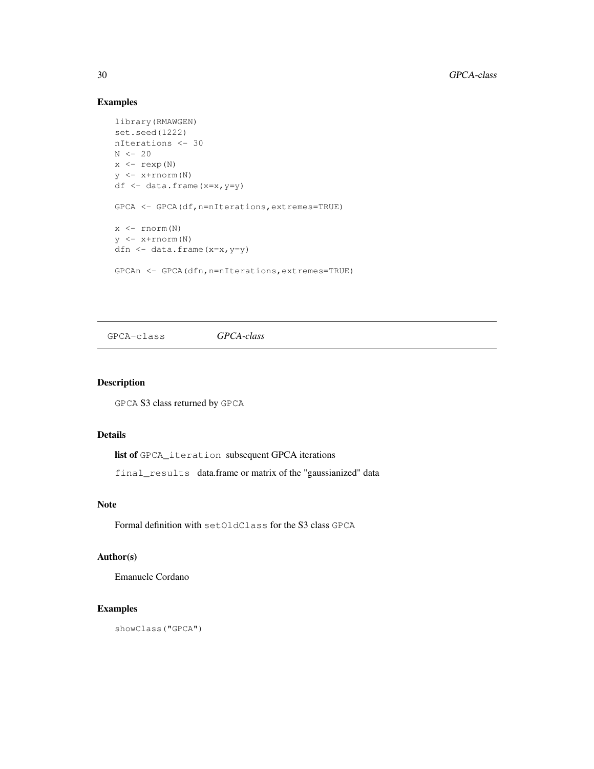### Examples

```
library(RMAWGEN)
set.seed(1222)
nIterations <- 30
N <- 20
x <- rexp(N)
y <- x+rnorm(N)
df <- data.frame(x=x,y=y)

GPCA <- GPCA(df,n=nIterations,extremes=TRUE)

x <- rnorm(N)
y <- x+rnorm(N)
dfn <- data.frame(x=x,y=y)

GPCAn <- GPCA(dfn,n=nIterations,extremes=TRUE)
```

---

## GPCA-class &nbsp;&nbsp;&nbsp;&nbsp; *GPCA-class*

---

### Description

`GPCA` S3 class returned by `GPCA`

### Details

**list of** `GPCA_iteration` subsequent GPCA iterations

`final_results` data.frame or matrix of the "gaussianized" data

### Note

Formal definition with `setOldClass` for the S3 class `GPCA`

### Author(s)

Emanuele Cordano

### Examples

```
showClass("GPCA")
```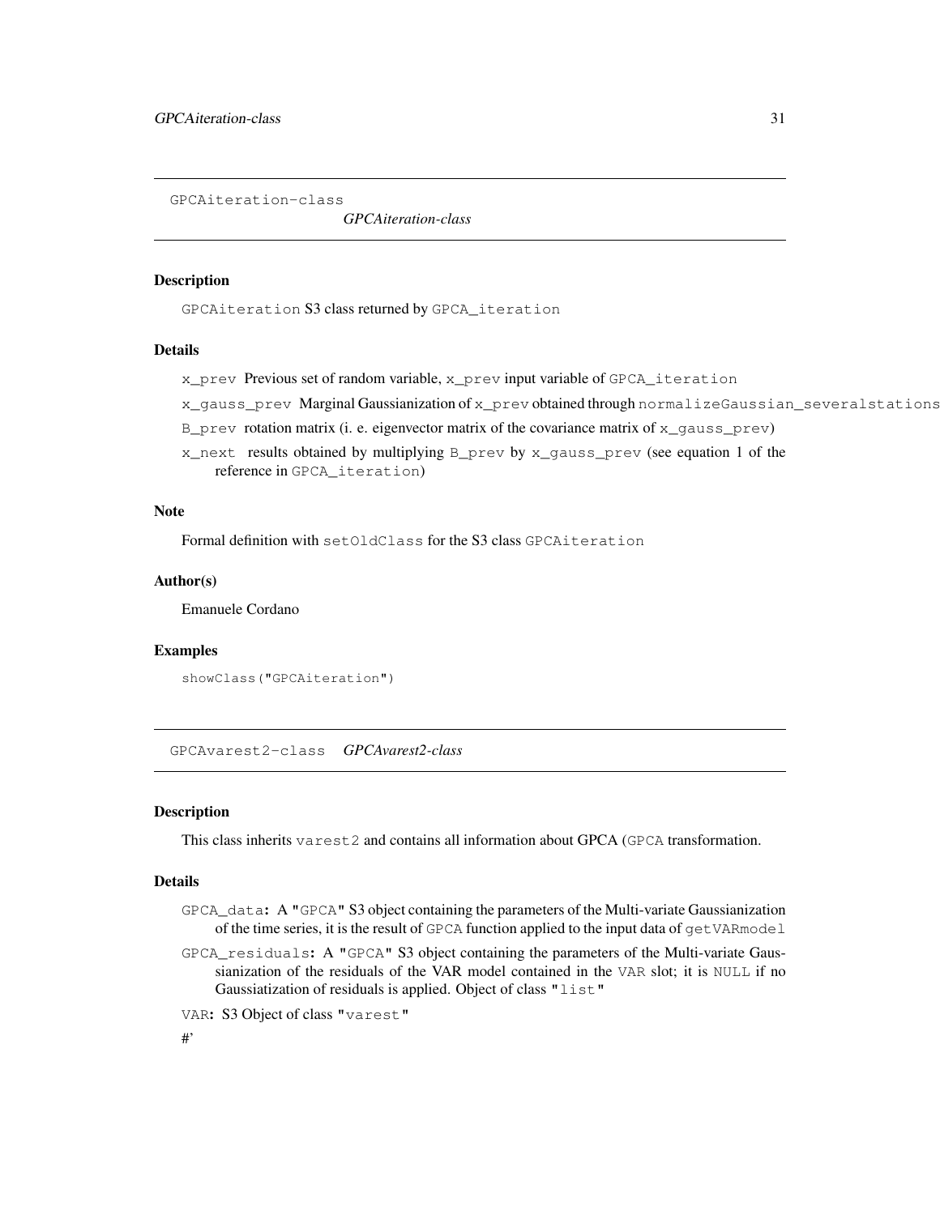## GPCAiteration-class

*GPCAiteration-class*

### Description

GPCAiteration S3 class returned by GPCA_iteration

### Details

- x_prev Previous set of random variable, x_prev input variable of GPCA_iteration
- x_gauss_prev Marginal Gaussianization of x_prev obtained through normalizeGaussian_severalstations
- B_prev rotation matrix (i. e. eigenvector matrix of the covariance matrix of x_gauss_prev)
- x_next results obtained by multiplying B_prev by x_gauss_prev (see equation 1 of the reference in GPCA_iteration)

### Note

Formal definition with setOldClass for the S3 class GPCAiteration

### Author(s)

Emanuele Cordano

### Examples

```
showClass("GPCAiteration")
```

## GPCAvarest2-class

*GPCAvarest2-class*

### Description

This class inherits varest2 and contains all information about GPCA (GPCA transformation.

### Details

- GPCA_data: A "GPCA" S3 object containing the parameters of the Multi-variate Gaussianization of the time series, it is the result of GPCA function applied to the input data of getVARmodel
- GPCA_residuals: A "GPCA" S3 object containing the parameters of the Multi-variate Gaussianization of the residuals of the VAR model contained in the VAR slot; it is NULL if no Gaussiatization of residuals is applied. Object of class "list"
- VAR: S3 Object of class "varest"

#'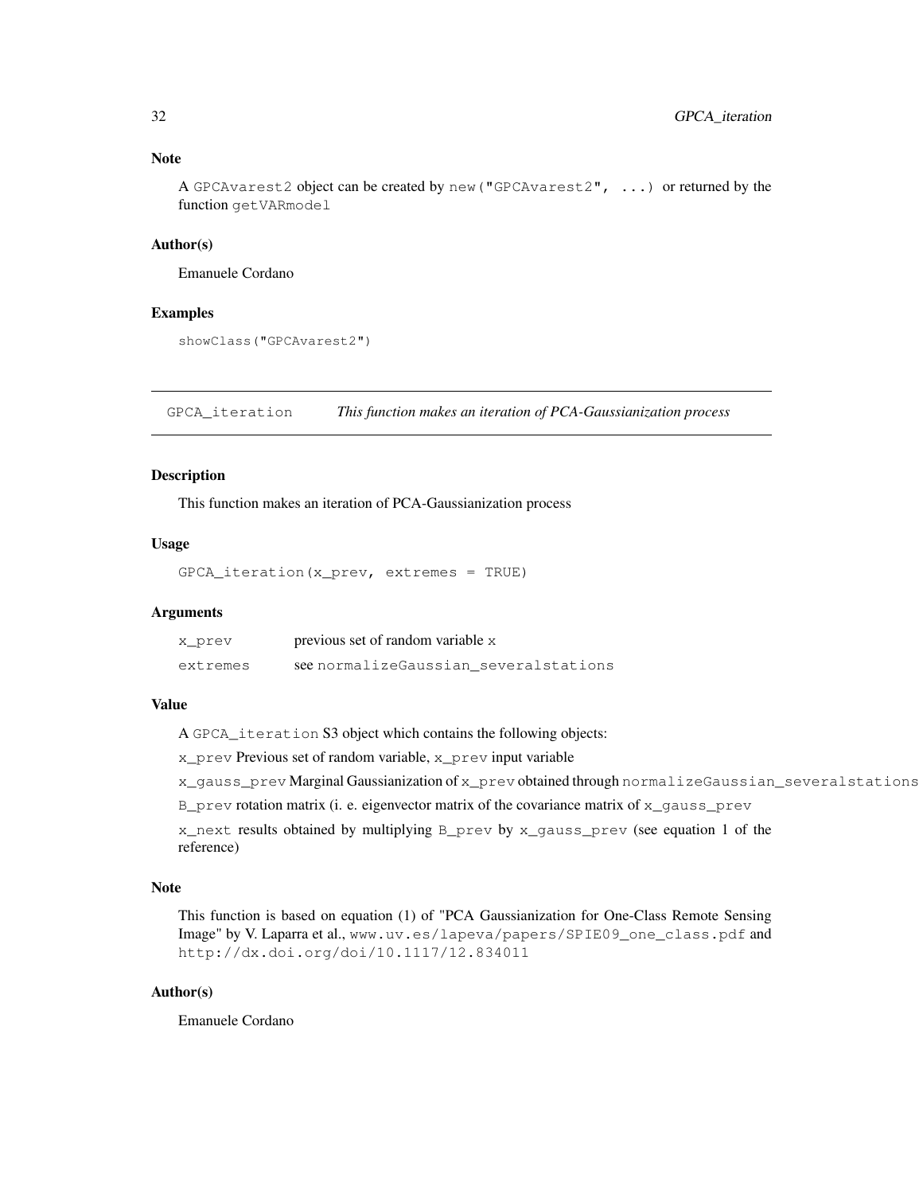### Note

A `GPCAvarest2` object can be created by `new("GPCAvarest2", ...)` or returned by the function `getVARmodel`

### Author(s)

Emanuele Cordano

### Examples

```
showClass("GPCAvarest2")
```

---

## GPCA_iteration — *This function makes an iteration of PCA-Gaussianization process*

---

### Description

This function makes an iteration of PCA-Gaussianization process

### Usage

```
GPCA_iteration(x_prev, extremes = TRUE)
```

### Arguments

| | |
|---|---|
| `x_prev` | previous set of random variable `x` |
| `extremes` | see `normalizeGaussian_severalstations` |

### Value

A `GPCA_iteration` S3 object which contains the following objects:

`x_prev` Previous set of random variable, `x_prev` input variable

`x_gauss_prev` Marginal Gaussianization of `x_prev` obtained through `normalizeGaussian_severalstations`

`B_prev` rotation matrix (i. e. eigenvector matrix of the covariance matrix of `x_gauss_prev`

`x_next` results obtained by multiplying `B_prev` by `x_gauss_prev` (see equation 1 of the reference)

### Note

This function is based on equation (1) of "PCA Gaussianization for One-Class Remote Sensing Image" by V. Laparra et al., `www.uv.es/lapeva/papers/SPIE09_one_class.pdf` and `http://dx.doi.org/doi/10.1117/12.834011`

### Author(s)

Emanuele Cordano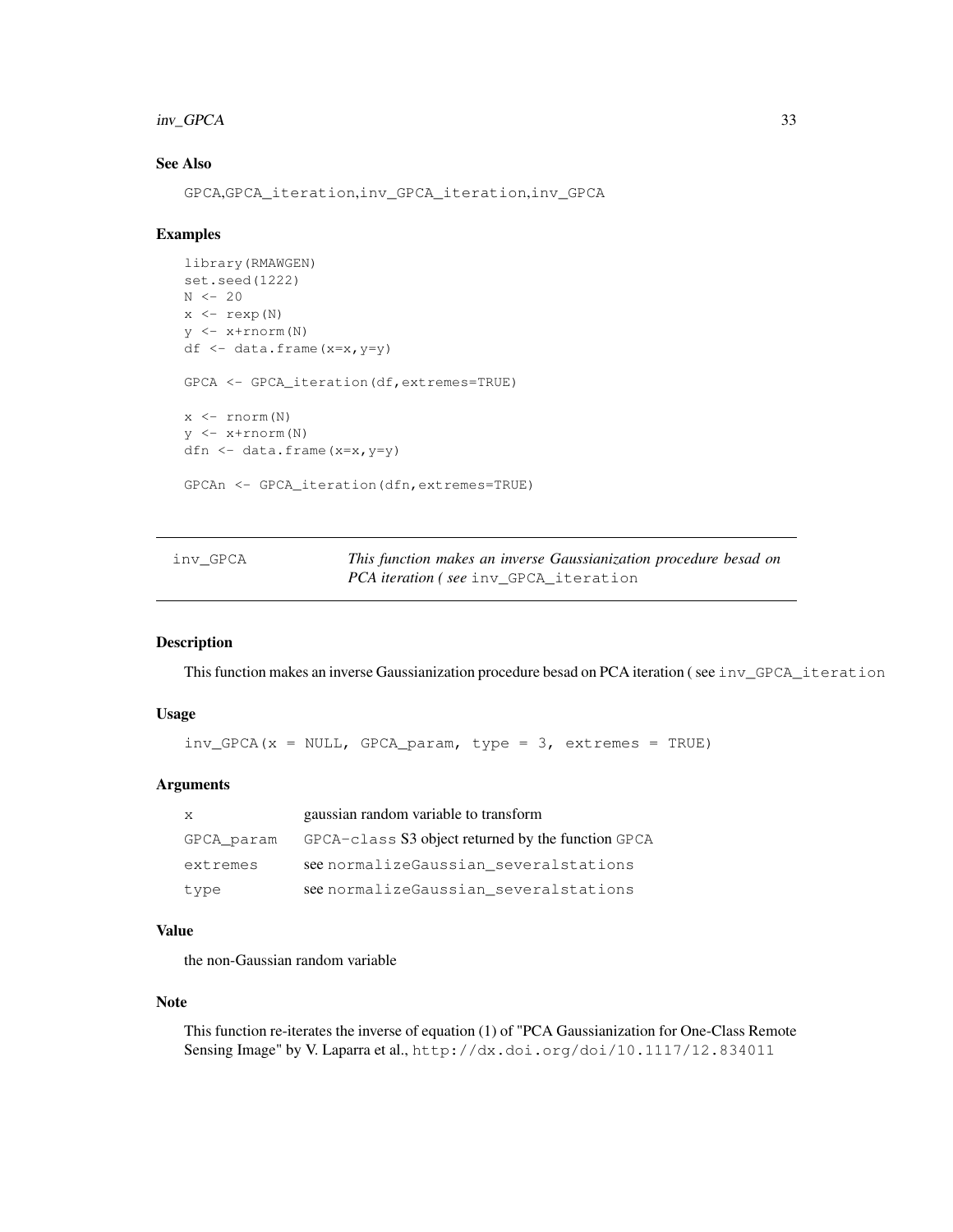### See Also

GPCA,GPCA_iteration,inv_GPCA_iteration,inv_GPCA

### Examples

```
library(RMAWGEN)
set.seed(1222)
N <- 20
x <- rexp(N)
y <- x+rnorm(N)
df <- data.frame(x=x,y=y)

GPCA <- GPCA_iteration(df,extremes=TRUE)

x <- rnorm(N)
y <- x+rnorm(N)
dfn <- data.frame(x=x,y=y)

GPCAn <- GPCA_iteration(dfn,extremes=TRUE)
```

---

## inv_GPCA — *This function makes an inverse Gaussianization procedure besad on PCA iteration ( see* `inv_GPCA_iteration`

### Description

This function makes an inverse Gaussianization procedure besad on PCA iteration ( see `inv_GPCA_iteration`

### Usage

```
inv_GPCA(x = NULL, GPCA_param, type = 3, extremes = TRUE)
```

### Arguments

| | |
|---|---|
| `x` | gaussian random variable to transform |
| `GPCA_param` | `GPCA-class` S3 object returned by the function `GPCA` |
| `extremes` | see `normalizeGaussian_severalstations` |
| `type` | see `normalizeGaussian_severalstations` |

### Value

the non-Gaussian random variable

### Note

This function re-iterates the inverse of equation (1) of "PCA Gaussianization for One-Class Remote Sensing Image" by V. Laparra et al., `http://dx.doi.org/doi/10.1117/12.834011`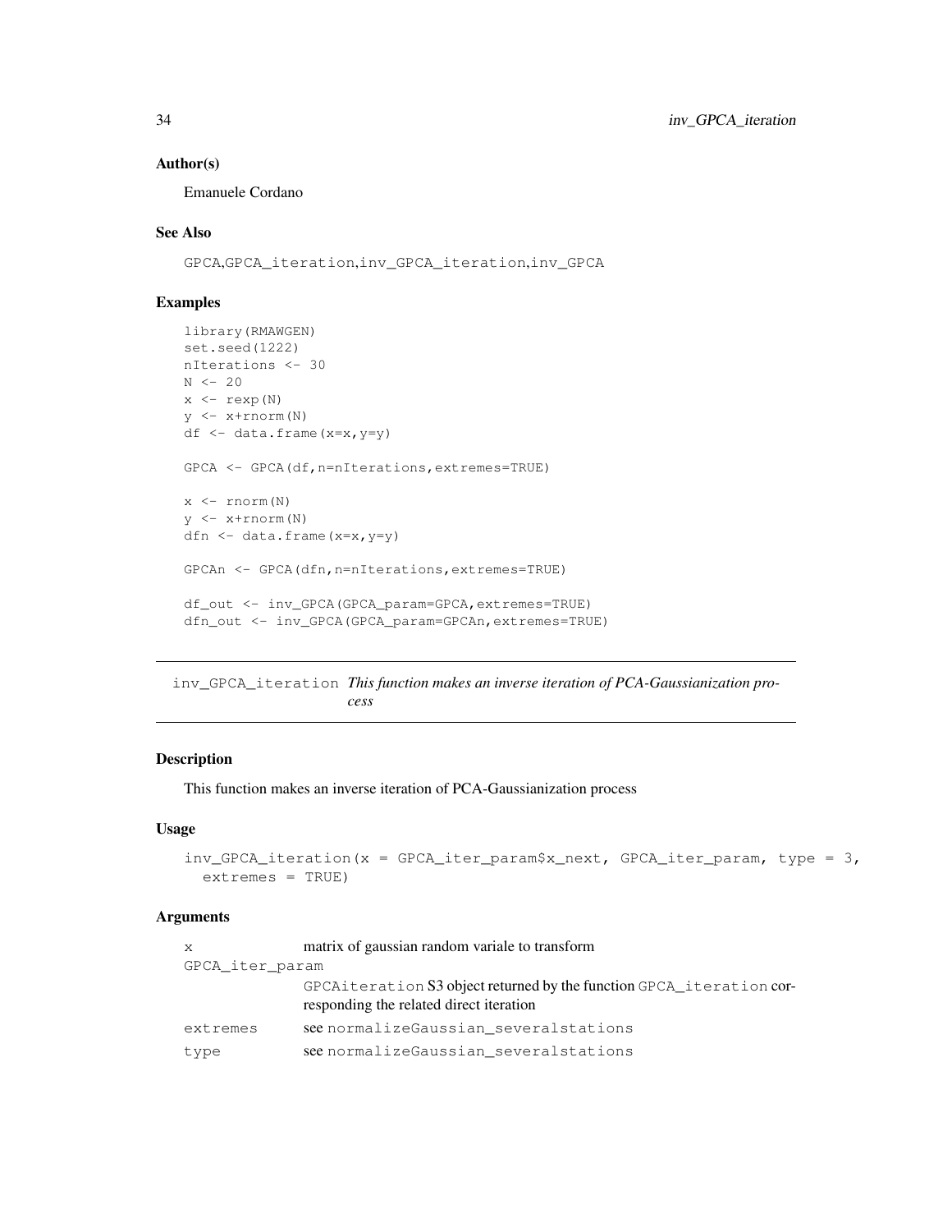### Author(s)

Emanuele Cordano

### See Also

GPCA,GPCA_iteration,inv_GPCA_iteration,inv_GPCA

### Examples

```
library(RMAWGEN)
set.seed(1222)
nIterations <- 30
N <- 20
x <- rexp(N)
y <- x+rnorm(N)
df <- data.frame(x=x,y=y)

GPCA <- GPCA(df,n=nIterations,extremes=TRUE)

x <- rnorm(N)
y <- x+rnorm(N)
dfn <- data.frame(x=x,y=y)

GPCAn <- GPCA(dfn,n=nIterations,extremes=TRUE)

df_out <- inv_GPCA(GPCA_param=GPCA,extremes=TRUE)
dfn_out <- inv_GPCA(GPCA_param=GPCAn,extremes=TRUE)
```

---

## inv_GPCA_iteration *This function makes an inverse iteration of PCA-Gaussianization process*

---

### Description

This function makes an inverse iteration of PCA-Gaussianization process

### Usage

```
inv_GPCA_iteration(x = GPCA_iter_param$x_next, GPCA_iter_param, type = 3,
  extremes = TRUE)
```

### Arguments

| | |
|---|---|
| x | matrix of gaussian random variale to transform |
| GPCA_iter_param | GPCAiteration S3 object returned by the function GPCA_iteration corresponding the related direct iteration |
| extremes | see normalizeGaussian_severalstations |
| type | see normalizeGaussian_severalstations |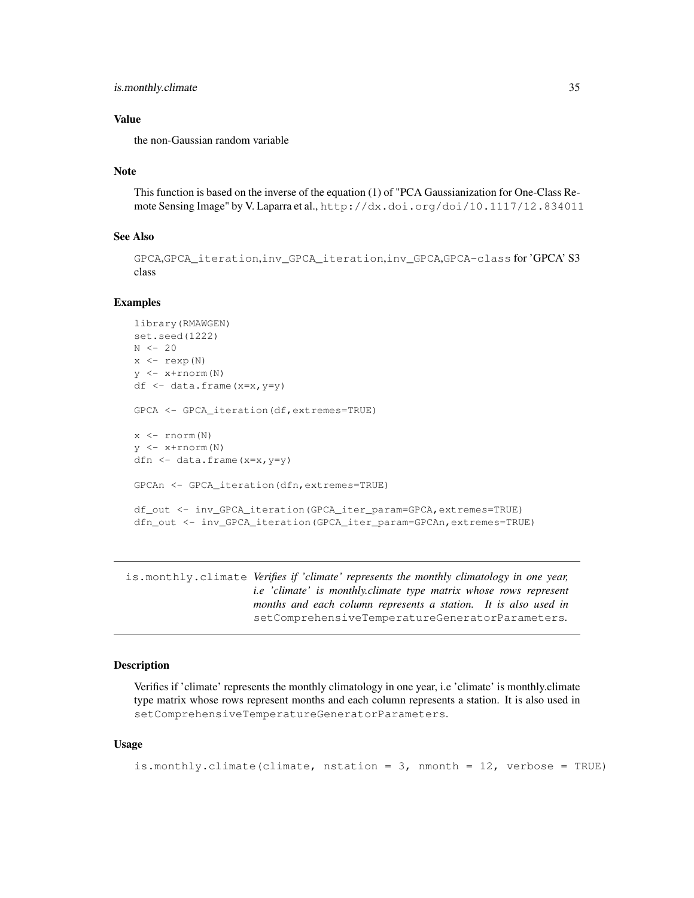### Value

the non-Gaussian random variable

### Note

This function is based on the inverse of the equation (1) of "PCA Gaussianization for One-Class Remote Sensing Image" by V. Laparra et al., `http://dx.doi.org/doi/10.1117/12.834011`

### See Also

`GPCA`,`GPCA_iteration`,`inv_GPCA_iteration`,`inv_GPCA`,`GPCA-class` for 'GPCA' S3 class

### Examples

```
library(RMAWGEN)
set.seed(1222)
N <- 20
x <- rexp(N)
y <- x+rnorm(N)
df <- data.frame(x=x,y=y)

GPCA <- GPCA_iteration(df,extremes=TRUE)

x <- rnorm(N)
y <- x+rnorm(N)
dfn <- data.frame(x=x,y=y)

GPCAn <- GPCA_iteration(dfn,extremes=TRUE)

df_out <- inv_GPCA_iteration(GPCA_iter_param=GPCA,extremes=TRUE)
dfn_out <- inv_GPCA_iteration(GPCA_iter_param=GPCAn,extremes=TRUE)
```

---

## is.monthly.climate *Verifies if 'climate' represents the monthly climatology in one year, i.e 'climate' is monthly.climate type matrix whose rows represent months and each column represents a station. It is also used in* `setComprehensiveTemperatureGeneratorParameters`.

---

### Description

Verifies if 'climate' represents the monthly climatology in one year, i.e 'climate' is monthly.climate type matrix whose rows represent months and each column represents a station. It is also used in `setComprehensiveTemperatureGeneratorParameters`.

### Usage

```
is.monthly.climate(climate, nstation = 3, nmonth = 12, verbose = TRUE)
```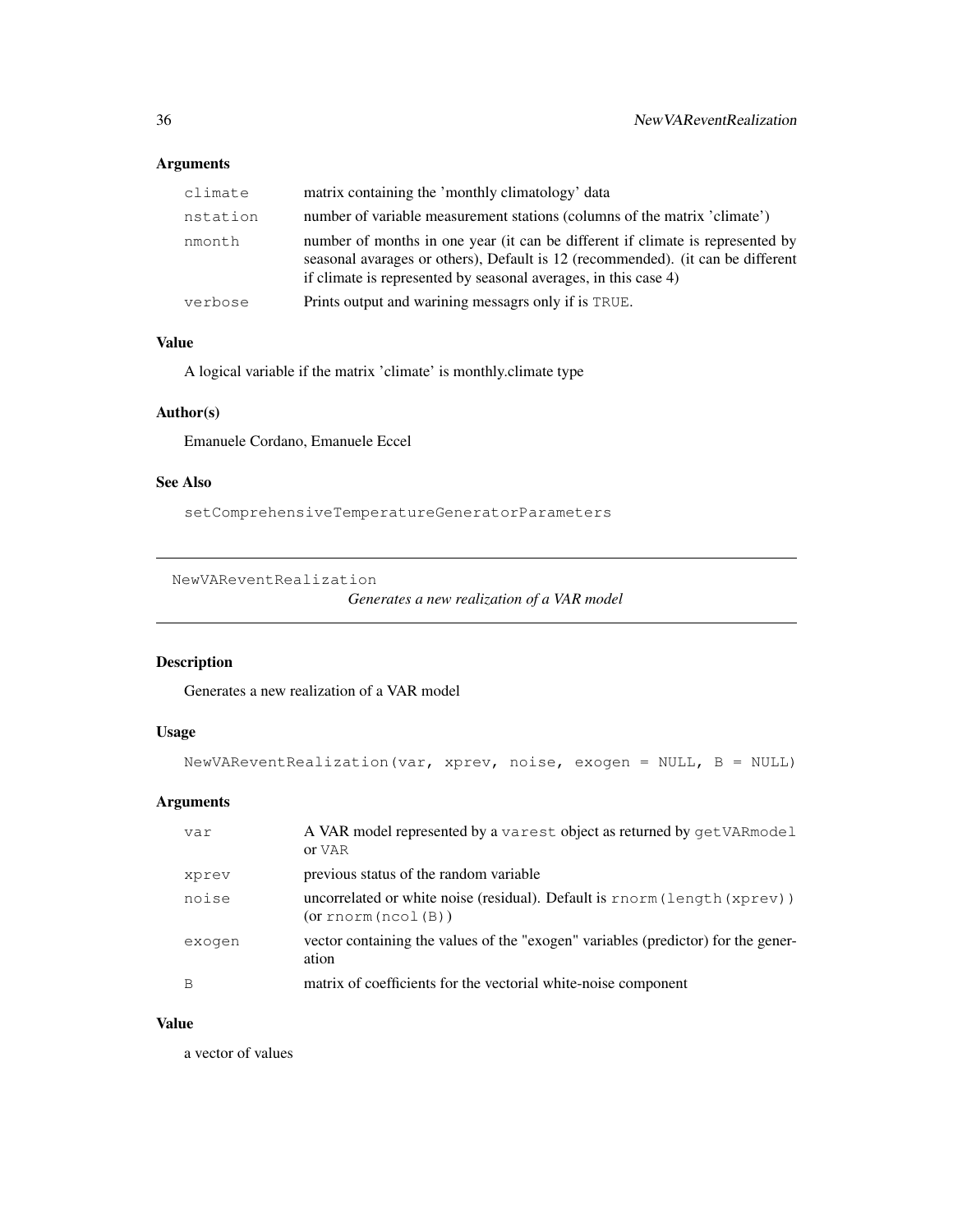### Arguments

| | |
|---|---|
| climate | matrix containing the 'monthly climatology' data |
| nstation | number of variable measurement stations (columns of the matrix 'climate') |
| nmonth | number of months in one year (it can be different if climate is represented by seasonal avarages or others), Default is 12 (recommended). (it can be different if climate is represented by seasonal averages, in this case 4) |
| verbose | Prints output and warining messagrs only if is TRUE. |

### Value

A logical variable if the matrix 'climate' is monthly.climate type

### Author(s)

Emanuele Cordano, Emanuele Eccel

### See Also

setComprehensiveTemperatureGeneratorParameters

---

## NewVAReventRealization *Generates a new realization of a VAR model*

---

### Description

Generates a new realization of a VAR model

### Usage

```
NewVAReventRealization(var, xprev, noise, exogen = NULL, B = NULL)
```

### Arguments

| | |
|---|---|
| var | A VAR model represented by a varest object as returned by getVARmodel or VAR |
| xprev | previous status of the random variable |
| noise | uncorrelated or white noise (residual). Default is rnorm(length(xprev)) (or rnorm(ncol(B)) |
| exogen | vector containing the values of the "exogen" variables (predictor) for the generation |
| B | matrix of coefficients for the vectorial white-noise component |

### Value

a vector of values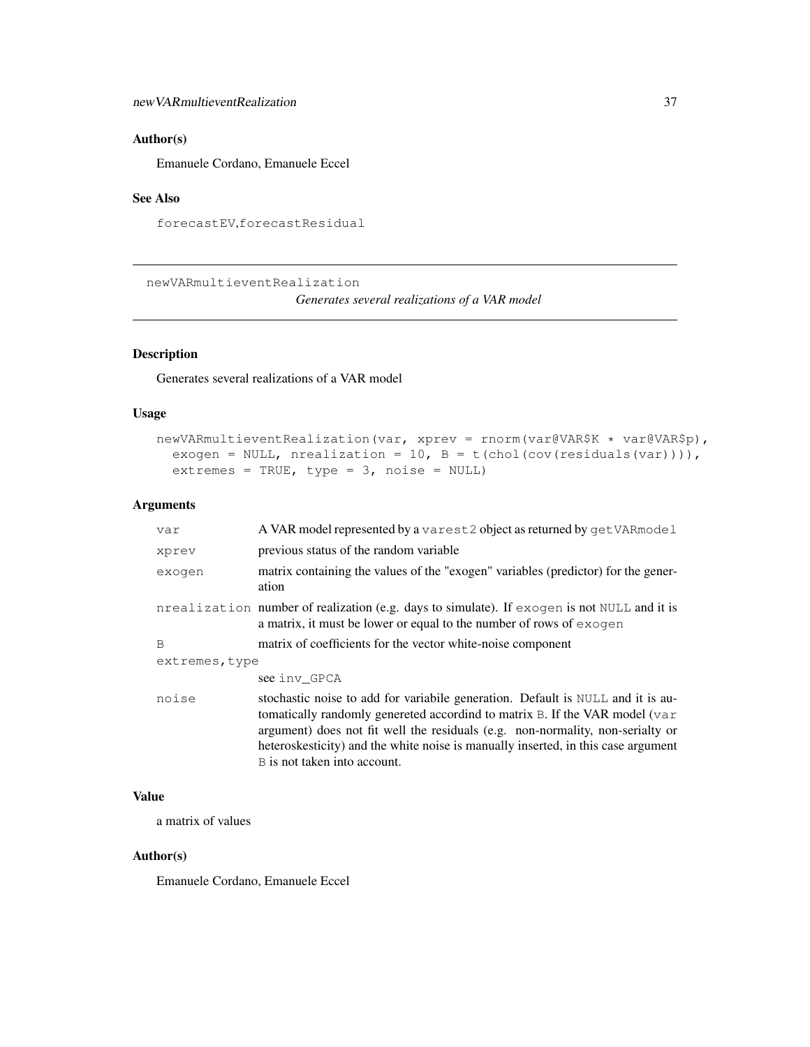## Author(s)

Emanuele Cordano, Emanuele Eccel

## See Also

`forecastEV`,`forecastResidual`

---

# newVARmultieventRealization

*Generates several realizations of a VAR model*

---

## Description

Generates several realizations of a VAR model

## Usage

```
newVARmultieventRealization(var, xprev = rnorm(var@VAR$K * var@VAR$p),
  exogen = NULL, nrealization = 10, B = t(chol(cov(residuals(var)))),
  extremes = TRUE, type = 3, noise = NULL)
```

## Arguments

| | |
|---|---|
| `var` | A VAR model represented by a `varest2` object as returned by `getVARmodel` |
| `xprev` | previous status of the random variable |
| `exogen` | matrix containing the values of the "exogen" variables (predictor) for the generation |
| `nrealization` | number of realization (e.g. days to simulate). If `exogen` is not `NULL` and it is a matrix, it must be lower or equal to the number of rows of `exogen` |
| `B` | matrix of coefficients for the vector white-noise component |
| `extremes,type` | see `inv_GPCA` |
| `noise` | stochastic noise to add for variabile generation. Default is `NULL` and it is automatically randomly genereted accordind to matrix `B`. If the VAR model (`var` argument) does not fit well the residuals (e.g. non-normality, non-serialty or heteroskesticity) and the white noise is manually inserted, in this case argument `B` is not taken into account. |

## Value

a matrix of values

## Author(s)

Emanuele Cordano, Emanuele Eccel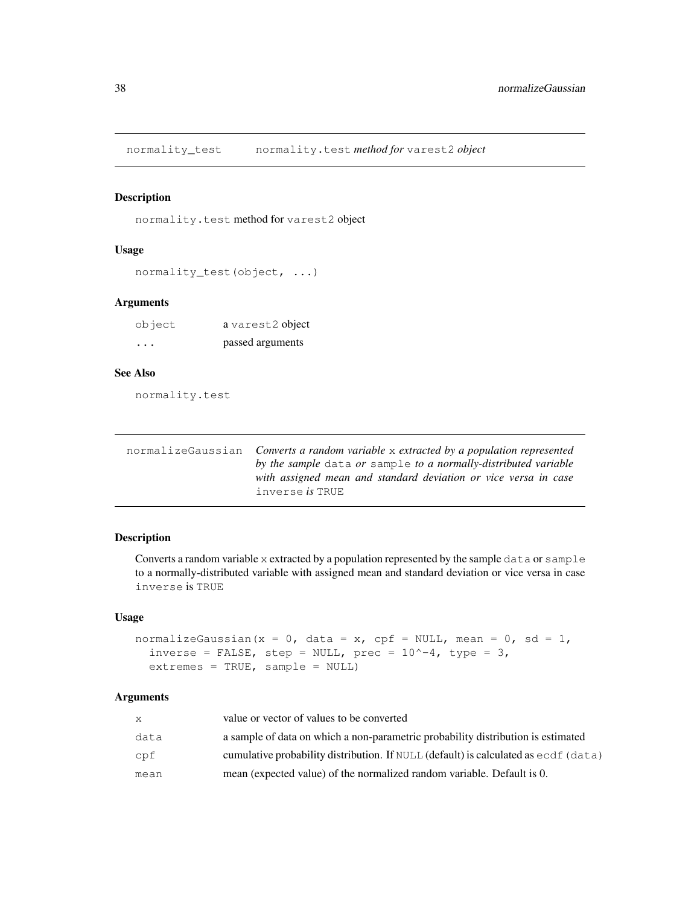## normality_test — `normality.test` *method for* `varest2` *object*

### Description

`normality.test` method for `varest2` object

### Usage

```
normality_test(object, ...)
```

### Arguments

| | |
|---|---|
| `object` | a `varest2` object |
| `...` | passed arguments |

### See Also

`normality.test`

## normalizeGaussian — *Converts a random variable* `x` *extracted by a population represented by the sample* `data` *or* `sample` *to a normally-distributed variable with assigned mean and standard deviation or vice versa in case* `inverse` *is* `TRUE`

### Description

Converts a random variable `x` extracted by a population represented by the sample `data` or `sample` to a normally-distributed variable with assigned mean and standard deviation or vice versa in case `inverse` is `TRUE`

### Usage

```
normalizeGaussian(x = 0, data = x, cpf = NULL, mean = 0, sd = 1,
  inverse = FALSE, step = NULL, prec = 10^-4, type = 3,
  extremes = TRUE, sample = NULL)
```

### Arguments

| | |
|---|---|
| `x` | value or vector of values to be converted |
| `data` | a sample of data on which a non-parametric probability distribution is estimated |
| `cpf` | cumulative probability distribution. If `NULL` (default) is calculated as `ecdf(data)` |
| `mean` | mean (expected value) of the normalized random variable. Default is 0. |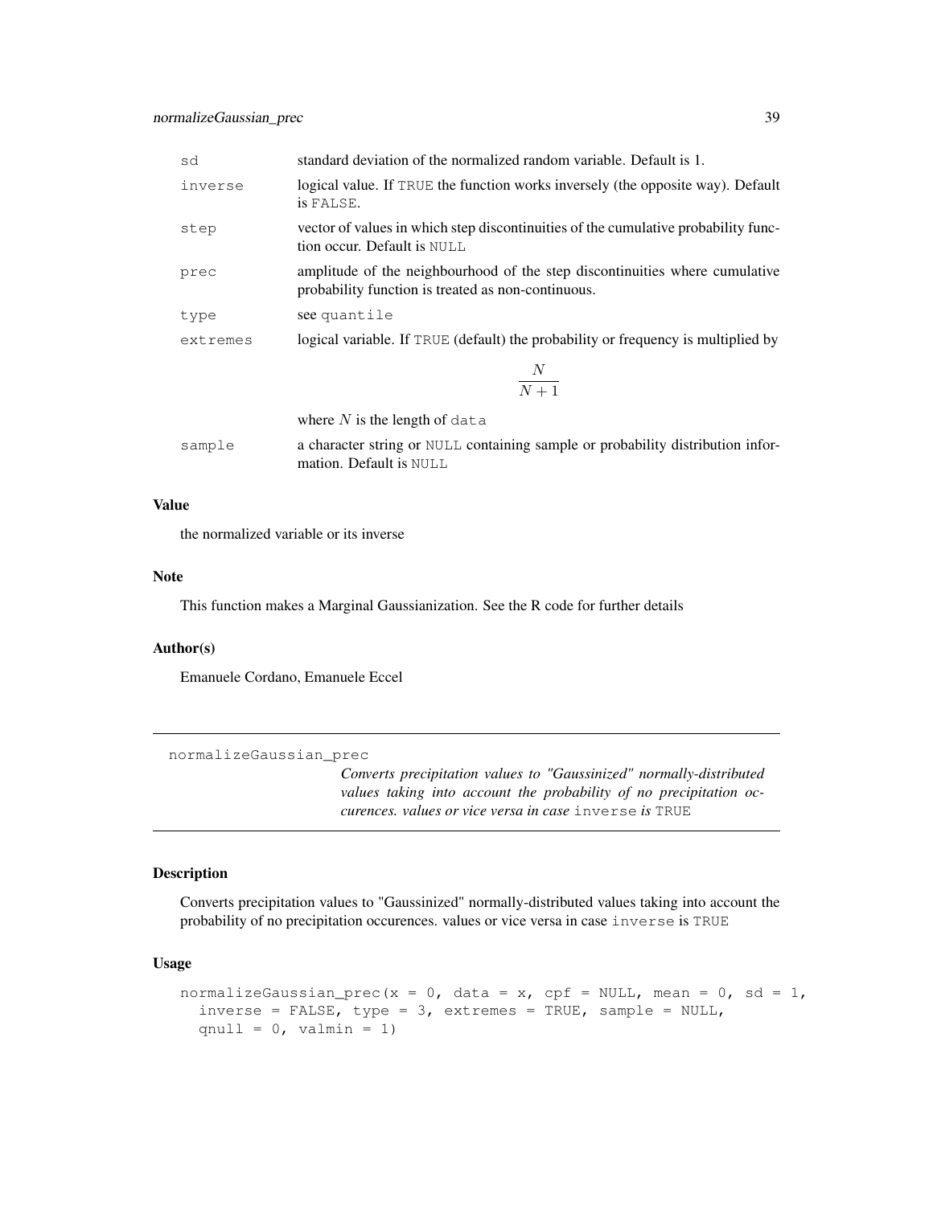| | |
|---|---|
| sd | standard deviation of the normalized random variable. Default is 1. |
| inverse | logical value. If TRUE the function works inversely (the opposite way). Default is FALSE. |
| step | vector of values in which step discontinuities of the cumulative probability function occur. Default is NULL |
| prec | amplitude of the neighbourhood of the step discontinuities where cumulative probability function is treated as non-continuous. |
| type | see quantile |
| extremes | logical variable. If TRUE (default) the probability or frequency is multiplied by $$\frac{N}{N+1}$$ where $N$ is the length of data |
| sample | a character string or NULL containing sample or probability distribution information. Default is NULL |

### Value

the normalized variable or its inverse

### Note

This function makes a Marginal Gaussianization. See the R code for further details

### Author(s)

Emanuele Cordano, Emanuele Eccel

---

## normalizeGaussian_prec

*Converts precipitation values to "Gaussinized" normally-distributed values taking into account the probability of no precipitation occurences. values or vice versa in case* inverse *is* TRUE

---

### Description

Converts precipitation values to "Gaussinized" normally-distributed values taking into account the probability of no precipitation occurences. values or vice versa in case inverse is TRUE

### Usage

```
normalizeGaussian_prec(x = 0, data = x, cpf = NULL, mean = 0, sd = 1,
  inverse = FALSE, type = 3, extremes = TRUE, sample = NULL,
  qnull = 0, valmin = 1)
```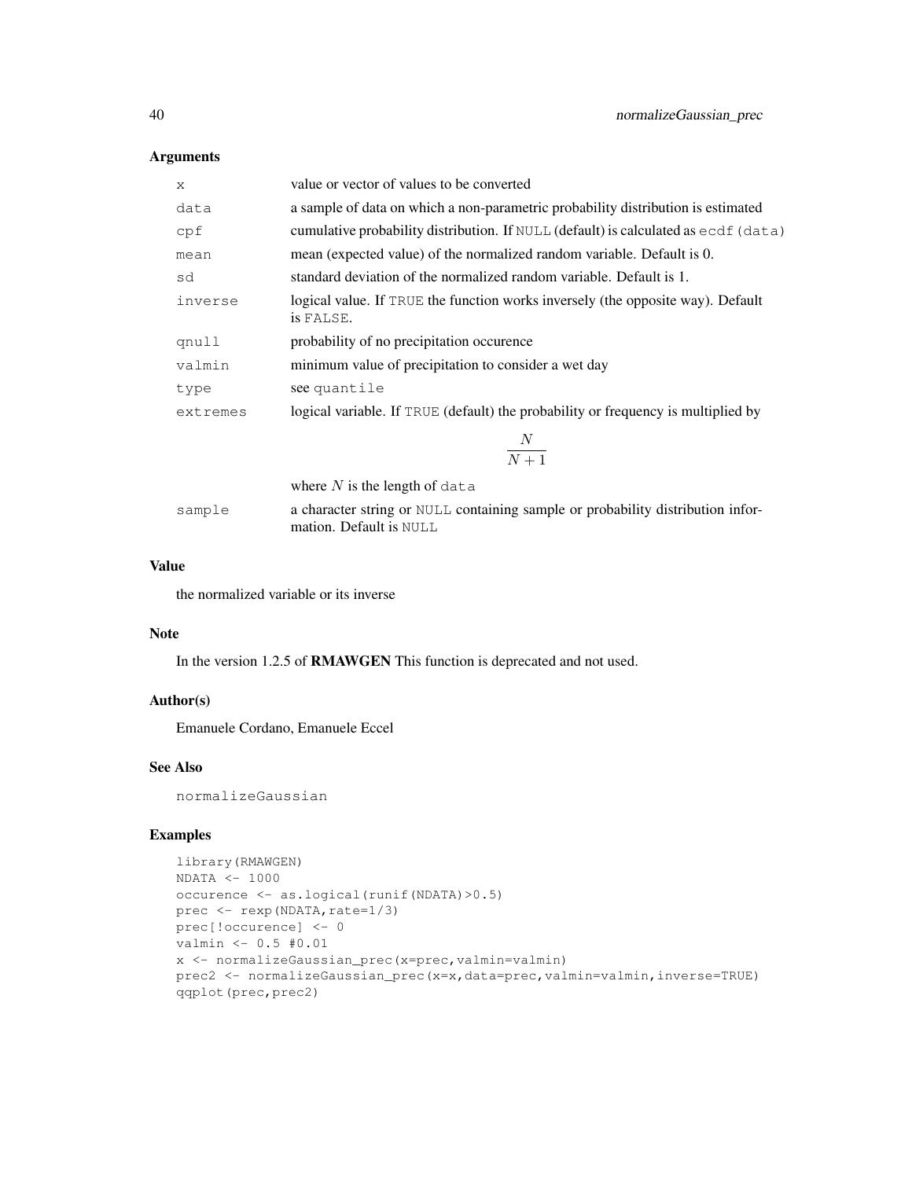## Arguments

| | |
|---|---|
| x | value or vector of values to be converted |
| data | a sample of data on which a non-parametric probability distribution is estimated |
| cpf | cumulative probability distribution. If NULL (default) is calculated as ecdf(data) |
| mean | mean (expected value) of the normalized random variable. Default is 0. |
| sd | standard deviation of the normalized random variable. Default is 1. |
| inverse | logical value. If TRUE the function works inversely (the opposite way). Default is FALSE. |
| qnull | probability of no precipitation occurence |
| valmin | minimum value of precipitation to consider a wet day |
| type | see quantile |
| extremes | logical variable. If TRUE (default) the probability or frequency is multiplied by $$\frac{N}{N+1}$$ where $N$ is the length of data |
| sample | a character string or NULL containing sample or probability distribution information. Default is NULL |

## Value

the normalized variable or its inverse

## Note

In the version 1.2.5 of **RMAWGEN** This function is deprecated and not used.

## Author(s)

Emanuele Cordano, Emanuele Eccel

## See Also

normalizeGaussian

## Examples

```
library(RMAWGEN)
NDATA <- 1000
occurence <- as.logical(runif(NDATA)>0.5)
prec <- rexp(NDATA,rate=1/3)
prec[!occurence] <- 0
valmin <- 0.5 #0.01
x <- normalizeGaussian_prec(x=prec,valmin=valmin)
prec2 <- normalizeGaussian_prec(x=x,data=prec,valmin=valmin,inverse=TRUE)
qqplot(prec,prec2)
```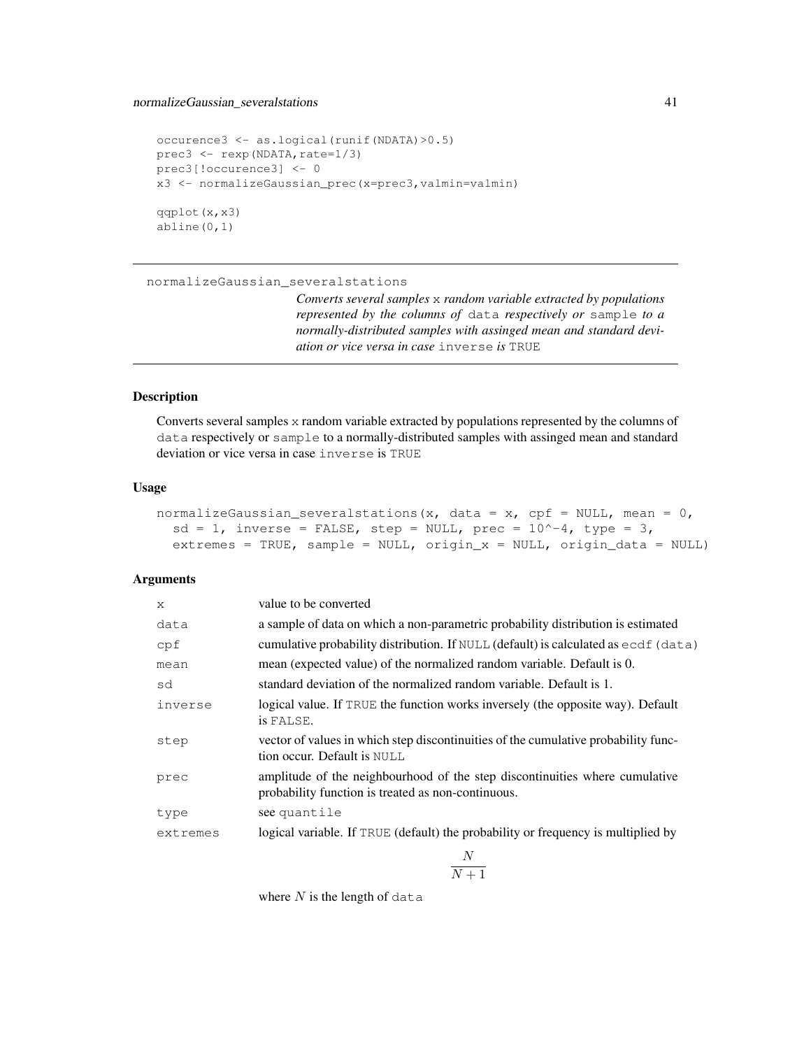```
occurence3 <- as.logical(runif(NDATA)>0.5)
prec3 <- rexp(NDATA,rate=1/3)
prec3[!occurence3] <- 0
x3 <- normalizeGaussian_prec(x=prec3,valmin=valmin)

qqplot(x,x3)
abline(0,1)
```

---

## normalizeGaussian_severalstations

*Converts several samples `x` random variable extracted by populations represented by the columns of `data` respectively or `sample` to a normally-distributed samples with assinged mean and standard deviation or vice versa in case `inverse` is `TRUE`*

---

### Description

Converts several samples `x` random variable extracted by populations represented by the columns of `data` respectively or `sample` to a normally-distributed samples with assinged mean and standard deviation or vice versa in case `inverse` is `TRUE`

### Usage

```
normalizeGaussian_severalstations(x, data = x, cpf = NULL, mean = 0,
  sd = 1, inverse = FALSE, step = NULL, prec = 10^-4, type = 3,
  extremes = TRUE, sample = NULL, origin_x = NULL, origin_data = NULL)
```

### Arguments

| | |
|---|---|
| `x` | value to be converted |
| `data` | a sample of data on which a non-parametric probability distribution is estimated |
| `cpf` | cumulative probability distribution. If `NULL` (default) is calculated as `ecdf(data)` |
| `mean` | mean (expected value) of the normalized random variable. Default is 0. |
| `sd` | standard deviation of the normalized random variable. Default is 1. |
| `inverse` | logical value. If `TRUE` the function works inversely (the opposite way). Default is `FALSE`. |
| `step` | vector of values in which step discontinuities of the cumulative probability function occur. Default is `NULL` |
| `prec` | amplitude of the neighbourhood of the step discontinuities where cumulative probability function is treated as non-continuous. |
| `type` | see `quantile` |
| `extremes` | logical variable. If `TRUE` (default) the probability or frequency is multiplied by $$\frac{N}{N+1}$$ where $N$ is the length of `data` |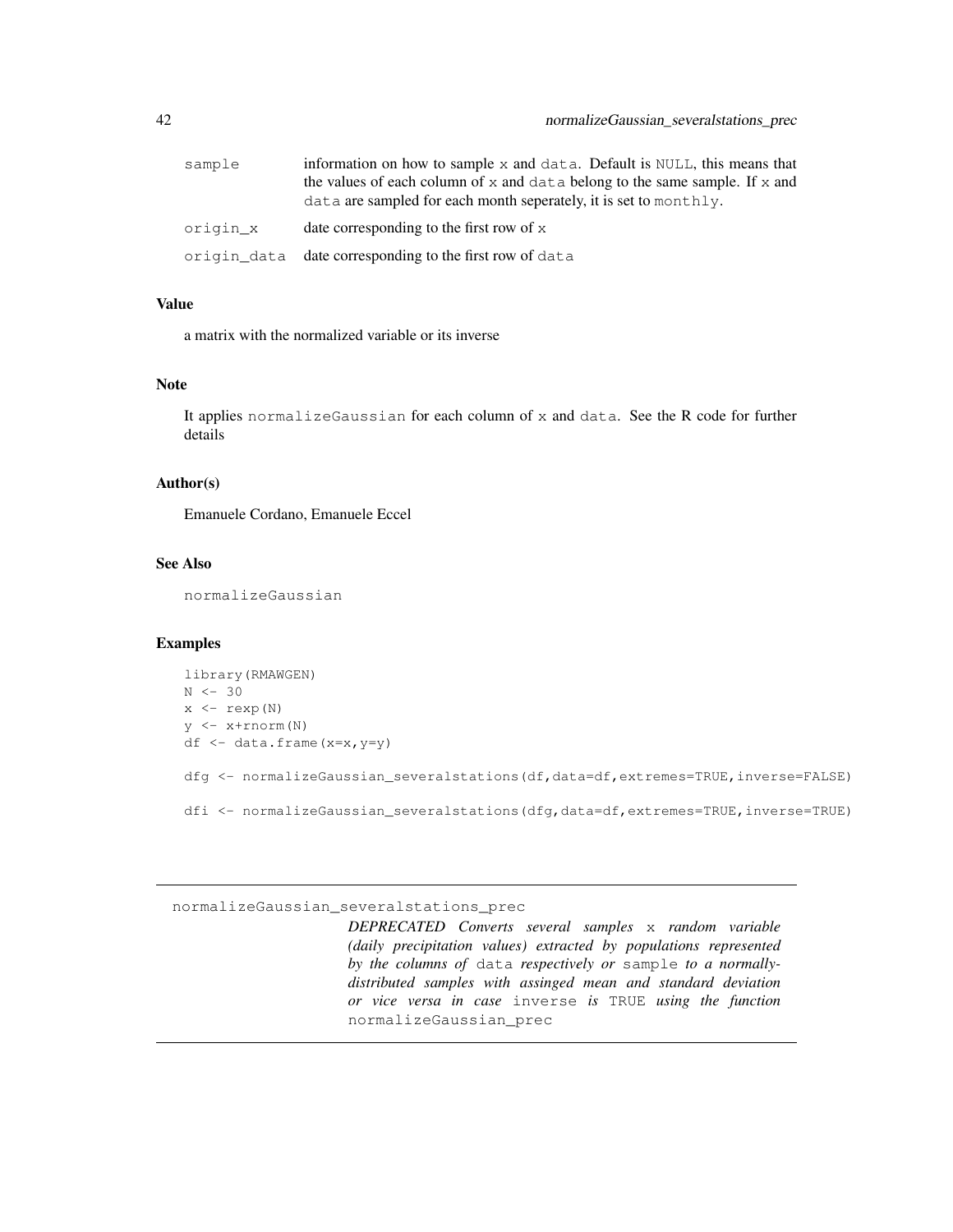| | |
|---|---|
| `sample` | information on how to sample `x` and `data`. Default is `NULL`, this means that the values of each column of `x` and `data` belong to the same sample. If `x` and `data` are sampled for each month seperately, it is set to `monthly`. |
| `origin_x` | date corresponding to the first row of `x` |
| `origin_data` | date corresponding to the first row of `data` |

### Value

a matrix with the normalized variable or its inverse

### Note

It applies `normalizeGaussian` for each column of `x` and `data`. See the R code for further details

### Author(s)

Emanuele Cordano, Emanuele Eccel

### See Also

`normalizeGaussian`

### Examples

```
library(RMAWGEN)
N <- 30
x <- rexp(N)
y <- x+rnorm(N)
df <- data.frame(x=x,y=y)

dfg <- normalizeGaussian_severalstations(df,data=df,extremes=TRUE,inverse=FALSE)

dfi <- normalizeGaussian_severalstations(dfg,data=df,extremes=TRUE,inverse=TRUE)
```

---

## normalizeGaussian_severalstations_prec

*DEPRECATED Converts several samples* `x` *random variable (daily precipitation values) extracted by populations represented by the columns of* `data` *respectively or* `sample` *to a normally-distributed samples with assinged mean and standard deviation or vice versa in case* `inverse` *is* `TRUE` *using the function* `normalizeGaussian_prec`

---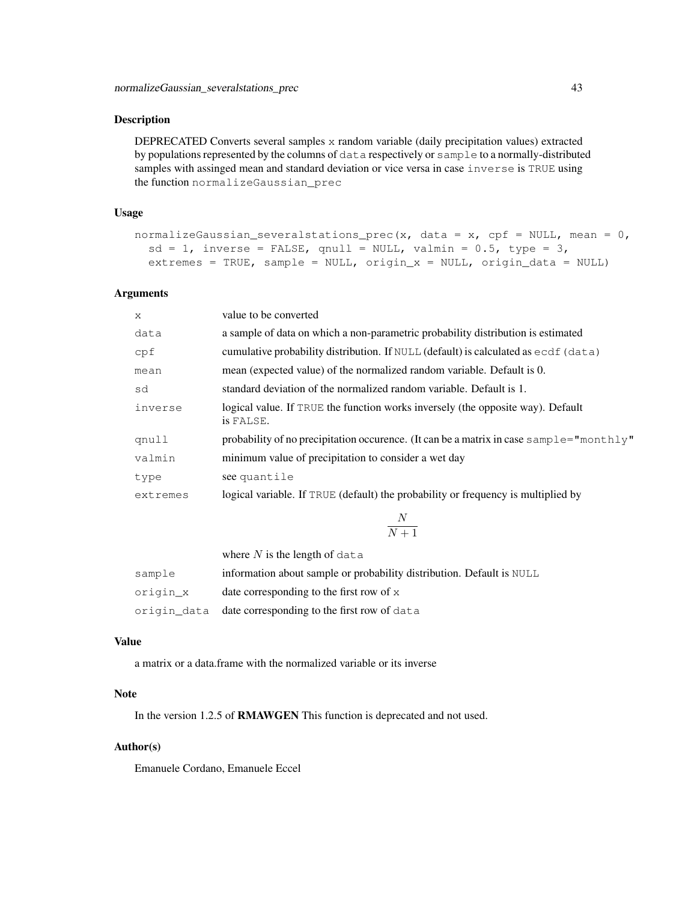### Description

DEPRECATED Converts several samples `x` random variable (daily precipitation values) extracted by populations represented by the columns of `data` respectively or `sample` to a normally-distributed samples with assinged mean and standard deviation or vice versa in case `inverse` is `TRUE` using the function `normalizeGaussian_prec`

### Usage

```
normalizeGaussian_severalstations_prec(x, data = x, cpf = NULL, mean = 0,
  sd = 1, inverse = FALSE, qnull = NULL, valmin = 0.5, type = 3,
  extremes = TRUE, sample = NULL, origin_x = NULL, origin_data = NULL)
```

### Arguments

| | |
|---|---|
| `x` | value to be converted |
| `data` | a sample of data on which a non-parametric probability distribution is estimated |
| `cpf` | cumulative probability distribution. If `NULL` (default) is calculated as `ecdf(data)` |
| `mean` | mean (expected value) of the normalized random variable. Default is 0. |
| `sd` | standard deviation of the normalized random variable. Default is 1. |
| `inverse` | logical value. If `TRUE` the function works inversely (the opposite way). Default is `FALSE`. |
| `qnull` | probability of no precipitation occurence. (It can be a matrix in case `sample="monthly"` |
| `valmin` | minimum value of precipitation to consider a wet day |
| `type` | see `quantile` |
| `extremes` | logical variable. If `TRUE` (default) the probability or frequency is multiplied by $$\frac{N}{N+1}$$ where $N$ is the length of `data` |
| `sample` | information about sample or probability distribution. Default is `NULL` |
| `origin_x` | date corresponding to the first row of `x` |
| `origin_data` | date corresponding to the first row of `data` |

### Value

a matrix or a data.frame with the normalized variable or its inverse

### Note

In the version 1.2.5 of **RMAWGEN** This function is deprecated and not used.

### Author(s)

Emanuele Cordano, Emanuele Eccel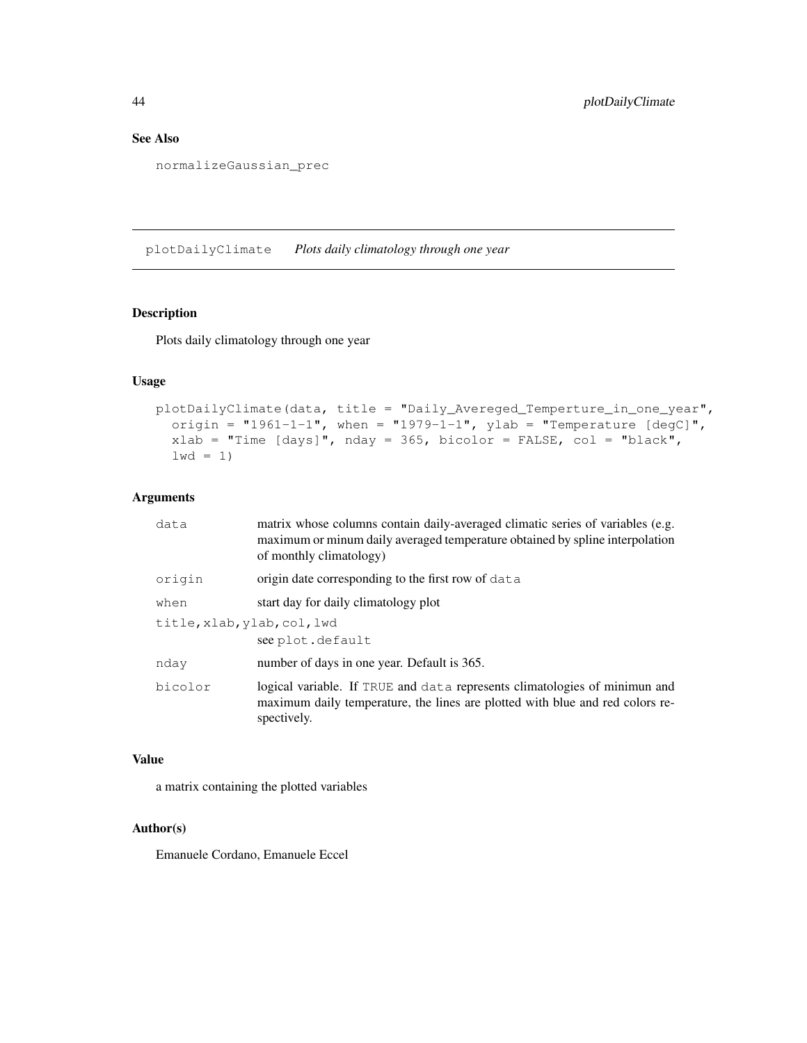## See Also

`normalizeGaussian_prec`

---

# plotDailyClimate *Plots daily climatology through one year*

---

## Description

Plots daily climatology through one year

## Usage

```
plotDailyClimate(data, title = "Daily_Avereged_Temperture_in_one_year",
  origin = "1961-1-1", when = "1979-1-1", ylab = "Temperature [degC]",
  xlab = "Time [days]", nday = 365, bicolor = FALSE, col = "black",
  lwd = 1)
```

## Arguments

| | |
|---|---|
| `data` | matrix whose columns contain daily-averaged climatic series of variables (e.g. maximum or minum daily averaged temperature obtained by spline interpolation of monthly climatology) |
| `origin` | origin date corresponding to the first row of `data` |
| `when` | start day for daily climatology plot |
| `title,xlab,ylab,col,lwd` | see `plot.default` |
| `nday` | number of days in one year. Default is 365. |
| `bicolor` | logical variable. If `TRUE` and `data` represents climatologies of minimun and maximum daily temperature, the lines are plotted with blue and red colors respectively. |

## Value

a matrix containing the plotted variables

## Author(s)

Emanuele Cordano, Emanuele Eccel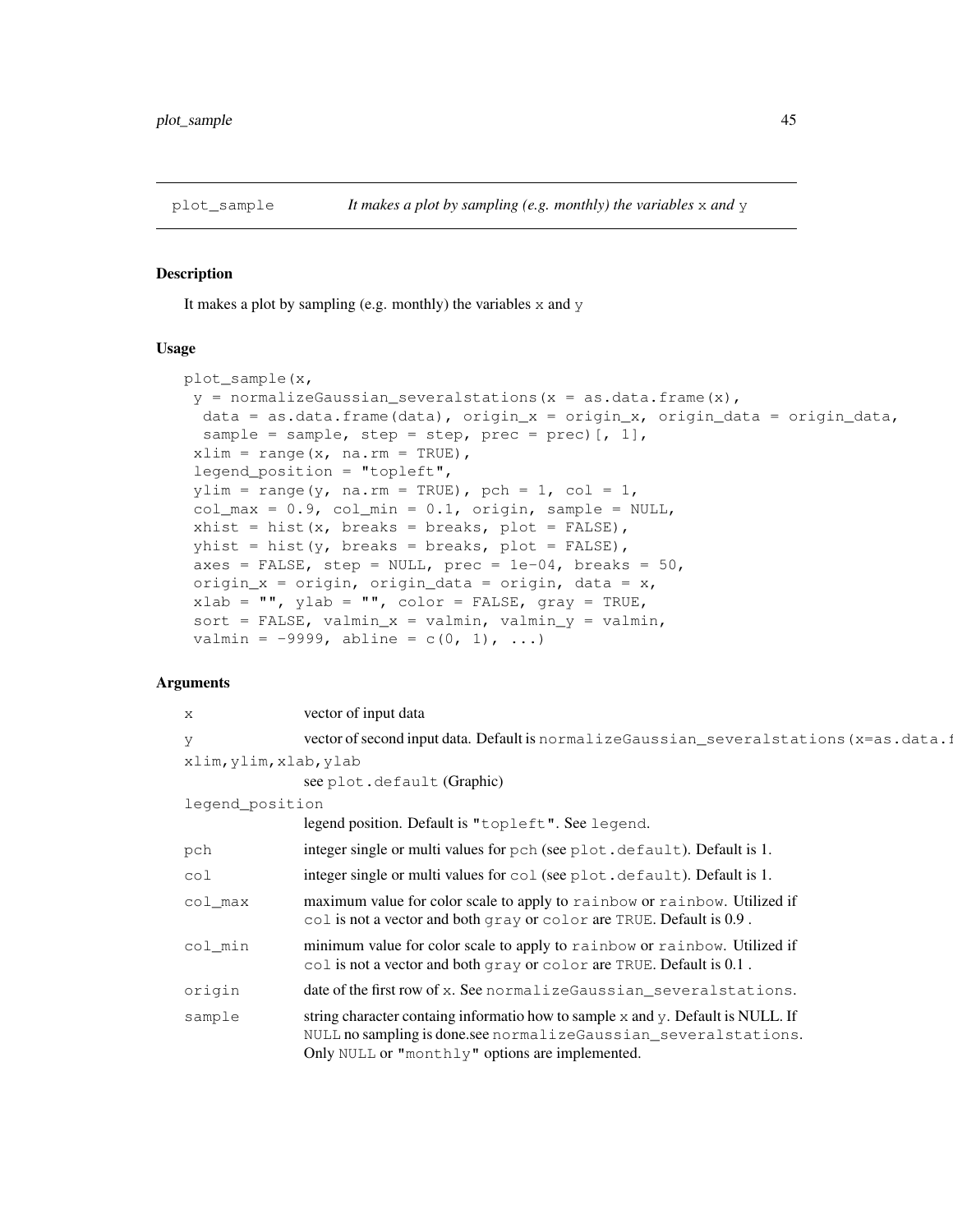## plot_sample — *It makes a plot by sampling (e.g. monthly) the variables x and y*

### Description

It makes a plot by sampling (e.g. monthly) the variables x and y

### Usage

```
plot_sample(x,
 y = normalizeGaussian_severalstations(x = as.data.frame(x),
  data = as.data.frame(data), origin_x = origin_x, origin_data = origin_data,
  sample = sample, step = step, prec = prec)[, 1],
 xlim = range(x, na.rm = TRUE),
 legend_position = "topleft",
 ylim = range(y, na.rm = TRUE), pch = 1, col = 1,
 col_max = 0.9, col_min = 0.1, origin, sample = NULL,
 xhist = hist(x, breaks = breaks, plot = FALSE),
 yhist = hist(y, breaks = breaks, plot = FALSE),
 axes = FALSE, step = NULL, prec = 1e-04, breaks = 50,
 origin_x = origin, origin_data = origin, data = x,
 xlab = "", ylab = "", color = FALSE, gray = TRUE,
 sort = FALSE, valmin_x = valmin, valmin_y = valmin,
 valmin = -9999, abline = c(0, 1), ...)
```

### Arguments

| Argument | Description |
|---|---|
| x | vector of input data |
| y | vector of second input data. Default is `normalizeGaussian_severalstations(x=as.data.f` |
| xlim,ylim,xlab,ylab | see `plot.default` (Graphic) |
| legend_position | legend position. Default is `"topleft"`. See `legend`. |
| pch | integer single or multi values for `pch` (see `plot.default`). Default is 1. |
| col | integer single or multi values for `col` (see `plot.default`). Default is 1. |
| col_max | maximum value for color scale to apply to `rainbow` or `rainbow`. Utilized if `col` is not a vector and both `gray` or `color` are `TRUE`. Default is 0.9 . |
| col_min | minimum value for color scale to apply to `rainbow` or `rainbow`. Utilized if `col` is not a vector and both `gray` or `color` are `TRUE`. Default is 0.1 . |
| origin | date of the first row of `x`. See `normalizeGaussian_severalstations`. |
| sample | string character containg informatio how to sample `x` and `y`. Default is NULL. If `NULL` no sampling is done.see `normalizeGaussian_severalstations`. Only `NULL` or `"monthly"` options are implemented. |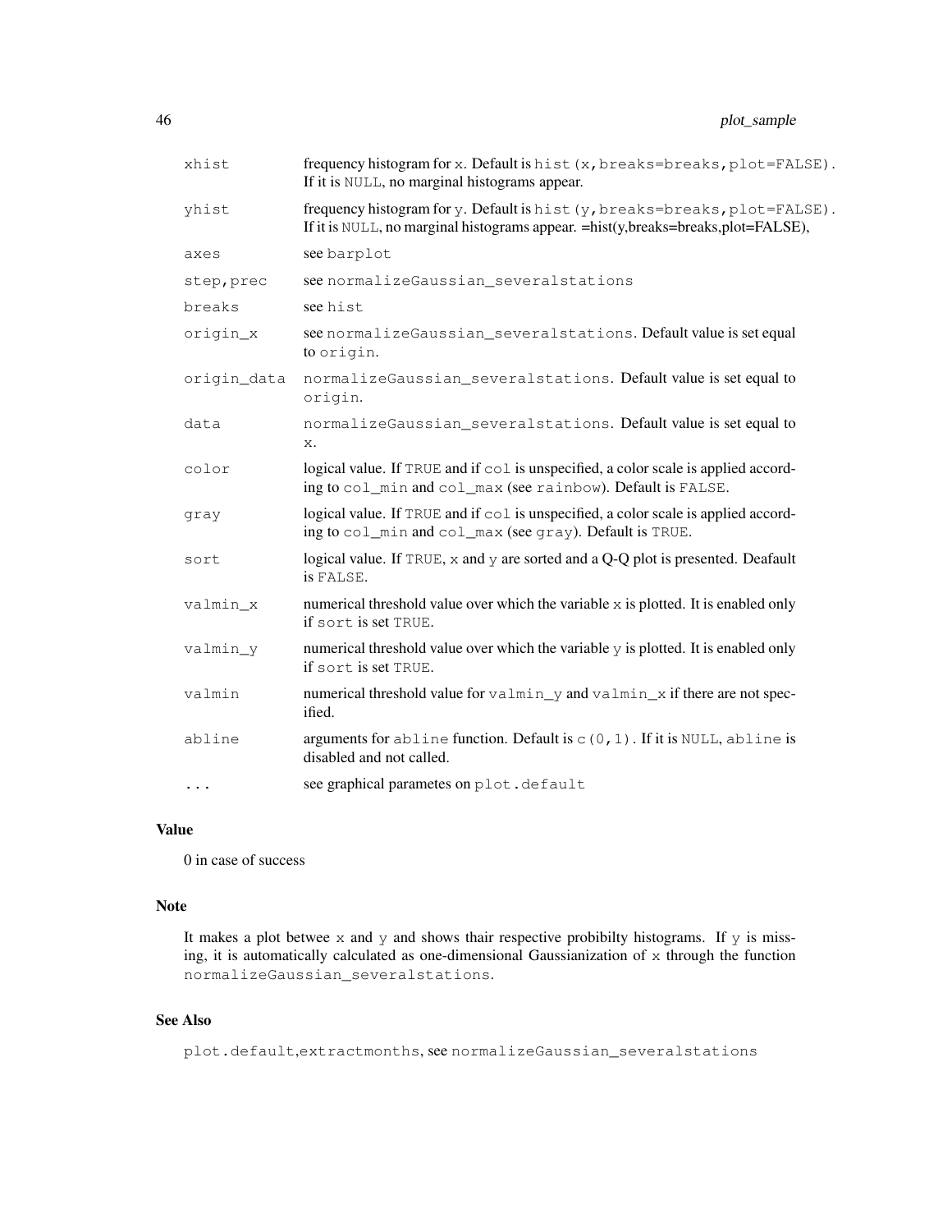| | |
|---|---|
| xhist | frequency histogram for x. Default is hist(x,breaks=breaks,plot=FALSE). If it is NULL, no marginal histograms appear. |
| yhist | frequency histogram for y. Default is hist(y,breaks=breaks,plot=FALSE). If it is NULL, no marginal histograms appear. =hist(y,breaks=breaks,plot=FALSE), |
| axes | see barplot |
| step,prec | see normalizeGaussian_severalstations |
| breaks | see hist |
| origin_x | see normalizeGaussian_severalstations. Default value is set equal to origin. |
| origin_data | normalizeGaussian_severalstations. Default value is set equal to origin. |
| data | normalizeGaussian_severalstations. Default value is set equal to x. |
| color | logical value. If TRUE and if col is unspecified, a color scale is applied according to col_min and col_max (see rainbow). Default is FALSE. |
| gray | logical value. If TRUE and if col is unspecified, a color scale is applied according to col_min and col_max (see gray). Default is TRUE. |
| sort | logical value. If TRUE, x and y are sorted and a Q-Q plot is presented. Deafault is FALSE. |
| valmin_x | numerical threshold value over which the variable x is plotted. It is enabled only if sort is set TRUE. |
| valmin_y | numerical threshold value over which the variable y is plotted. It is enabled only if sort is set TRUE. |
| valmin | numerical threshold value for valmin_y and valmin_x if there are not specified. |
| abline | arguments for abline function. Default is c(0,1). If it is NULL, abline is disabled and not called. |
| ... | see graphical parametes on plot.default |

## Value

0 in case of success

## Note

It makes a plot betwee x and y and shows thair respective probibilty histograms. If y is missing, it is automatically calculated as one-dimensional Gaussianization of x through the function normalizeGaussian_severalstations.

## See Also

plot.default,extractmonths, see normalizeGaussian_severalstations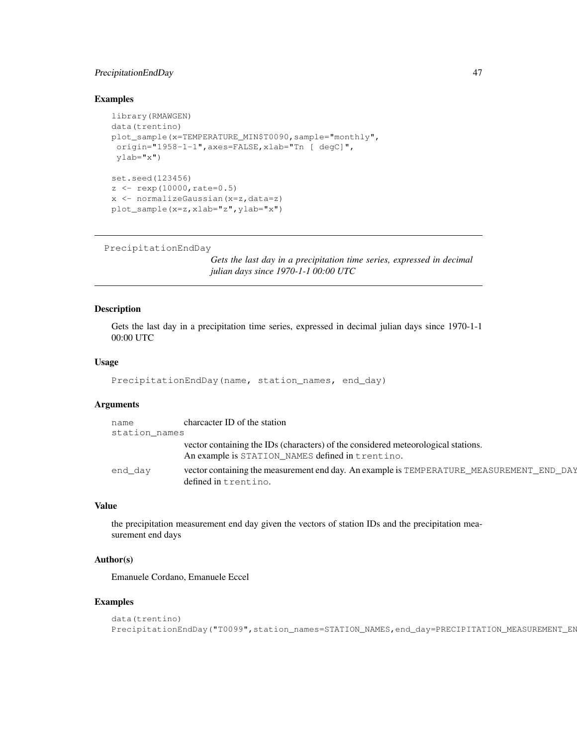## Examples

```
library(RMAWGEN)
data(trentino)
plot_sample(x=TEMPERATURE_MIN$T0090,sample="monthly",
 origin="1958-1-1",axes=FALSE,xlab="Tn [ degC]",
 ylab="x")

set.seed(123456)
z <- rexp(10000,rate=0.5)
x <- normalizeGaussian(x=z,data=z)
plot_sample(x=z,xlab="z",ylab="x")
```

---

# PrecipitationEndDay

*Gets the last day in a precipitation time series, expressed in decimal julian days since 1970-1-1 00:00 UTC*

---

## Description

Gets the last day in a precipitation time series, expressed in decimal julian days since 1970-1-1 00:00 UTC

## Usage

```
PrecipitationEndDay(name, station_names, end_day)
```

## Arguments

| | |
|---|---|
| `name` | charcacter ID of the station |
| `station_names` | vector containing the IDs (characters) of the considered meteorological stations. An example is `STATION_NAMES` defined in `trentino`. |
| `end_day` | vector containing the measurement end day. An example is `TEMPERATURE_MEASUREMENT_END_DAY` defined in `trentino`. |

## Value

the precipitation measurement end day given the vectors of station IDs and the precipitation measurement end days

## Author(s)

Emanuele Cordano, Emanuele Eccel

## Examples

```
data(trentino)
PrecipitationEndDay("T0099",station_names=STATION_NAMES,end_day=PRECIPITATION_MEASUREMENT_EN
```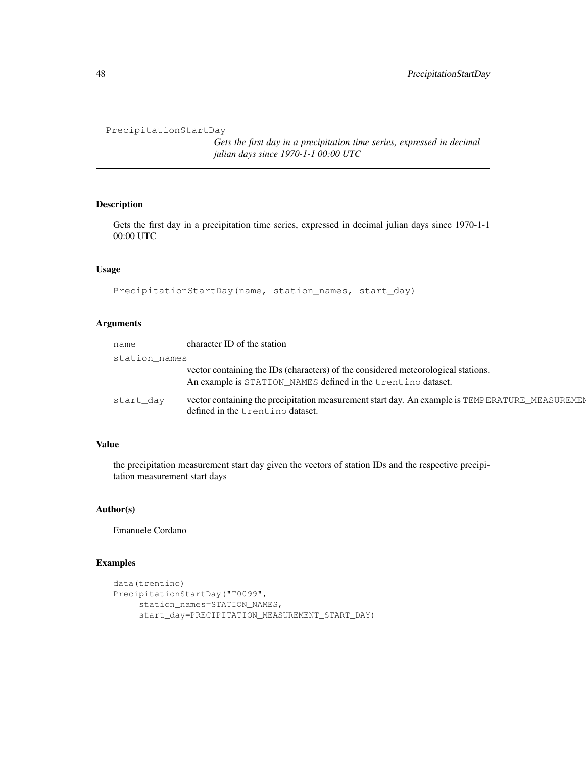PrecipitationStartDay

*Gets the first day in a precipitation time series, expressed in decimal julian days since 1970-1-1 00:00 UTC*

### Description

Gets the first day in a precipitation time series, expressed in decimal julian days since 1970-1-1 00:00 UTC

### Usage

```
PrecipitationStartDay(name, station_names, start_day)
```

### Arguments

| | |
|---|---|
| name | character ID of the station |
| station_names | vector containing the IDs (characters) of the considered meteorological stations. An example is STATION_NAMES defined in the trentino dataset. |
| start_day | vector containing the precipitation measurement start day. An example is TEMPERATURE_MEASUREMEN defined in the trentino dataset. |

### Value

the precipitation measurement start day given the vectors of station IDs and the respective precipitation measurement start days

### Author(s)

Emanuele Cordano

### Examples

```
data(trentino)
PrecipitationStartDay("T0099",
     station_names=STATION_NAMES,
     start_day=PRECIPITATION_MEASUREMENT_START_DAY)
```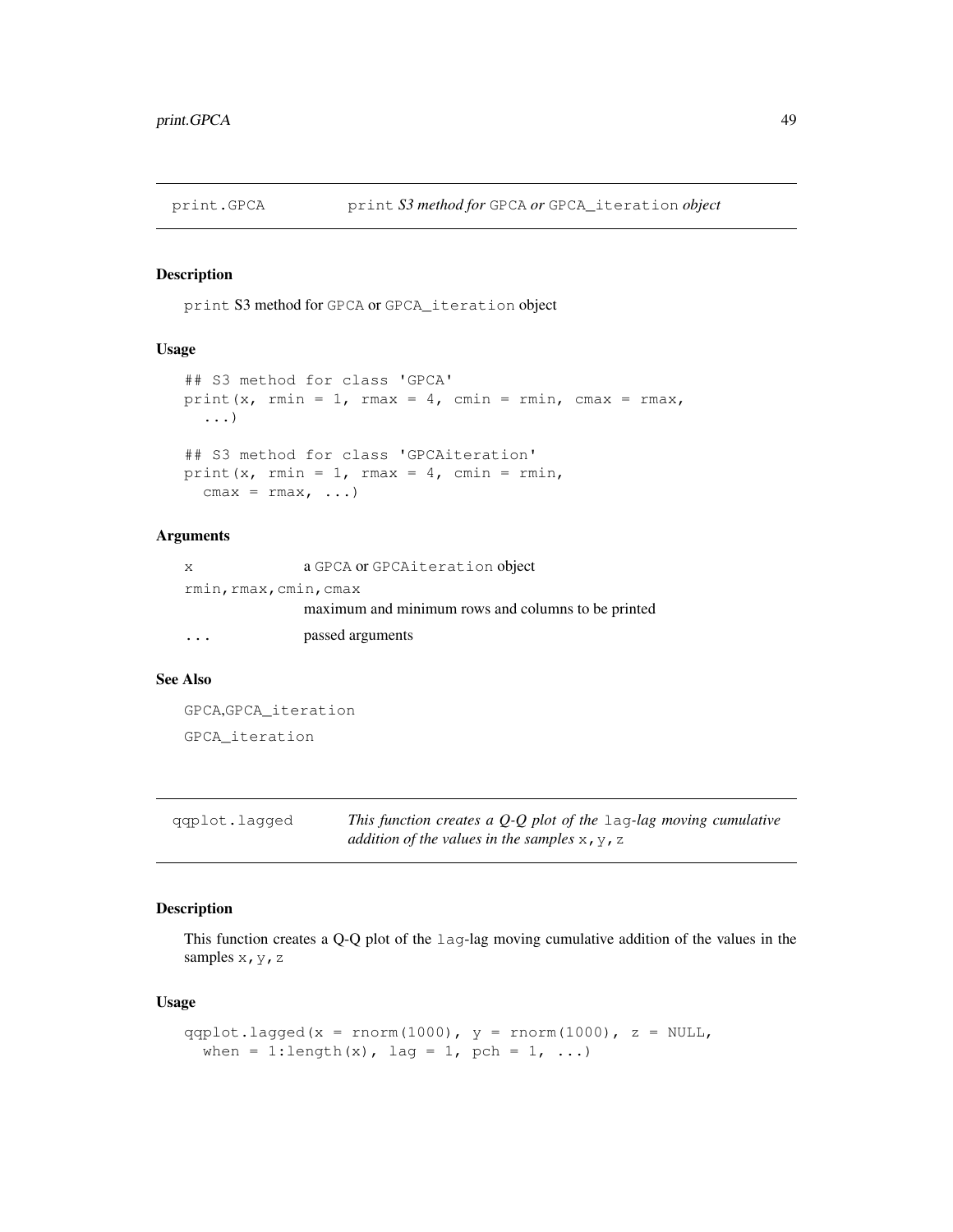## print.GPCA — `print` *S3 method for* `GPCA` *or* `GPCA_iteration` *object*

### Description

`print` S3 method for `GPCA` or `GPCA_iteration` object

### Usage

```
## S3 method for class 'GPCA'
print(x, rmin = 1, rmax = 4, cmin = rmin, cmax = rmax,
  ...)

## S3 method for class 'GPCAiteration'
print(x, rmin = 1, rmax = 4, cmin = rmin,
  cmax = rmax, ...)
```

### Arguments

| | |
|---|---|
| `x` | a `GPCA` or `GPCAiteration` object |
| `rmin,rmax,cmin,cmax` | maximum and minimum rows and columns to be printed |
| `...` | passed arguments |

### See Also

`GPCA`,`GPCA_iteration`

`GPCA_iteration`

## qqplot.lagged — *This function creates a Q-Q plot of the* `lag`*-lag moving cumulative addition of the values in the samples* `x,y,z`

### Description

This function creates a Q-Q plot of the `lag`-lag moving cumulative addition of the values in the samples `x,y,z`

### Usage

```
qqplot.lagged(x = rnorm(1000), y = rnorm(1000), z = NULL,
  when = 1:length(x), lag = 1, pch = 1, ...)
```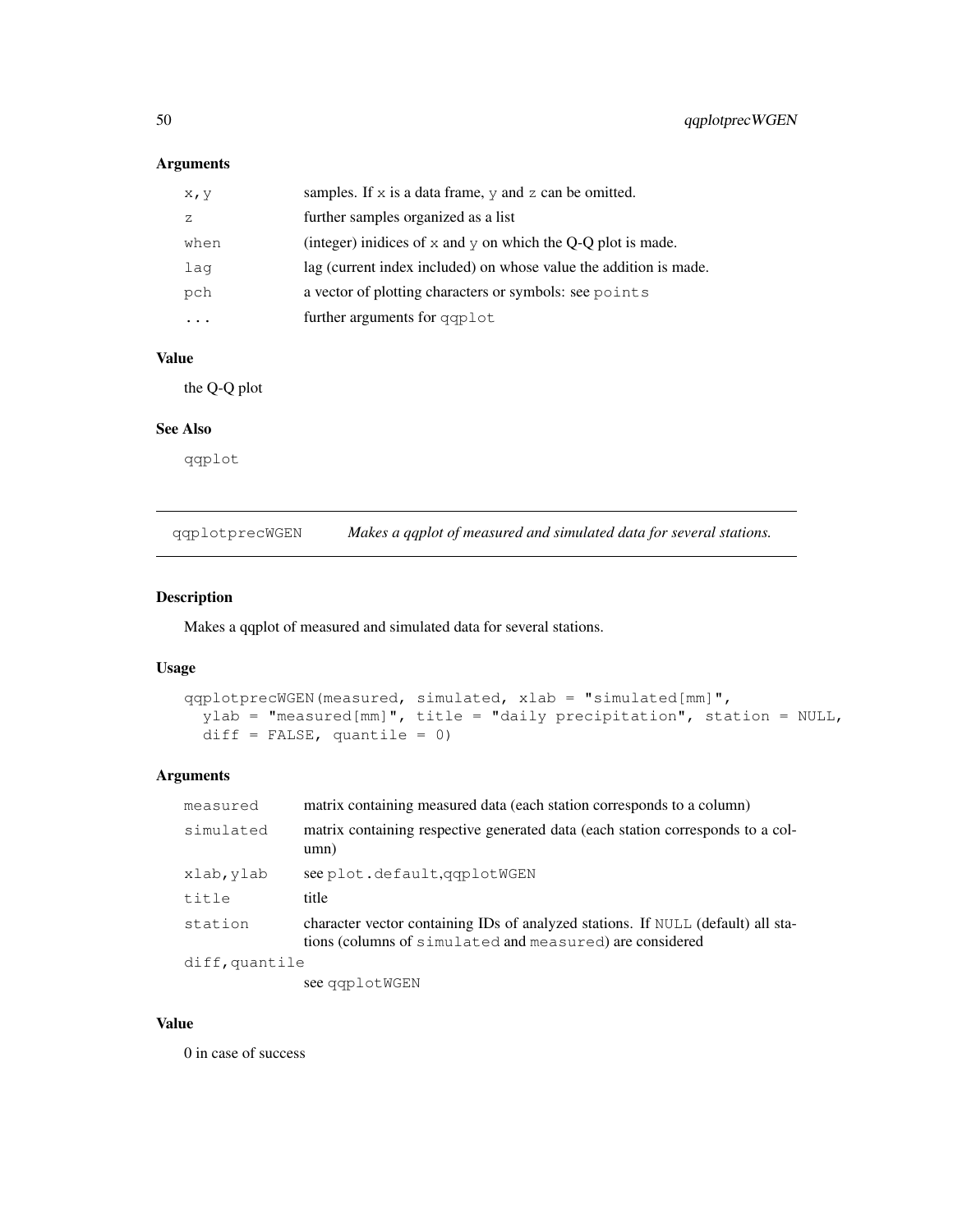### Arguments

| | |
|---|---|
| `x,y` | samples. If `x` is a data frame, `y` and `z` can be omitted. |
| `z` | further samples organized as a list |
| `when` | (integer) inidices of `x` and `y` on which the Q-Q plot is made. |
| `lag` | lag (current index included) on whose value the addition is made. |
| `pch` | a vector of plotting characters or symbols: see `points` |
| `...` | further arguments for `qqplot` |

### Value

the Q-Q plot

### See Also

`qqplot`

---

## qqplotprecWGEN — *Makes a qqplot of measured and simulated data for several stations.*

### Description

Makes a qqplot of measured and simulated data for several stations.

### Usage

```
qqplotprecWGEN(measured, simulated, xlab = "simulated[mm]",
  ylab = "measured[mm]", title = "daily precipitation", station = NULL,
  diff = FALSE, quantile = 0)
```

### Arguments

| | |
|---|---|
| `measured` | matrix containing measured data (each station corresponds to a column) |
| `simulated` | matrix containing respective generated data (each station corresponds to a column) |
| `xlab,ylab` | see `plot.default`,`qqplotWGEN` |
| `title` | title |
| `station` | character vector containing IDs of analyzed stations. If `NULL` (default) all stations (columns of `simulated` and `measured`) are considered |
| `diff,quantile` | see `qqplotWGEN` |

### Value

0 in case of success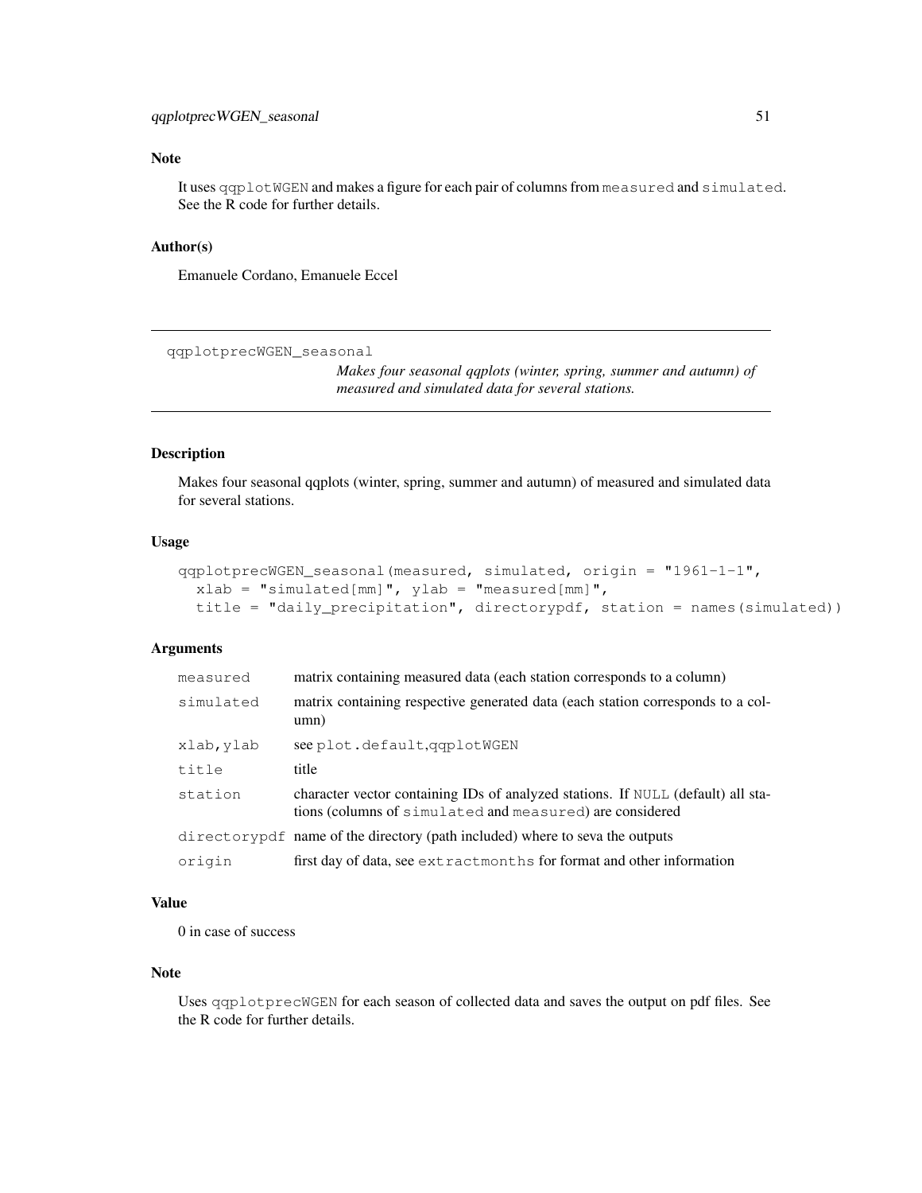### Note

It uses `qqplotWGEN` and makes a figure for each pair of columns from `measured` and `simulated`. See the R code for further details.

### Author(s)

Emanuele Cordano, Emanuele Eccel

---

## qqplotprecWGEN_seasonal

*Makes four seasonal qqplots (winter, spring, summer and autumn) of measured and simulated data for several stations.*

---

### Description

Makes four seasonal qqplots (winter, spring, summer and autumn) of measured and simulated data for several stations.

### Usage

```
qqplotprecWGEN_seasonal(measured, simulated, origin = "1961-1-1",
  xlab = "simulated[mm]", ylab = "measured[mm]",
  title = "daily_precipitation", directorypdf, station = names(simulated))
```

### Arguments

| | |
|---|---|
| `measured` | matrix containing measured data (each station corresponds to a column) |
| `simulated` | matrix containing respective generated data (each station corresponds to a column) |
| `xlab,ylab` | see `plot.default`,`qqplotWGEN` |
| `title` | title |
| `station` | character vector containing IDs of analyzed stations. If `NULL` (default) all stations (columns of `simulated` and `measured`) are considered |
| `directorypdf` | name of the directory (path included) where to seva the outputs |
| `origin` | first day of data, see `extractmonths` for format and other information |

### Value

0 in case of success

### Note

Uses `qqplotprecWGEN` for each season of collected data and saves the output on pdf files. See the R code for further details.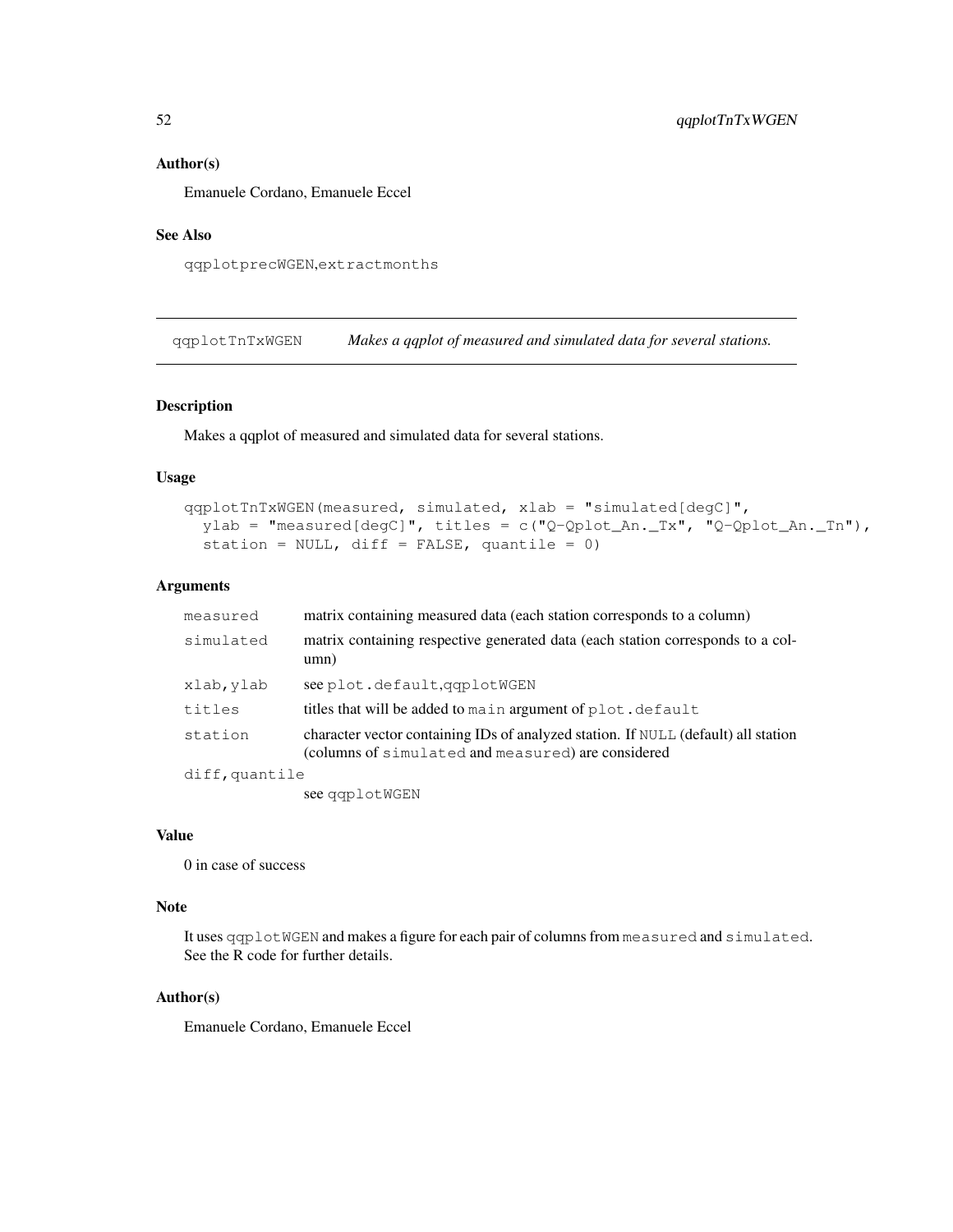### Author(s)

Emanuele Cordano, Emanuele Eccel

### See Also

`qqplotprecWGEN`,`extractmonths`

---

## qqplotTnTxWGEN — *Makes a qqplot of measured and simulated data for several stations.*

---

### Description

Makes a qqplot of measured and simulated data for several stations.

### Usage

```
qqplotTnTxWGEN(measured, simulated, xlab = "simulated[degC]",
  ylab = "measured[degC]", titles = c("Q-Qplot_An._Tx", "Q-Qplot_An._Tn"),
  station = NULL, diff = FALSE, quantile = 0)
```

### Arguments

| | |
|---|---|
| `measured` | matrix containing measured data (each station corresponds to a column) |
| `simulated` | matrix containing respective generated data (each station corresponds to a column) |
| `xlab,ylab` | see `plot.default`,`qqplotWGEN` |
| `titles` | titles that will be added to `main` argument of `plot.default` |
| `station` | character vector containing IDs of analyzed station. If `NULL` (default) all station (columns of `simulated` and `measured`) are considered |
| `diff,quantile` | see `qqplotWGEN` |

### Value

0 in case of success

### Note

It uses `qqplotWGEN` and makes a figure for each pair of columns from `measured` and `simulated`. See the R code for further details.

### Author(s)

Emanuele Cordano, Emanuele Eccel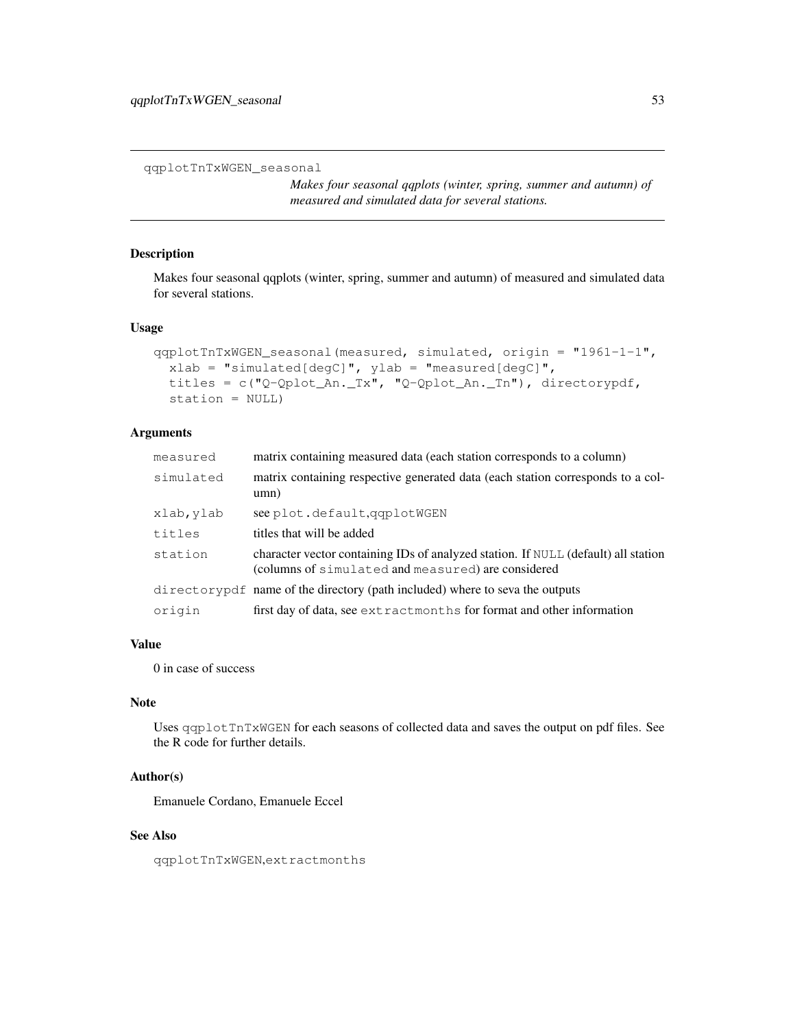## qqplotTnTxWGEN_seasonal

*Makes four seasonal qqplots (winter, spring, summer and autumn) of measured and simulated data for several stations.*

### Description

Makes four seasonal qqplots (winter, spring, summer and autumn) of measured and simulated data for several stations.

### Usage

```
qqplotTnTxWGEN_seasonal(measured, simulated, origin = "1961-1-1",
  xlab = "simulated[degC]", ylab = "measured[degC]",
  titles = c("Q-Qplot_An._Tx", "Q-Qplot_An._Tn"), directorypdf,
  station = NULL)
```

### Arguments

| | |
|---|---|
| `measured` | matrix containing measured data (each station corresponds to a column) |
| `simulated` | matrix containing respective generated data (each station corresponds to a column) |
| `xlab,ylab` | see `plot.default`,`qqplotWGEN` |
| `titles` | titles that will be added |
| `station` | character vector containing IDs of analyzed station. If `NULL` (default) all station (columns of `simulated` and `measured`) are considered |
| `directorypdf` | name of the directory (path included) where to seva the outputs |
| `origin` | first day of data, see `extractmonths` for format and other information |

### Value

0 in case of success

### Note

Uses `qqplotTnTxWGEN` for each seasons of collected data and saves the output on pdf files. See the R code for further details.

### Author(s)

Emanuele Cordano, Emanuele Eccel

### See Also

`qqplotTnTxWGEN`,`extractmonths`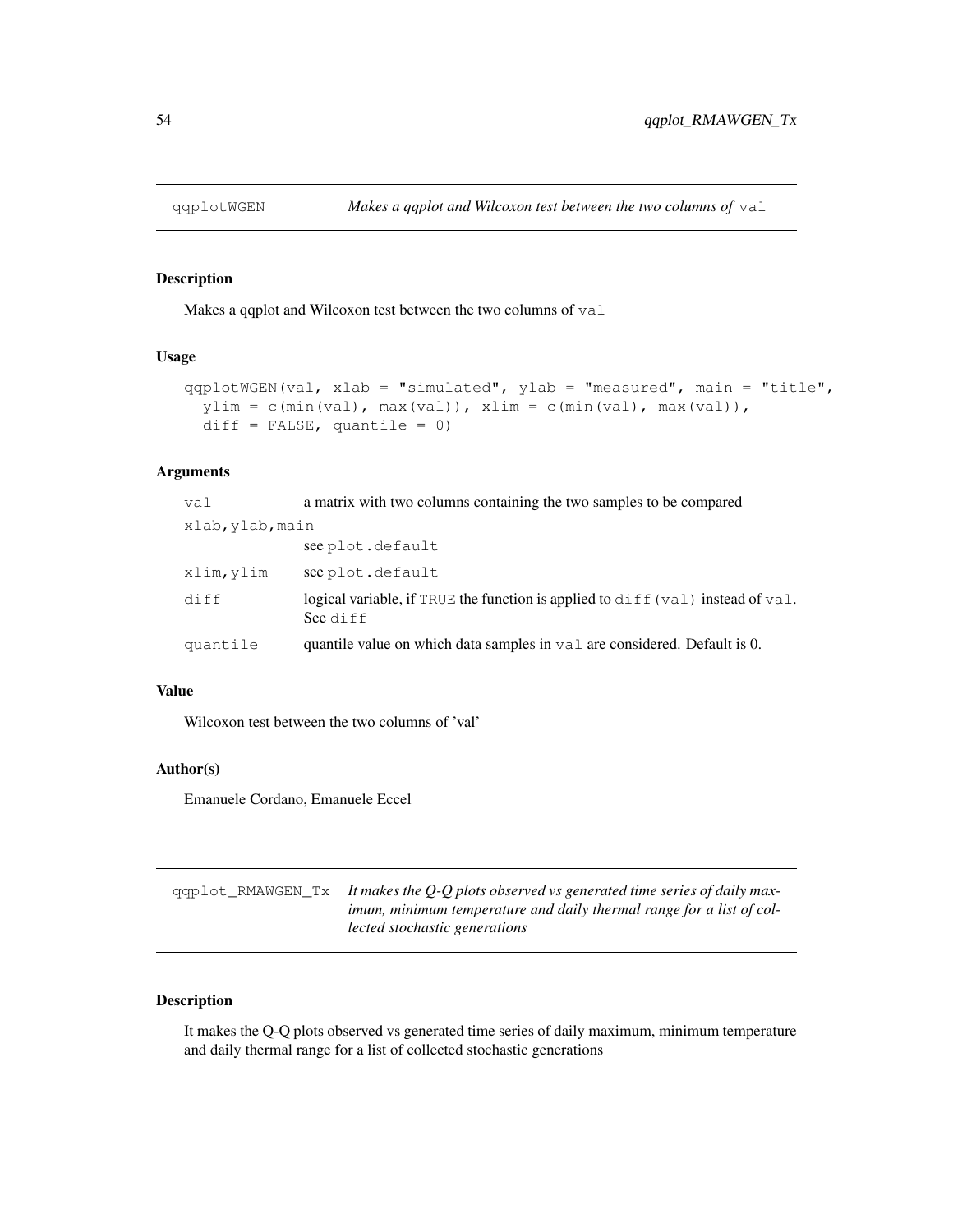## qqplotWGEN — *Makes a qqplot and Wilcoxon test between the two columns of* `val`

### Description

Makes a qqplot and Wilcoxon test between the two columns of `val`

### Usage

```
qqplotWGEN(val, xlab = "simulated", ylab = "measured", main = "title",
  ylim = c(min(val), max(val)), xlim = c(min(val), max(val)),
  diff = FALSE, quantile = 0)
```

### Arguments

| | |
|---|---|
| `val` | a matrix with two columns containing the two samples to be compared |
| `xlab,ylab,main` | see `plot.default` |
| `xlim,ylim` | see `plot.default` |
| `diff` | logical variable, if `TRUE` the function is applied to `diff(val)` instead of `val`. See `diff` |
| `quantile` | quantile value on which data samples in `val` are considered. Default is 0. |

### Value

Wilcoxon test between the two columns of 'val'

### Author(s)

Emanuele Cordano, Emanuele Eccel

## qqplot_RMAWGEN_Tx — *It makes the Q-Q plots observed vs generated time series of daily maximum, minimum temperature and daily thermal range for a list of collected stochastic generations*

### Description

It makes the Q-Q plots observed vs generated time series of daily maximum, minimum temperature and daily thermal range for a list of collected stochastic generations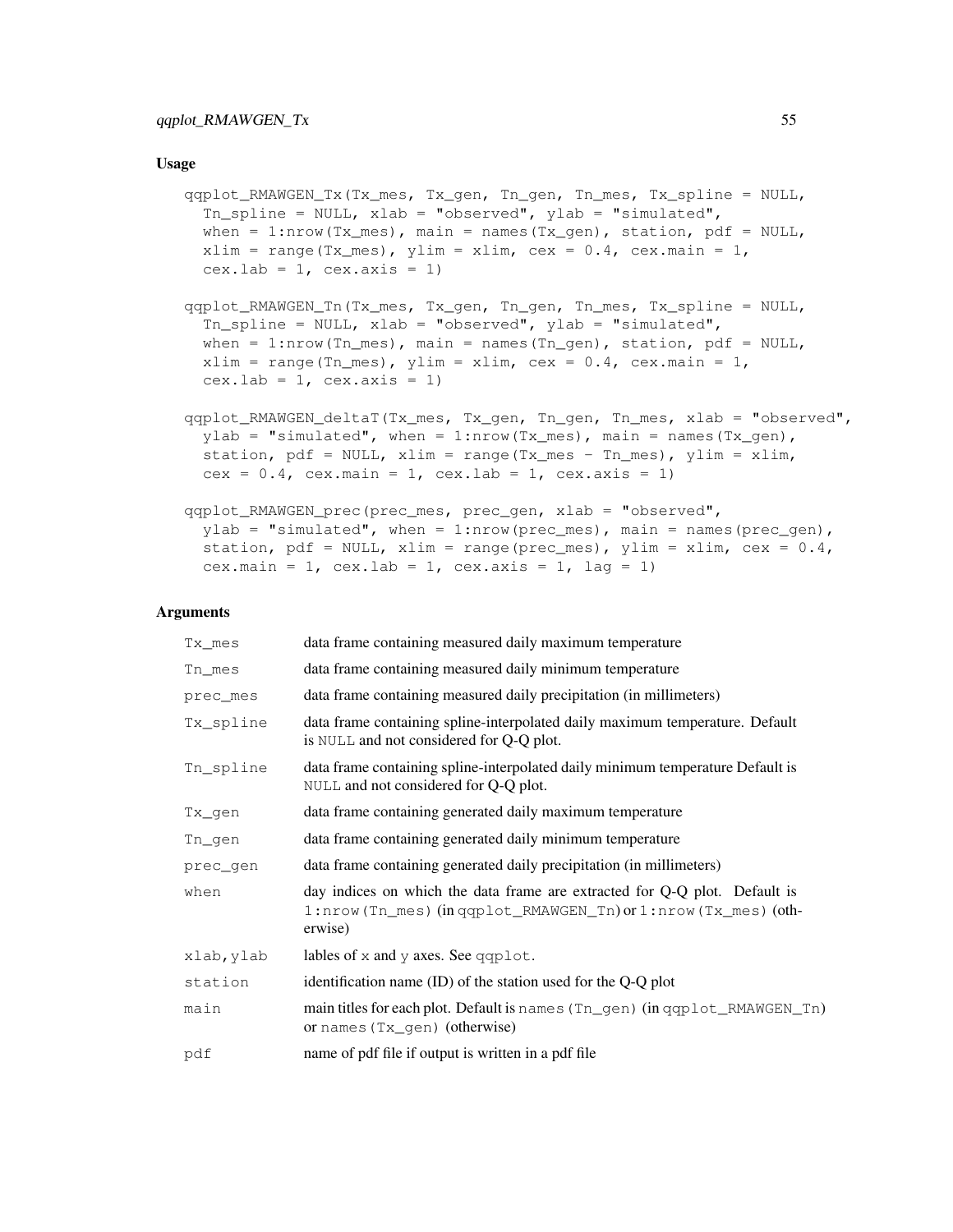## Usage

```
qqplot_RMAWGEN_Tx(Tx_mes, Tx_gen, Tn_gen, Tn_mes, Tx_spline = NULL,
  Tn_spline = NULL, xlab = "observed", ylab = "simulated",
  when = 1:nrow(Tx_mes), main = names(Tx_gen), station, pdf = NULL,
  xlim = range(Tx_mes), ylim = xlim, cex = 0.4, cex.main = 1,
  cex.lab = 1, cex.axis = 1)

qqplot_RMAWGEN_Tn(Tx_mes, Tx_gen, Tn_gen, Tn_mes, Tx_spline = NULL,
  Tn_spline = NULL, xlab = "observed", ylab = "simulated",
  when = 1:nrow(Tn_mes), main = names(Tn_gen), station, pdf = NULL,
  xlim = range(Tn_mes), ylim = xlim, cex = 0.4, cex.main = 1,
  cex.lab = 1, cex.axis = 1)

qqplot_RMAWGEN_deltaT(Tx_mes, Tx_gen, Tn_gen, Tn_mes, xlab = "observed",
  ylab = "simulated", when = 1:nrow(Tx_mes), main = names(Tx_gen),
  station, pdf = NULL, xlim = range(Tx_mes - Tn_mes), ylim = xlim,
  cex = 0.4, cex.main = 1, cex.lab = 1, cex.axis = 1)

qqplot_RMAWGEN_prec(prec_mes, prec_gen, xlab = "observed",
  ylab = "simulated", when = 1:nrow(prec_mes), main = names(prec_gen),
  station, pdf = NULL, xlim = range(prec_mes), ylim = xlim, cex = 0.4,
  cex.main = 1, cex.lab = 1, cex.axis = 1, lag = 1)
```

## Arguments

| | |
|---|---|
| `Tx_mes` | data frame containing measured daily maximum temperature |
| `Tn_mes` | data frame containing measured daily minimum temperature |
| `prec_mes` | data frame containing measured daily precipitation (in millimeters) |
| `Tx_spline` | data frame containing spline-interpolated daily maximum temperature. Default is `NULL` and not considered for Q-Q plot. |
| `Tn_spline` | data frame containing spline-interpolated daily minimum temperature Default is `NULL` and not considered for Q-Q plot. |
| `Tx_gen` | data frame containing generated daily maximum temperature |
| `Tn_gen` | data frame containing generated daily minimum temperature |
| `prec_gen` | data frame containing generated daily precipitation (in millimeters) |
| `when` | day indices on which the data frame are extracted for Q-Q plot. Default is `1:nrow(Tn_mes)` (in `qqplot_RMAWGEN_Tn`) or `1:nrow(Tx_mes)` (otherwise) |
| `xlab,ylab` | lables of `x` and `y` axes. See `qqplot`. |
| `station` | identification name (ID) of the station used for the Q-Q plot |
| `main` | main titles for each plot. Default is `names(Tn_gen)` (in `qqplot_RMAWGEN_Tn`) or `names(Tx_gen)` (otherwise) |
| `pdf` | name of pdf file if output is written in a pdf file |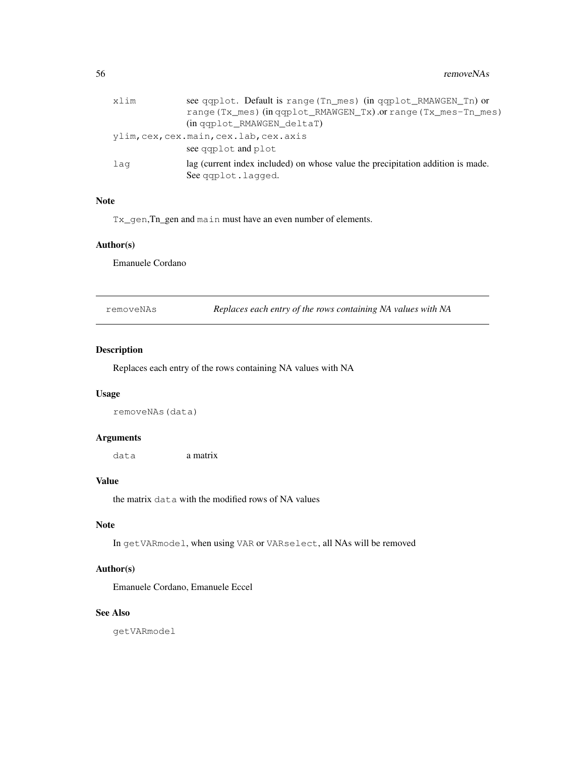| | |
|---|---|
| xlim | see qqplot. Default is range(Tn_mes) (in qqplot_RMAWGEN_Tn) or range(Tx_mes) (in qqplot_RMAWGEN_Tx) .or range(Tx_mes-Tn_mes) (in qqplot_RMAWGEN_deltaT) |
| ylim,cex,cex.main,cex.lab,cex.axis | see qqplot and plot |
| lag | lag (current index included) on whose value the precipitation addition is made. See qqplot.lagged. |

### Note

Tx_gen,Tn_gen and main must have an even number of elements.

### Author(s)

Emanuele Cordano

---

## removeNAs *Replaces each entry of the rows containing NA values with NA*

---

### Description

Replaces each entry of the rows containing NA values with NA

### Usage

```
removeNAs(data)
```

### Arguments

| | |
|---|---|
| data | a matrix |

### Value

the matrix data with the modified rows of NA values

### Note

In getVARmodel, when using VAR or VARselect, all NAs will be removed

### Author(s)

Emanuele Cordano, Emanuele Eccel

### See Also

getVARmodel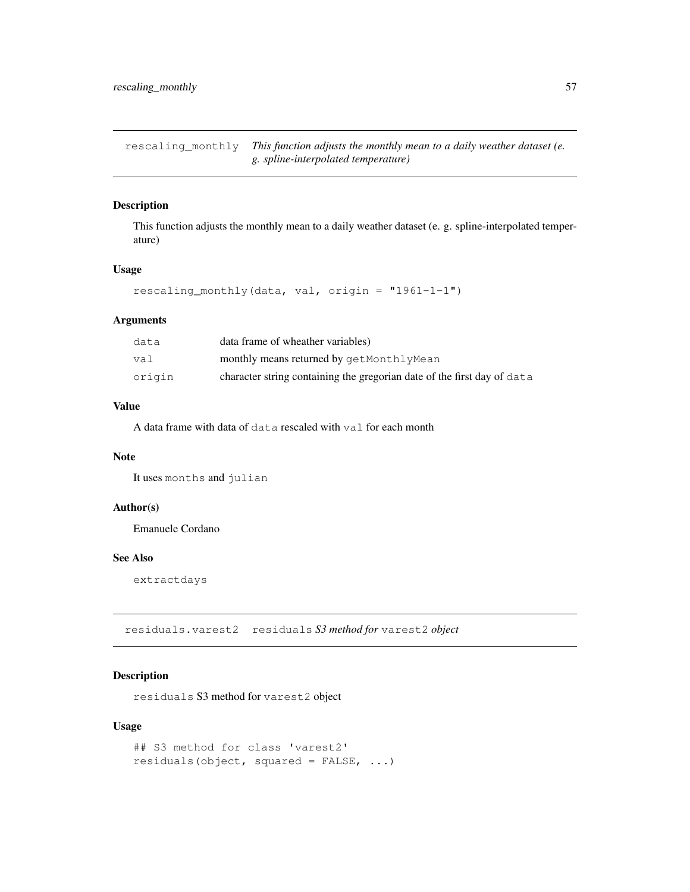## rescaling_monthly *This function adjusts the monthly mean to a daily weather dataset (e. g. spline-interpolated temperature)*

### Description

This function adjusts the monthly mean to a daily weather dataset (e. g. spline-interpolated temperature)

### Usage

```
rescaling_monthly(data, val, origin = "1961-1-1")
```

### Arguments

| | |
|---|---|
| `data` | data frame of wheather variables) |
| `val` | monthly means returned by `getMonthlyMean` |
| `origin` | character string containing the gregorian date of the first day of `data` |

### Value

A data frame with data of `data` rescaled with `val` for each month

### Note

It uses `months` and `julian`

### Author(s)

Emanuele Cordano

### See Also

`extractdays`

## residuals.varest2 `residuals` *S3 method for* `varest2` *object*

### Description

`residuals` S3 method for `varest2` object

### Usage

```
## S3 method for class 'varest2'
residuals(object, squared = FALSE, ...)
```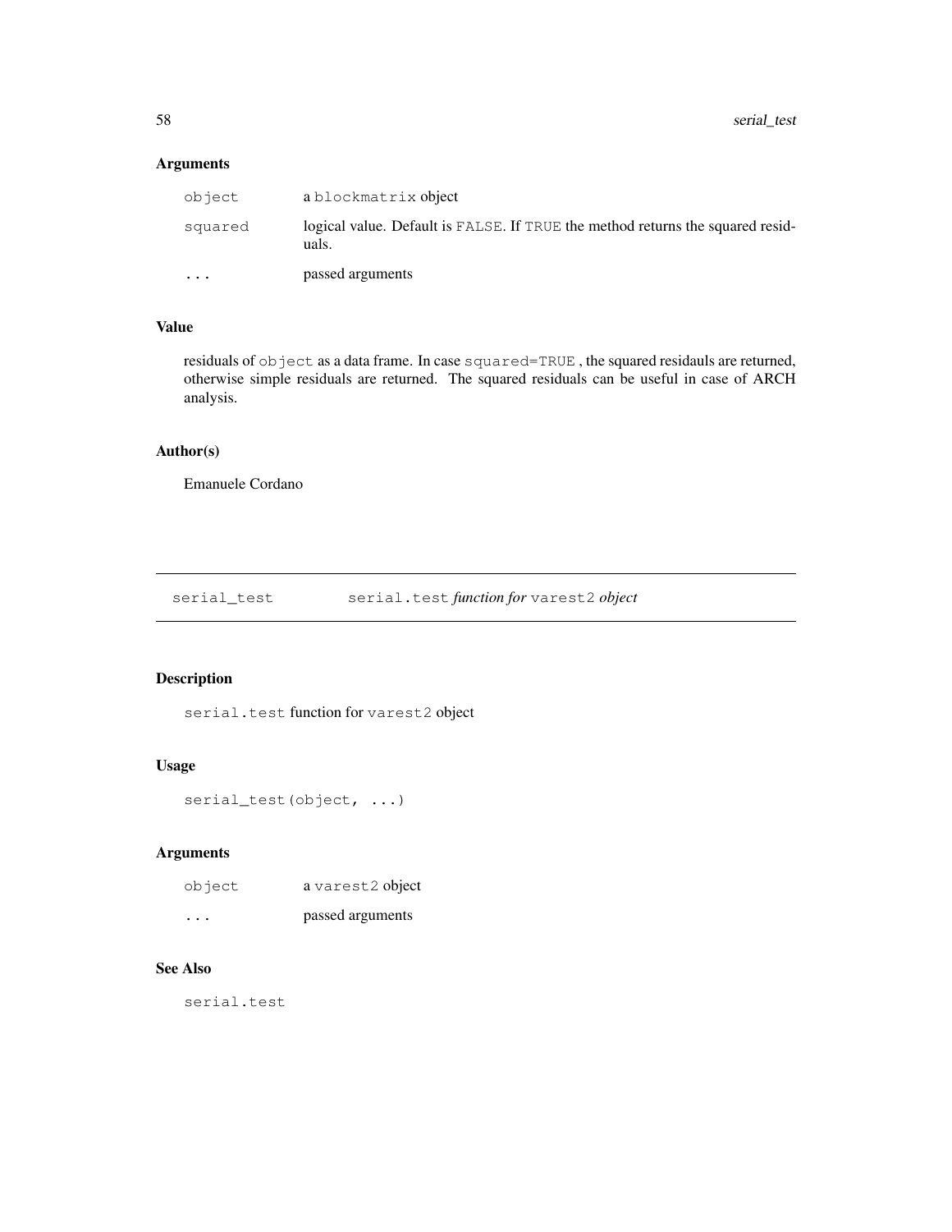## Arguments

| | |
|---|---|
| `object` | a `blockmatrix` object |
| `squared` | logical value. Default is `FALSE`. If `TRUE` the method returns the squared residuals. |
| `...` | passed arguments |

## Value

residuals of `object` as a data frame. In case `squared=TRUE` , the squared residauls are returned, otherwise simple residuals are returned. The squared residuals can be useful in case of ARCH analysis.

## Author(s)

Emanuele Cordano

---

# serial_test — `serial.test` *function for* `varest2` *object*

## Description

`serial.test` function for `varest2` object

## Usage

```
serial_test(object, ...)
```

## Arguments

| | |
|---|---|
| `object` | a `varest2` object |
| `...` | passed arguments |

## See Also

`serial.test`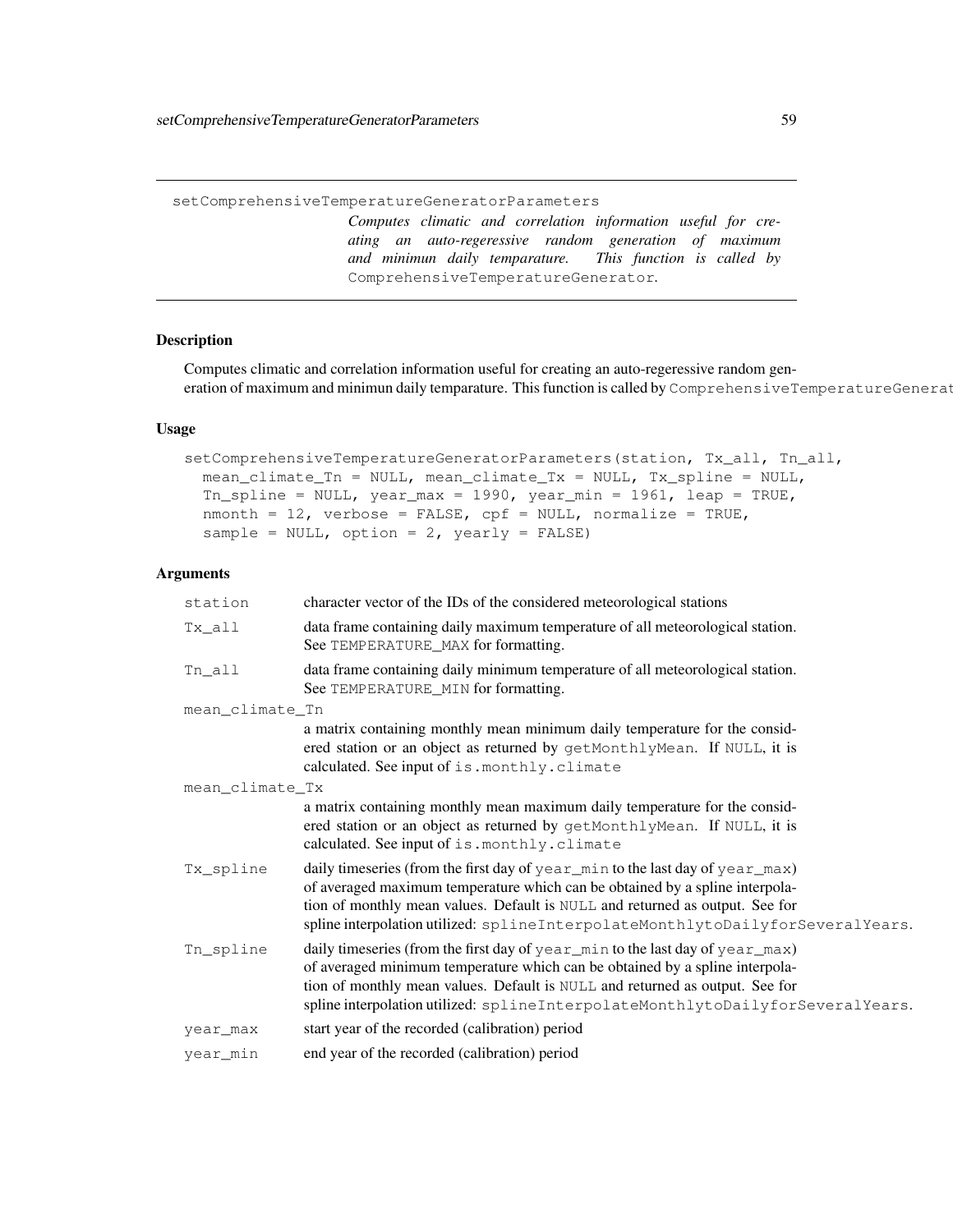setComprehensiveTemperatureGeneratorParameters

*Computes climatic and correlation information useful for creating an auto-regeressive random generation of maximum and minimun daily temparature. This function is called by* `ComprehensiveTemperatureGenerator`.

## Description

Computes climatic and correlation information useful for creating an auto-regeressive random generation of maximum and minimun daily temparature. This function is called by `ComprehensiveTemperatureGenerator`.

## Usage

```
setComprehensiveTemperatureGeneratorParameters(station, Tx_all, Tn_all,
  mean_climate_Tn = NULL, mean_climate_Tx = NULL, Tx_spline = NULL,
  Tn_spline = NULL, year_max = 1990, year_min = 1961, leap = TRUE,
  nmonth = 12, verbose = FALSE, cpf = NULL, normalize = TRUE,
  sample = NULL, option = 2, yearly = FALSE)
```

## Arguments

| | |
|---|---|
| `station` | character vector of the IDs of the considered meteorological stations |
| `Tx_all` | data frame containing daily maximum temperature of all meteorological station. See `TEMPERATURE_MAX` for formatting. |
| `Tn_all` | data frame containing daily minimum temperature of all meteorological station. See `TEMPERATURE_MIN` for formatting. |
| `mean_climate_Tn` | a matrix containing monthly mean minimum daily temperature for the considered station or an object as returned by `getMonthlyMean`. If `NULL`, it is calculated. See input of `is.monthly.climate` |
| `mean_climate_Tx` | a matrix containing monthly mean maximum daily temperature for the considered station or an object as returned by `getMonthlyMean`. If `NULL`, it is calculated. See input of `is.monthly.climate` |
| `Tx_spline` | daily timeseries (from the first day of `year_min` to the last day of `year_max`) of averaged maximum temperature which can be obtained by a spline interpolation of monthly mean values. Default is `NULL` and returned as output. See for spline interpolation utilized: `splineInterpolateMonthlytoDailyforSeveralYears`. |
| `Tn_spline` | daily timeseries (from the first day of `year_min` to the last day of `year_max`) of averaged minimum temperature which can be obtained by a spline interpolation of monthly mean values. Default is `NULL` and returned as output. See for spline interpolation utilized: `splineInterpolateMonthlytoDailyforSeveralYears`. |
| `year_max` | start year of the recorded (calibration) period |
| `year_min` | end year of the recorded (calibration) period |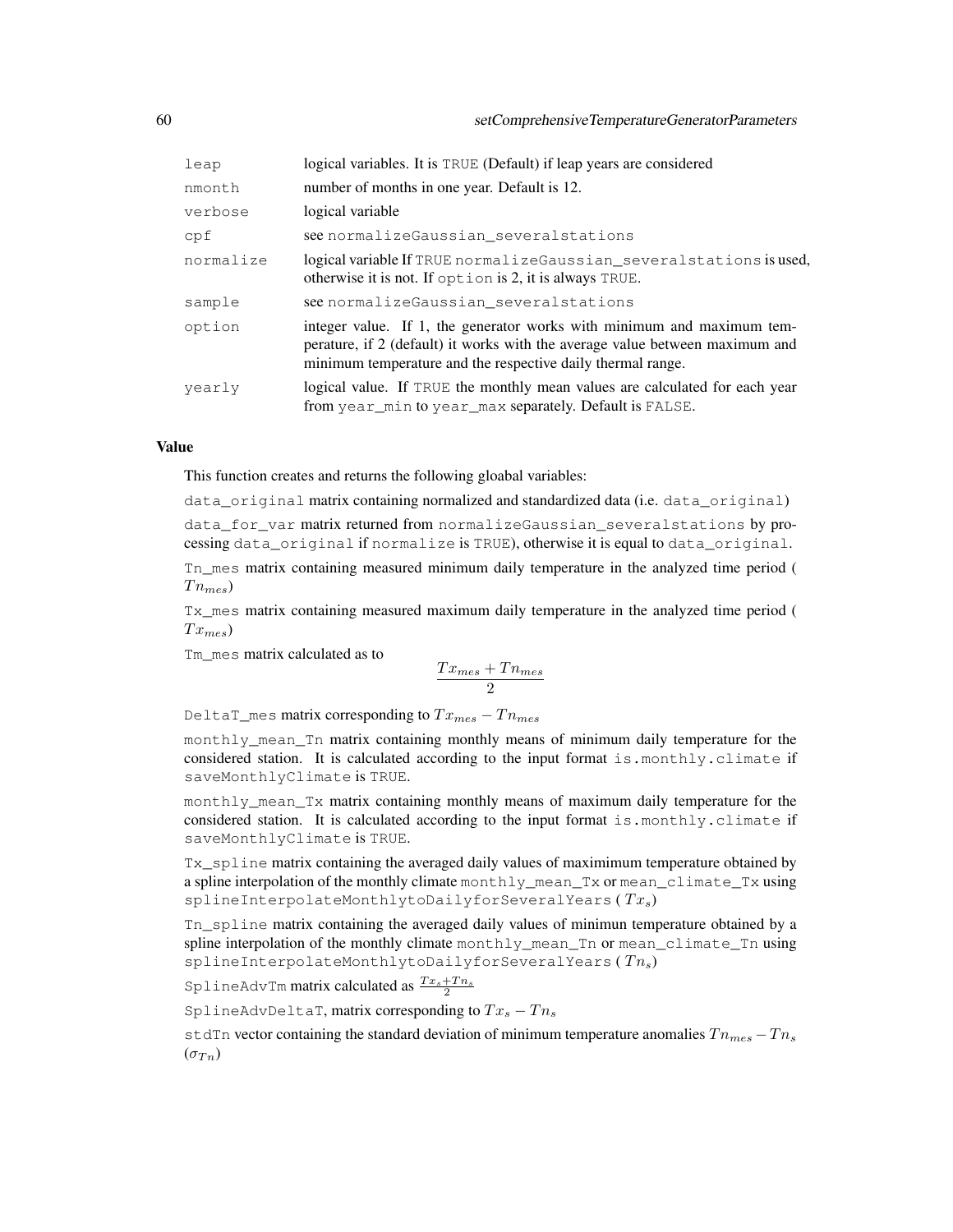| | |
|---|---|
| leap | logical variables. It is TRUE (Default) if leap years are considered |
| nmonth | number of months in one year. Default is 12. |
| verbose | logical variable |
| cpf | see normalizeGaussian_severalstations |
| normalize | logical variable If TRUE normalizeGaussian_severalstations is used, otherwise it is not. If option is 2, it is always TRUE. |
| sample | see normalizeGaussian_severalstations |
| option | integer value. If 1, the generator works with minimum and maximum temperature, if 2 (default) it works with the average value between maximum and minimum temperature and the respective daily thermal range. |
| yearly | logical value. If TRUE the monthly mean values are calculated for each year from year_min to year_max separately. Default is FALSE. |

### Value

This function creates and returns the following gloabal variables:

data_original matrix containing normalized and standardized data (i.e. data_original)

data_for_var matrix returned from normalizeGaussian_severalstations by processing data_original if normalize is TRUE), otherwise it is equal to data_original.

Tn_mes matrix containing measured minimum daily temperature in the analyzed time period ( $Tn_{mes}$)

Tx_mes matrix containing measured maximum daily temperature in the analyzed time period ( $Tx_{mes}$)

Tm_mes matrix calculated as to

$$\frac{Tx_{mes} + Tn_{mes}}{2}$$

DeltaT_mes matrix corresponding to $Tx_{mes} - Tn_{mes}$

monthly_mean_Tn matrix containing monthly means of minimum daily temperature for the considered station. It is calculated according to the input format is.monthly.climate if saveMonthlyClimate is TRUE.

monthly_mean_Tx matrix containing monthly means of maximum daily temperature for the considered station. It is calculated according to the input format is.monthly.climate if saveMonthlyClimate is TRUE.

Tx_spline matrix containing the averaged daily values of maximimum temperature obtained by a spline interpolation of the monthly climate monthly_mean_Tx or mean_climate_Tx using splineInterpolateMonthlytoDailyforSeveralYears ( $Tx_s$)

Tn_spline matrix containing the averaged daily values of minimun temperature obtained by a spline interpolation of the monthly climate monthly_mean_Tn or mean_climate_Tn using splineInterpolateMonthlytoDailyforSeveralYears ( $Tn_s$)

SplineAdvTm matrix calculated as $\frac{Tx_s + Tn_s}{2}$

SplineAdvDeltaT, matrix corresponding to $Tx_s - Tn_s$

stdTn vector containing the standard deviation of minimum temperature anomalies $Tn_{mes} - Tn_s$ ($\sigma_{Tn}$)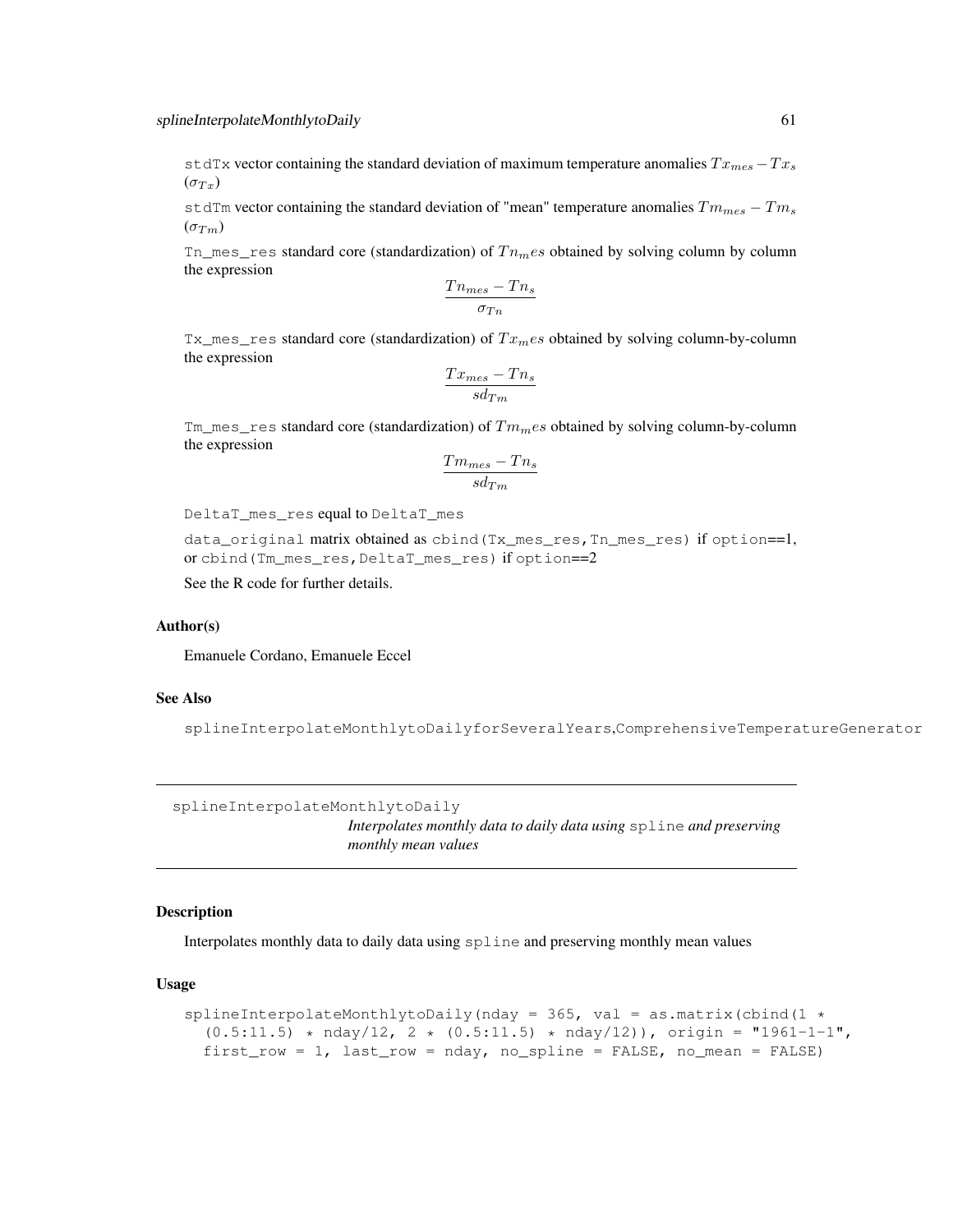`stdTx` vector containing the standard deviation of maximum temperature anomalies $Tx_{mes} - Tx_s$ ($\sigma_{Tx}$)

`stdTm` vector containing the standard deviation of "mean" temperature anomalies $Tm_{mes} - Tm_s$ ($\sigma_{Tm}$)

`Tn_mes_res` standard core (standardization) of $Tn_mes$ obtained by solving column by column the expression

$$\frac{Tn_{mes} - Tn_s}{\sigma_{Tn}}$$

`Tx_mes_res` standard core (standardization) of $Tx_mes$ obtained by solving column-by-column the expression

$$\frac{Tx_{mes} - Tn_s}{sd_{Tm}}$$

`Tm_mes_res` standard core (standardization) of $Tm_mes$ obtained by solving column-by-column the expression

$$\frac{Tm_{mes} - Tn_s}{sd_{Tm}}$$

`DeltaT_mes_res` equal to `DeltaT_mes`

`data_original` matrix obtained as `cbind(Tx_mes_res,Tn_mes_res)` if `option`==1, or `cbind(Tm_mes_res,DeltaT_mes_res)` if `option`==2

See the R code for further details.

### Author(s)

Emanuele Cordano, Emanuele Eccel

### See Also

`splineInterpolateMonthlytoDailyforSeveralYears`,`ComprehensiveTemperatureGenerator`

---

## splineInterpolateMonthlytoDaily

*Interpolates monthly data to daily data using* `spline` *and preserving monthly mean values*

---

### Description

Interpolates monthly data to daily data using `spline` and preserving monthly mean values

### Usage

```
splineInterpolateMonthlytoDaily(nday = 365, val = as.matrix(cbind(1 *
  (0.5:11.5) * nday/12, 2 * (0.5:11.5) * nday/12)), origin = "1961-1-1",
  first_row = 1, last_row = nday, no_spline = FALSE, no_mean = FALSE)
```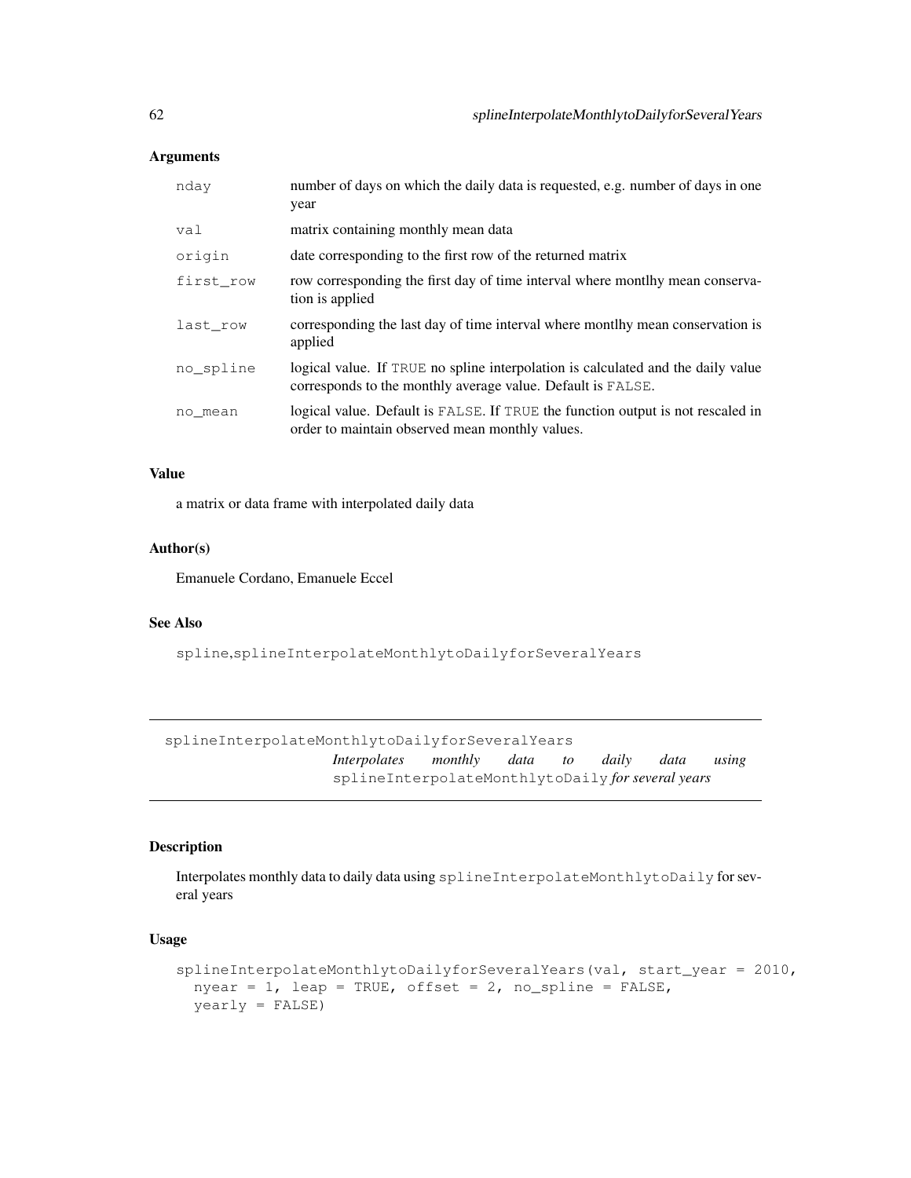### Arguments

| | |
|---|---|
| nday | number of days on which the daily data is requested, e.g. number of days in one year |
| val | matrix containing monthly mean data |
| origin | date corresponding to the first row of the returned matrix |
| first_row | row corresponding the first day of time interval where montlhy mean conservation is applied |
| last_row | corresponding the last day of time interval where montlhy mean conservation is applied |
| no_spline | logical value. If TRUE no spline interpolation is calculated and the daily value corresponds to the monthly average value. Default is FALSE. |
| no_mean | logical value. Default is FALSE. If TRUE the function output is not rescaled in order to maintain observed mean monthly values. |

### Value

a matrix or data frame with interpolated daily data

### Author(s)

Emanuele Cordano, Emanuele Eccel

### See Also

spline,splineInterpolateMonthlytoDailyforSeveralYears

---

## splineInterpolateMonthlytoDailyforSeveralYears

*Interpolates monthly data to daily data using* splineInterpolateMonthlytoDaily *for several years*

---

### Description

Interpolates monthly data to daily data using splineInterpolateMonthlytoDaily for several years

### Usage

```
splineInterpolateMonthlytoDailyforSeveralYears(val, start_year = 2010,
  nyear = 1, leap = TRUE, offset = 2, no_spline = FALSE,
  yearly = FALSE)
```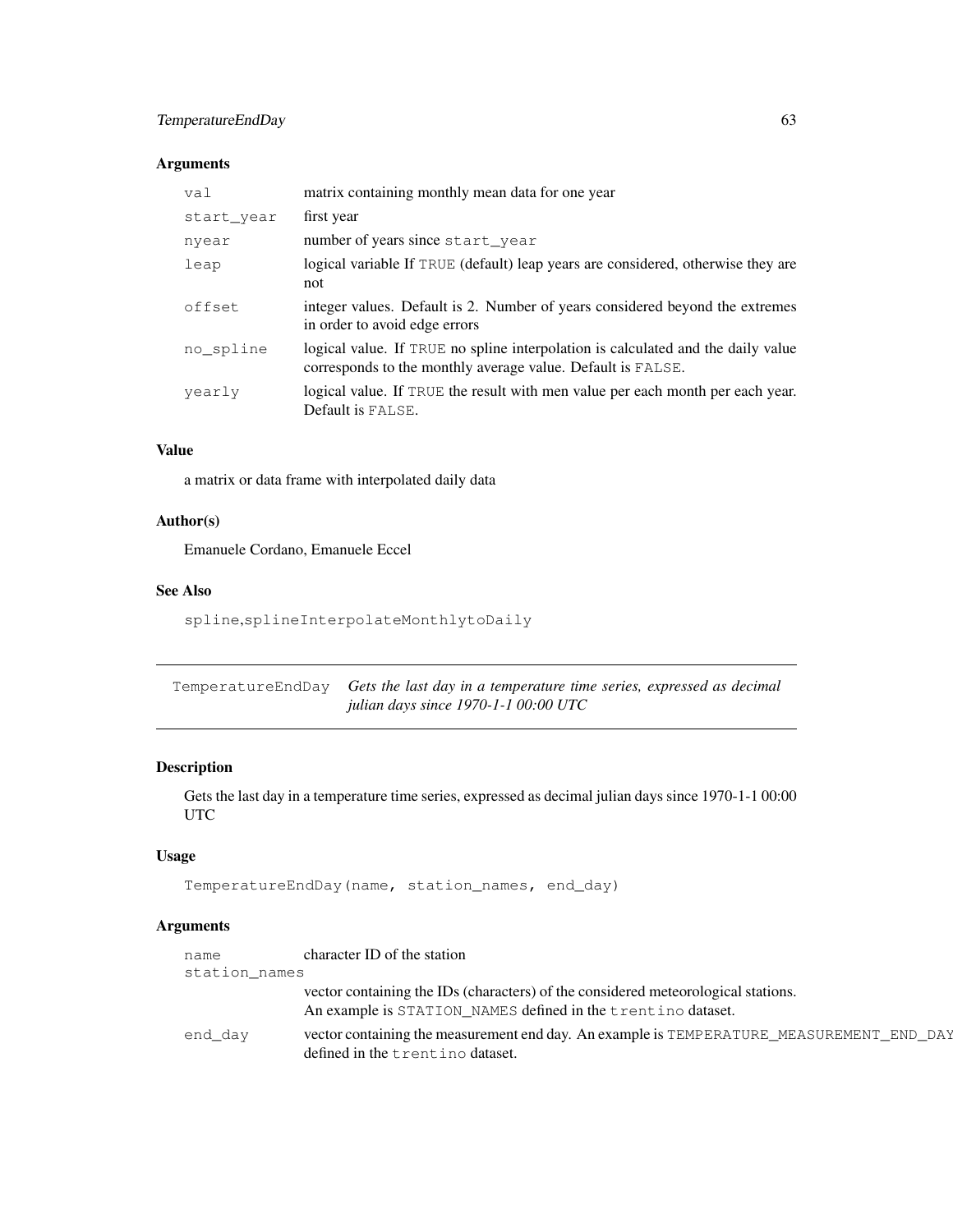### Arguments

| | |
|---|---|
| `val` | matrix containing monthly mean data for one year |
| `start_year` | first year |
| `nyear` | number of years since `start_year` |
| `leap` | logical variable If `TRUE` (default) leap years are considered, otherwise they are not |
| `offset` | integer values. Default is 2. Number of years considered beyond the extremes in order to avoid edge errors |
| `no_spline` | logical value. If `TRUE` no spline interpolation is calculated and the daily value corresponds to the monthly average value. Default is `FALSE`. |
| `yearly` | logical value. If `TRUE` the result with men value per each month per each year. Default is `FALSE`. |

### Value

a matrix or data frame with interpolated daily data

### Author(s)

Emanuele Cordano, Emanuele Eccel

### See Also

`spline`,`splineInterpolateMonthlytoDaily`

---

## `TemperatureEndDay` *Gets the last day in a temperature time series, expressed as decimal julian days since 1970-1-1 00:00 UTC*

---

### Description

Gets the last day in a temperature time series, expressed as decimal julian days since 1970-1-1 00:00 UTC

### Usage

```
TemperatureEndDay(name, station_names, end_day)
```

### Arguments

| | |
|---|---|
| `name` | character ID of the station |
| `station_names` | vector containing the IDs (characters) of the considered meteorological stations. An example is `STATION_NAMES` defined in the `trentino` dataset. |
| `end_day` | vector containing the measurement end day. An example is `TEMPERATURE_MEASUREMENT_END_DAY` defined in the `trentino` dataset. |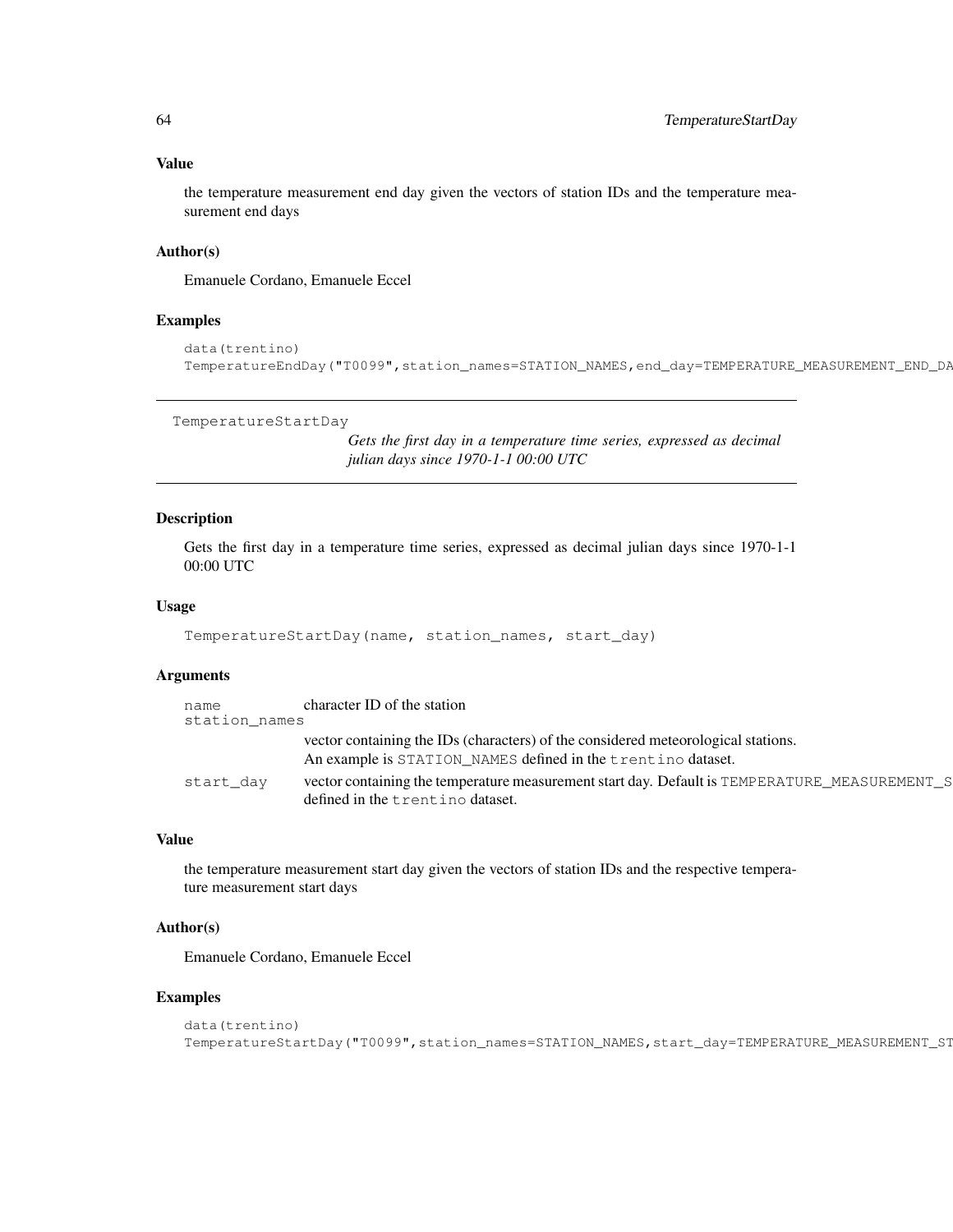### Value

the temperature measurement end day given the vectors of station IDs and the temperature measurement end days

### Author(s)

Emanuele Cordano, Emanuele Eccel

### Examples

```
data(trentino)
TemperatureEndDay("T0099",station_names=STATION_NAMES,end_day=TEMPERATURE_MEASUREMENT_END_DA
```

---

## TemperatureStartDay

*Gets the first day in a temperature time series, expressed as decimal julian days since 1970-1-1 00:00 UTC*

---

### Description

Gets the first day in a temperature time series, expressed as decimal julian days since 1970-1-1 00:00 UTC

### Usage

```
TemperatureStartDay(name, station_names, start_day)
```

### Arguments

| | |
|---|---|
| `name` | character ID of the station |
| `station_names` | vector containing the IDs (characters) of the considered meteorological stations. An example is `STATION_NAMES` defined in the `trentino` dataset. |
| `start_day` | vector containing the temperature measurement start day. Default is `TEMPERATURE_MEASUREMENT_S` defined in the `trentino` dataset. |

### Value

the temperature measurement start day given the vectors of station IDs and the respective temperature measurement start days

### Author(s)

Emanuele Cordano, Emanuele Eccel

### Examples

```
data(trentino)
TemperatureStartDay("T0099",station_names=STATION_NAMES,start_day=TEMPERATURE_MEASUREMENT_ST
```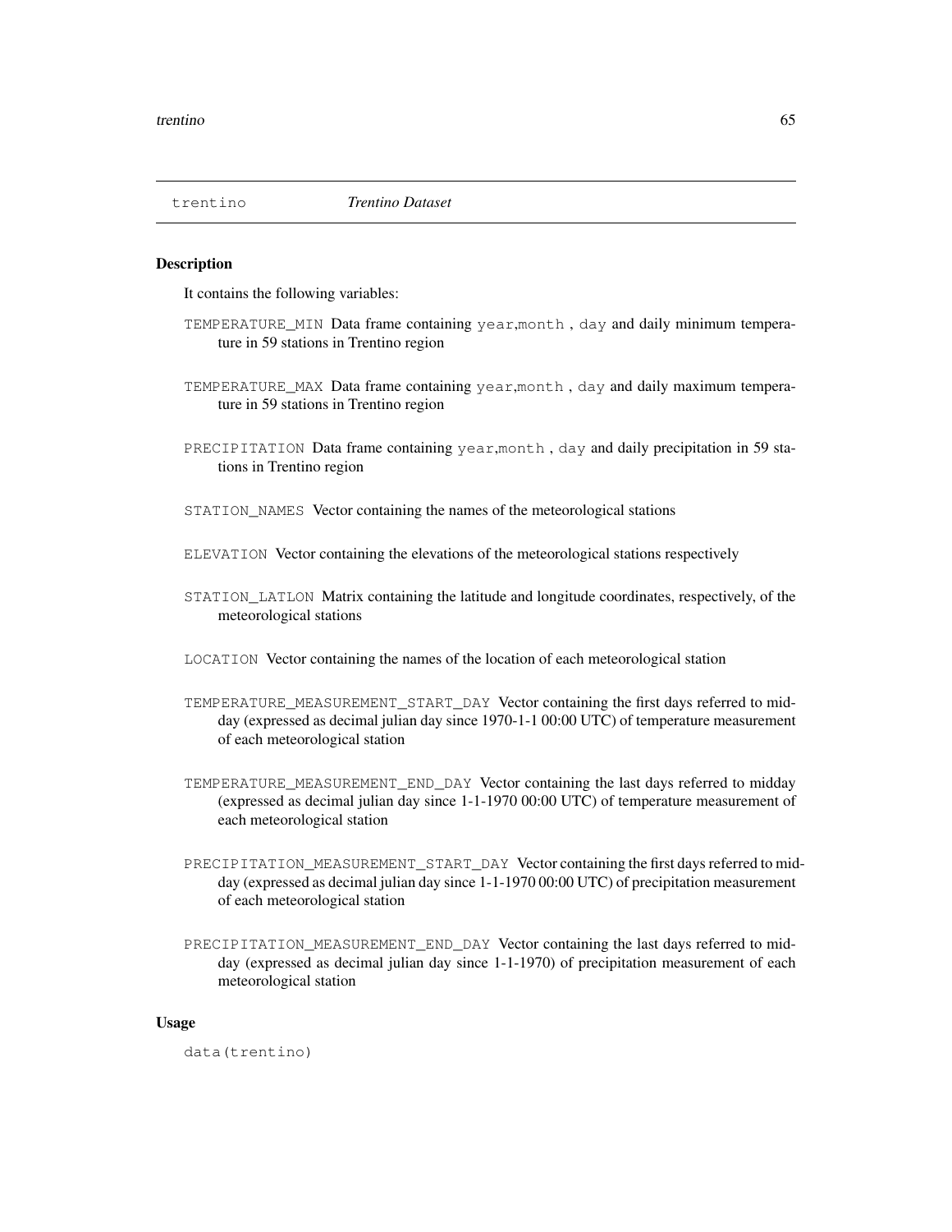## trentino — *Trentino Dataset*

### Description

It contains the following variables:

- `TEMPERATURE_MIN` Data frame containing `year`,`month` , `day` and daily minimum temperature in 59 stations in Trentino region
- `TEMPERATURE_MAX` Data frame containing `year`,`month` , `day` and daily maximum temperature in 59 stations in Trentino region
- `PRECIPITATION` Data frame containing `year`,`month` , `day` and daily precipitation in 59 stations in Trentino region
- `STATION_NAMES` Vector containing the names of the meteorological stations
- `ELEVATION` Vector containing the elevations of the meteorological stations respectively
- `STATION_LATLON` Matrix containing the latitude and longitude coordinates, respectively, of the meteorological stations
- `LOCATION` Vector containing the names of the location of each meteorological station
- `TEMPERATURE_MEASUREMENT_START_DAY` Vector containing the first days referred to midday (expressed as decimal julian day since 1970-1-1 00:00 UTC) of temperature measurement of each meteorological station
- `TEMPERATURE_MEASUREMENT_END_DAY` Vector containing the last days referred to midday (expressed as decimal julian day since 1-1-1970 00:00 UTC) of temperature measurement of each meteorological station
- `PRECIPITATION_MEASUREMENT_START_DAY` Vector containing the first days referred to midday (expressed as decimal julian day since 1-1-1970 00:00 UTC) of precipitation measurement of each meteorological station
- `PRECIPITATION_MEASUREMENT_END_DAY` Vector containing the last days referred to midday (expressed as decimal julian day since 1-1-1970) of precipitation measurement of each meteorological station

### Usage

```
data(trentino)
```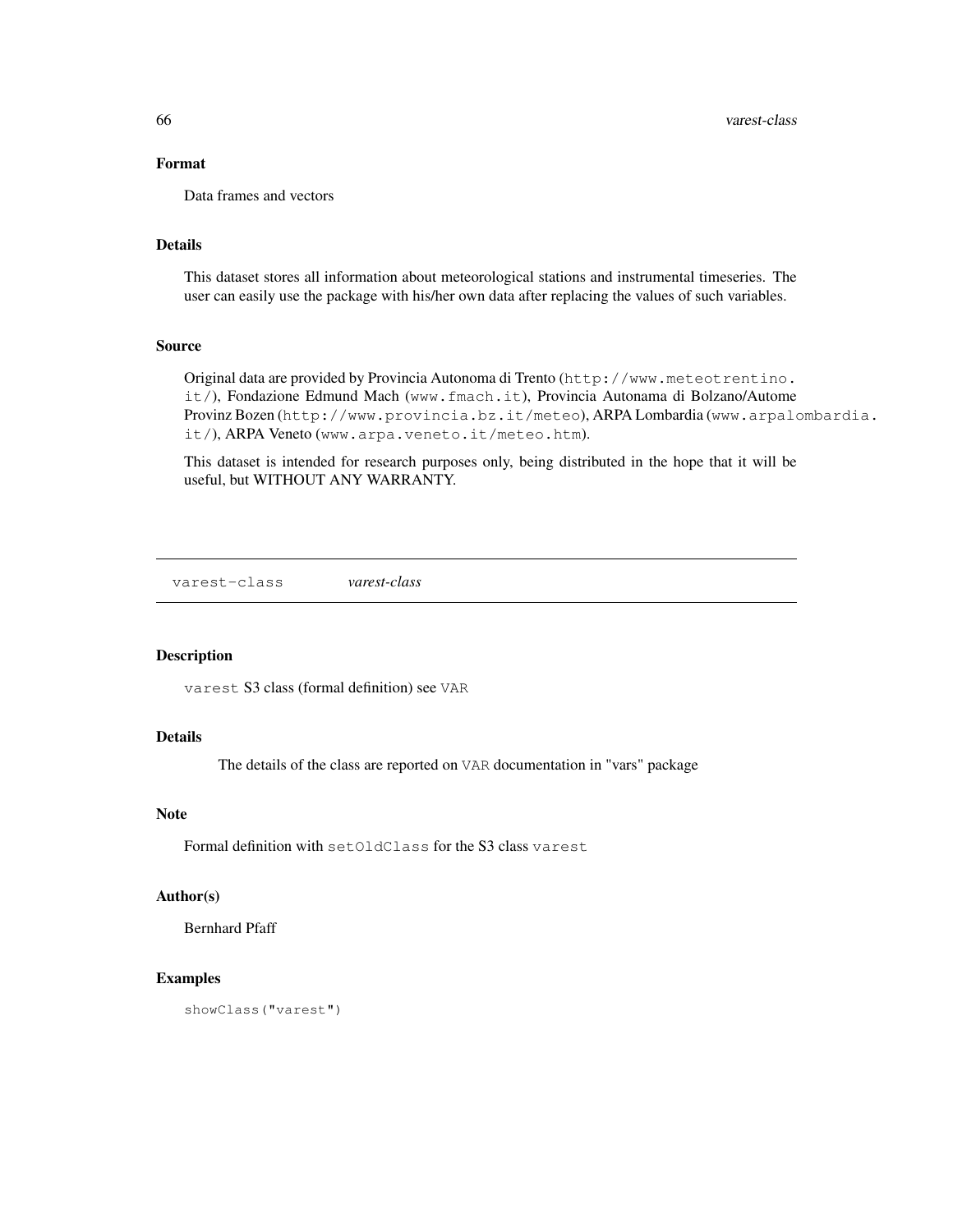### Format

Data frames and vectors

### Details

This dataset stores all information about meteorological stations and instrumental timeseries. The user can easily use the package with his/her own data after replacing the values of such variables.

### Source

Original data are provided by Provincia Autonoma di Trento (`http://www.meteotrentino.it/`), Fondazione Edmund Mach (`www.fmach.it`), Provincia Autonama di Bolzano/Autome Provinz Bozen (`http://www.provincia.bz.it/meteo`), ARPA Lombardia (`www.arpalombardia.it/`), ARPA Veneto (`www.arpa.veneto.it/meteo.htm`).

This dataset is intended for research purposes only, being distributed in the hope that it will be useful, but WITHOUT ANY WARRANTY.

---

## varest-class — *varest-class*

### Description

`varest` S3 class (formal definition) see `VAR`

### Details

The details of the class are reported on `VAR` documentation in "vars" package

### Note

Formal definition with `setOldClass` for the S3 class `varest`

### Author(s)

Bernhard Pfaff

### Examples

```
showClass("varest")
```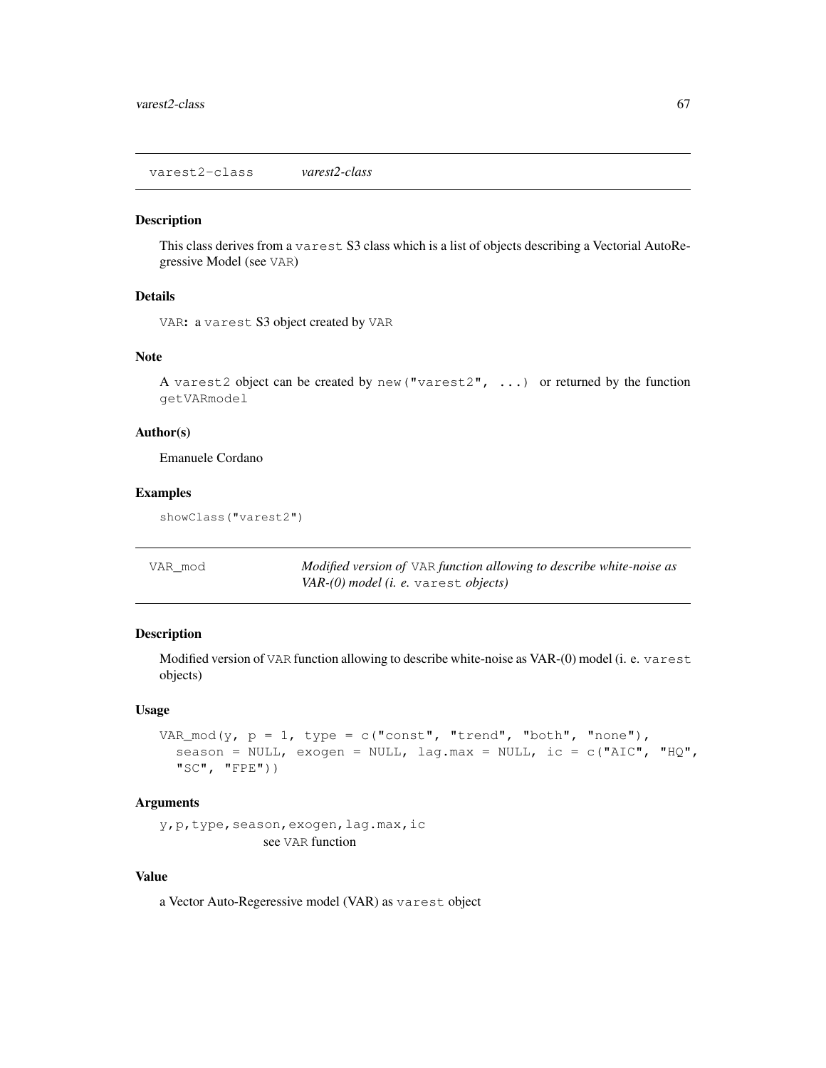## varest2-class *varest2-class*

### Description

This class derives from a `varest` S3 class which is a list of objects describing a Vectorial AutoRegressive Model (see `VAR`)

### Details

`VAR`: a `varest` S3 object created by `VAR`

### Note

A `varest2` object can be created by `new("varest2", ...)` or returned by the function `getVARmodel`

### Author(s)

Emanuele Cordano

### Examples

```
showClass("varest2")
```

## VAR_mod *Modified version of `VAR` function allowing to describe white-noise as VAR-(0) model (i. e. `varest` objects)*

### Description

Modified version of `VAR` function allowing to describe white-noise as VAR-(0) model (i. e. `varest` objects)

### Usage

```
VAR_mod(y, p = 1, type = c("const", "trend", "both", "none"),
  season = NULL, exogen = NULL, lag.max = NULL, ic = c("AIC", "HQ",
  "SC", "FPE"))
```

### Arguments

`y,p,type,season,exogen,lag.max,ic`
: see `VAR` function

### Value

a Vector Auto-Regeressive model (VAR) as `varest` object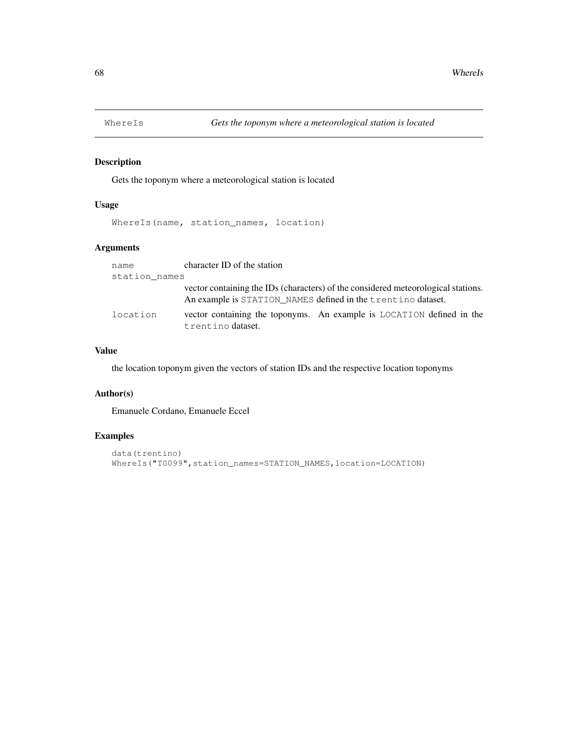# WhereIs — *Gets the toponym where a meteorological station is located*

## Description

Gets the toponym where a meteorological station is located

## Usage

```
WhereIs(name, station_names, location)
```

## Arguments

| | |
|---|---|
| `name` | character ID of the station |
| `station_names` | vector containing the IDs (characters) of the considered meteorological stations. An example is `STATION_NAMES` defined in the `trentino` dataset. |
| `location` | vector containing the toponyms. An example is `LOCATION` defined in the `trentino` dataset. |

## Value

the location toponym given the vectors of station IDs and the respective location toponyms

## Author(s)

Emanuele Cordano, Emanuele Eccel

## Examples

```
data(trentino)
WhereIs("T0099",station_names=STATION_NAMES,location=LOCATION)
```